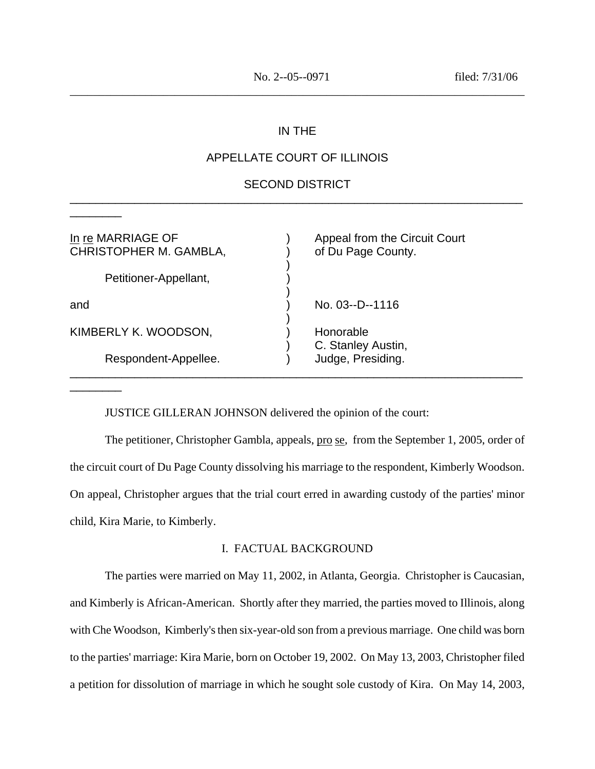No. 2--05--0971 filed: 7/31/06

---

IN THE

APPELLATE COURT OF ILLINOIS

SECOND DISTRICT

---

| | | |
|---|---|---|
| In re MARRIAGE OF CHRISTOPHER M. GAMBLA, | ) | Appeal from the Circuit Court of Du Page County. |
| | ) | |
| Petitioner-Appellant, | ) | |
| | ) | |
| and | ) | No. 03--D--1116 |
| | ) | |
| KIMBERLY K. WOODSON, | ) | Honorable |
| | ) | C. Stanley Austin, |
| Respondent-Appellee. | ) | Judge, Presiding. |

---

JUSTICE GILLERAN JOHNSON delivered the opinion of the court:

The petitioner, Christopher Gambla, appeals, pro se, from the September 1, 2005, order of the circuit court of Du Page County dissolving his marriage to the respondent, Kimberly Woodson. On appeal, Christopher argues that the trial court erred in awarding custody of the parties' minor child, Kira Marie, to Kimberly.

## I. FACTUAL BACKGROUND

The parties were married on May 11, 2002, in Atlanta, Georgia. Christopher is Caucasian, and Kimberly is African-American. Shortly after they married, the parties moved to Illinois, along with Che Woodson, Kimberly's then six-year-old son from a previous marriage. One child was born to the parties' marriage: Kira Marie, born on October 19, 2002. On May 13, 2003, Christopher filed a petition for dissolution of marriage in which he sought sole custody of Kira. On May 14, 2003,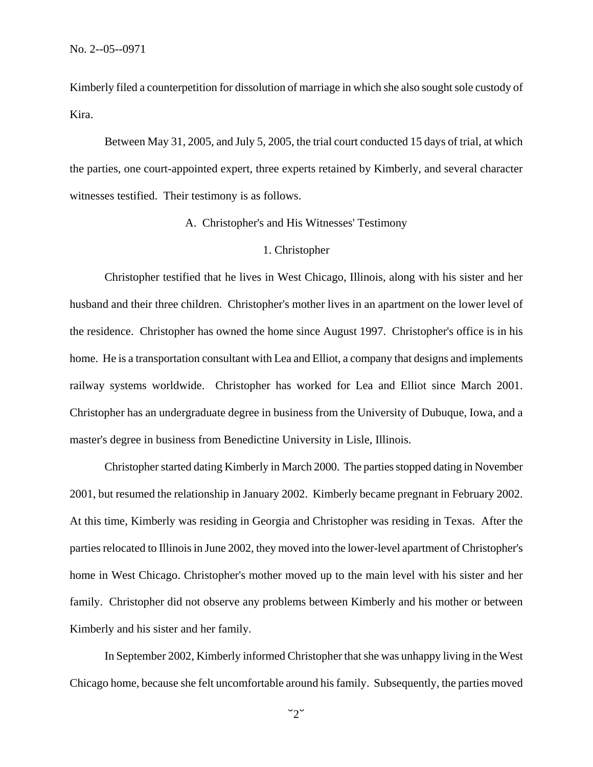Kimberly filed a counterpetition for dissolution of marriage in which she also sought sole custody of Kira.

Between May 31, 2005, and July 5, 2005, the trial court conducted 15 days of trial, at which the parties, one court-appointed expert, three experts retained by Kimberly, and several character witnesses testified. Their testimony is as follows.

A. Christopher's and His Witnesses' Testimony

1. Christopher

Christopher testified that he lives in West Chicago, Illinois, along with his sister and her husband and their three children. Christopher's mother lives in an apartment on the lower level of the residence. Christopher has owned the home since August 1997. Christopher's office is in his home. He is a transportation consultant with Lea and Elliot, a company that designs and implements railway systems worldwide. Christopher has worked for Lea and Elliot since March 2001. Christopher has an undergraduate degree in business from the University of Dubuque, Iowa, and a master's degree in business from Benedictine University in Lisle, Illinois.

Christopher started dating Kimberly in March 2000. The parties stopped dating in November 2001, but resumed the relationship in January 2002. Kimberly became pregnant in February 2002. At this time, Kimberly was residing in Georgia and Christopher was residing in Texas. After the parties relocated to Illinois in June 2002, they moved into the lower-level apartment of Christopher's home in West Chicago. Christopher's mother moved up to the main level with his sister and her family. Christopher did not observe any problems between Kimberly and his mother or between Kimberly and his sister and her family.

In September 2002, Kimberly informed Christopher that she was unhappy living in the West Chicago home, because she felt uncomfortable around his family. Subsequently, the parties moved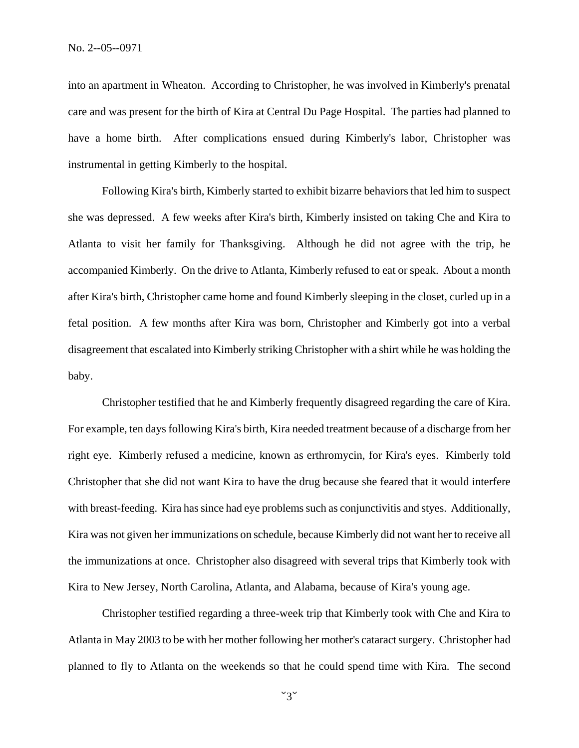into an apartment in Wheaton. According to Christopher, he was involved in Kimberly's prenatal care and was present for the birth of Kira at Central Du Page Hospital. The parties had planned to have a home birth. After complications ensued during Kimberly's labor, Christopher was instrumental in getting Kimberly to the hospital.

Following Kira's birth, Kimberly started to exhibit bizarre behaviors that led him to suspect she was depressed. A few weeks after Kira's birth, Kimberly insisted on taking Che and Kira to Atlanta to visit her family for Thanksgiving. Although he did not agree with the trip, he accompanied Kimberly. On the drive to Atlanta, Kimberly refused to eat or speak. About a month after Kira's birth, Christopher came home and found Kimberly sleeping in the closet, curled up in a fetal position. A few months after Kira was born, Christopher and Kimberly got into a verbal disagreement that escalated into Kimberly striking Christopher with a shirt while he was holding the baby.

Christopher testified that he and Kimberly frequently disagreed regarding the care of Kira. For example, ten days following Kira's birth, Kira needed treatment because of a discharge from her right eye. Kimberly refused a medicine, known as erthromycin, for Kira's eyes. Kimberly told Christopher that she did not want Kira to have the drug because she feared that it would interfere with breast-feeding. Kira has since had eye problems such as conjunctivitis and styes. Additionally, Kira was not given her immunizations on schedule, because Kimberly did not want her to receive all the immunizations at once. Christopher also disagreed with several trips that Kimberly took with Kira to New Jersey, North Carolina, Atlanta, and Alabama, because of Kira's young age.

Christopher testified regarding a three-week trip that Kimberly took with Che and Kira to Atlanta in May 2003 to be with her mother following her mother's cataract surgery. Christopher had planned to fly to Atlanta on the weekends so that he could spend time with Kira. The second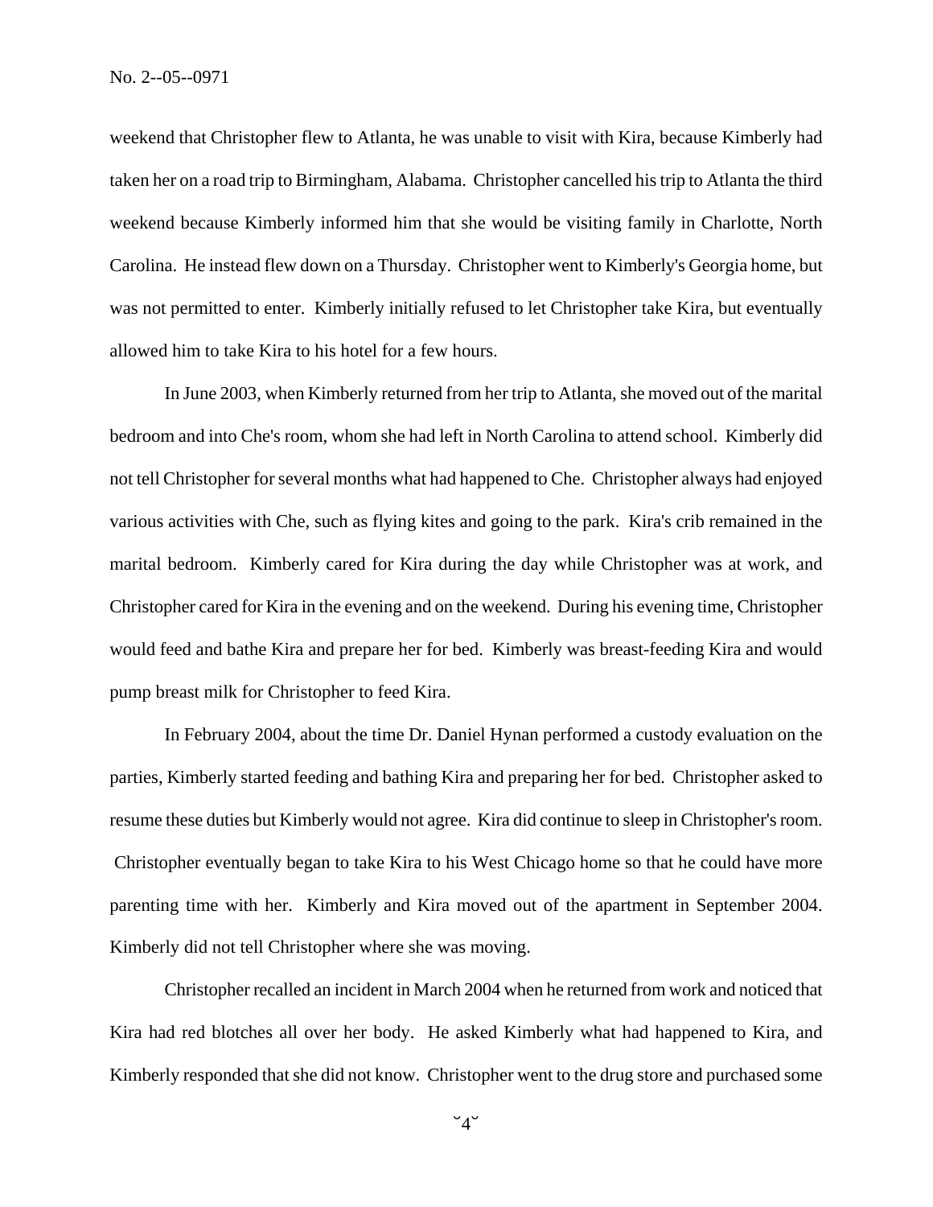weekend that Christopher flew to Atlanta, he was unable to visit with Kira, because Kimberly had taken her on a road trip to Birmingham, Alabama. Christopher cancelled his trip to Atlanta the third weekend because Kimberly informed him that she would be visiting family in Charlotte, North Carolina. He instead flew down on a Thursday. Christopher went to Kimberly's Georgia home, but was not permitted to enter. Kimberly initially refused to let Christopher take Kira, but eventually allowed him to take Kira to his hotel for a few hours.

In June 2003, when Kimberly returned from her trip to Atlanta, she moved out of the marital bedroom and into Che's room, whom she had left in North Carolina to attend school. Kimberly did not tell Christopher for several months what had happened to Che. Christopher always had enjoyed various activities with Che, such as flying kites and going to the park. Kira's crib remained in the marital bedroom. Kimberly cared for Kira during the day while Christopher was at work, and Christopher cared for Kira in the evening and on the weekend. During his evening time, Christopher would feed and bathe Kira and prepare her for bed. Kimberly was breast-feeding Kira and would pump breast milk for Christopher to feed Kira.

In February 2004, about the time Dr. Daniel Hynan performed a custody evaluation on the parties, Kimberly started feeding and bathing Kira and preparing her for bed. Christopher asked to resume these duties but Kimberly would not agree. Kira did continue to sleep in Christopher's room. Christopher eventually began to take Kira to his West Chicago home so that he could have more parenting time with her. Kimberly and Kira moved out of the apartment in September 2004. Kimberly did not tell Christopher where she was moving.

Christopher recalled an incident in March 2004 when he returned from work and noticed that Kira had red blotches all over her body. He asked Kimberly what had happened to Kira, and Kimberly responded that she did not know. Christopher went to the drug store and purchased some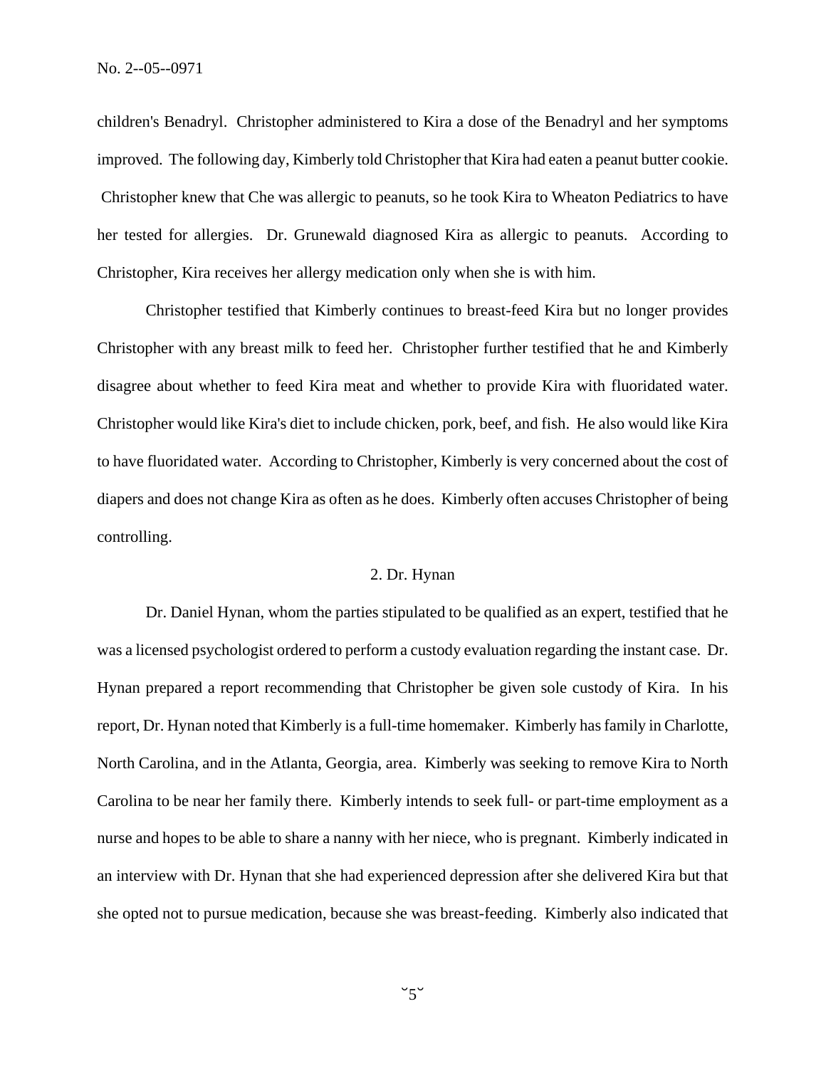children's Benadryl. Christopher administered to Kira a dose of the Benadryl and her symptoms improved. The following day, Kimberly told Christopher that Kira had eaten a peanut butter cookie. Christopher knew that Che was allergic to peanuts, so he took Kira to Wheaton Pediatrics to have her tested for allergies. Dr. Grunewald diagnosed Kira as allergic to peanuts. According to Christopher, Kira receives her allergy medication only when she is with him.

Christopher testified that Kimberly continues to breast-feed Kira but no longer provides Christopher with any breast milk to feed her. Christopher further testified that he and Kimberly disagree about whether to feed Kira meat and whether to provide Kira with fluoridated water. Christopher would like Kira's diet to include chicken, pork, beef, and fish. He also would like Kira to have fluoridated water. According to Christopher, Kimberly is very concerned about the cost of diapers and does not change Kira as often as he does. Kimberly often accuses Christopher of being controlling.

2. Dr. Hynan

Dr. Daniel Hynan, whom the parties stipulated to be qualified as an expert, testified that he was a licensed psychologist ordered to perform a custody evaluation regarding the instant case. Dr. Hynan prepared a report recommending that Christopher be given sole custody of Kira. In his report, Dr. Hynan noted that Kimberly is a full-time homemaker. Kimberly has family in Charlotte, North Carolina, and in the Atlanta, Georgia, area. Kimberly was seeking to remove Kira to North Carolina to be near her family there. Kimberly intends to seek full- or part-time employment as a nurse and hopes to be able to share a nanny with her niece, who is pregnant. Kimberly indicated in an interview with Dr. Hynan that she had experienced depression after she delivered Kira but that she opted not to pursue medication, because she was breast-feeding. Kimberly also indicated that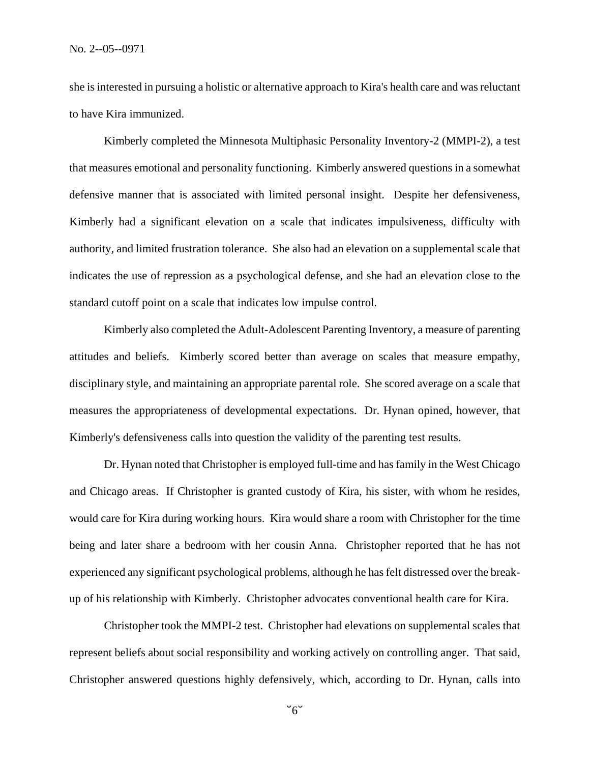she is interested in pursuing a holistic or alternative approach to Kira's health care and was reluctant to have Kira immunized.

Kimberly completed the Minnesota Multiphasic Personality Inventory-2 (MMPI-2), a test that measures emotional and personality functioning. Kimberly answered questions in a somewhat defensive manner that is associated with limited personal insight. Despite her defensiveness, Kimberly had a significant elevation on a scale that indicates impulsiveness, difficulty with authority, and limited frustration tolerance. She also had an elevation on a supplemental scale that indicates the use of repression as a psychological defense, and she had an elevation close to the standard cutoff point on a scale that indicates low impulse control.

Kimberly also completed the Adult-Adolescent Parenting Inventory, a measure of parenting attitudes and beliefs. Kimberly scored better than average on scales that measure empathy, disciplinary style, and maintaining an appropriate parental role. She scored average on a scale that measures the appropriateness of developmental expectations. Dr. Hynan opined, however, that Kimberly's defensiveness calls into question the validity of the parenting test results.

Dr. Hynan noted that Christopher is employed full-time and has family in the West Chicago and Chicago areas. If Christopher is granted custody of Kira, his sister, with whom he resides, would care for Kira during working hours. Kira would share a room with Christopher for the time being and later share a bedroom with her cousin Anna. Christopher reported that he has not experienced any significant psychological problems, although he has felt distressed over the break-up of his relationship with Kimberly. Christopher advocates conventional health care for Kira.

Christopher took the MMPI-2 test. Christopher had elevations on supplemental scales that represent beliefs about social responsibility and working actively on controlling anger. That said, Christopher answered questions highly defensively, which, according to Dr. Hynan, calls into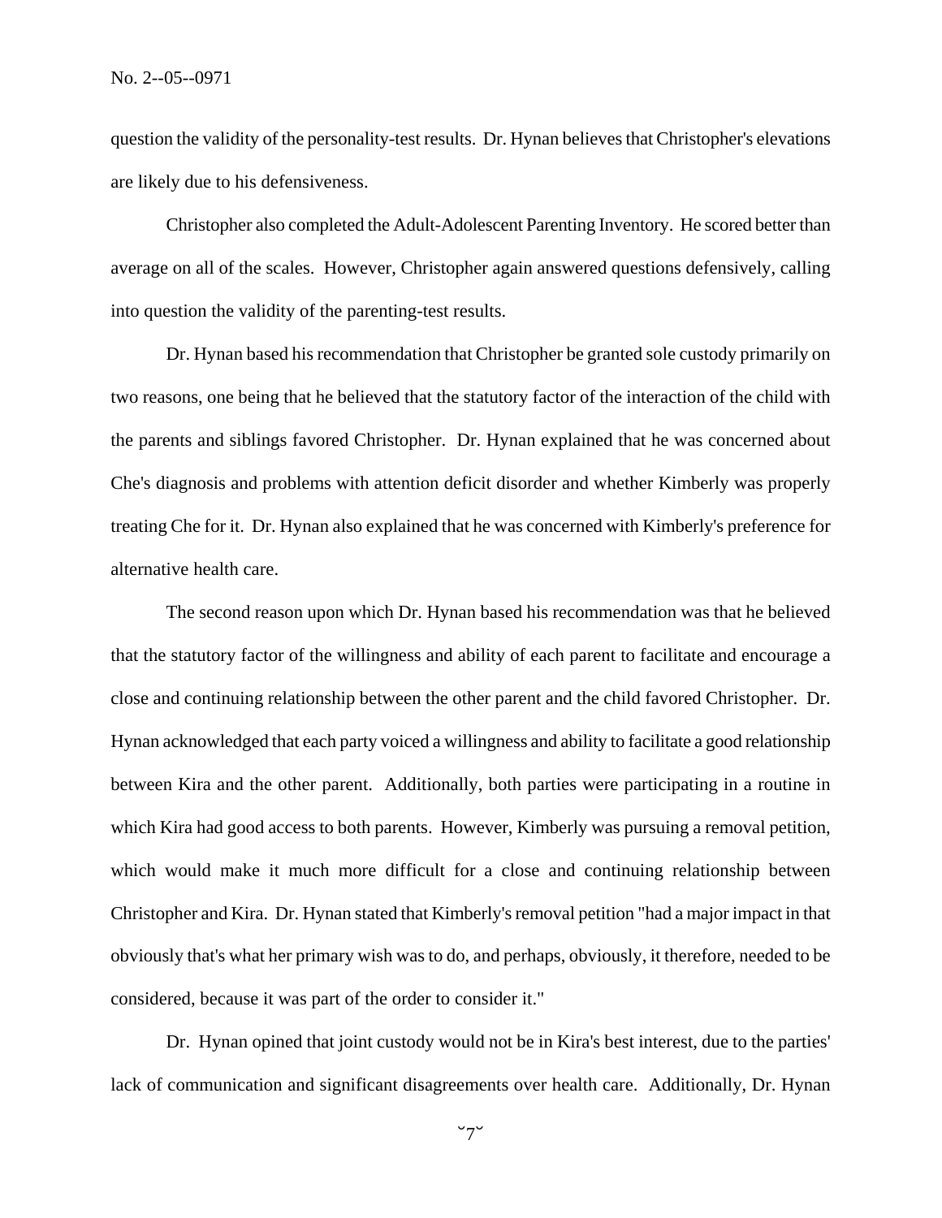question the validity of the personality-test results. Dr. Hynan believes that Christopher's elevations are likely due to his defensiveness.

Christopher also completed the Adult-Adolescent Parenting Inventory. He scored better than average on all of the scales. However, Christopher again answered questions defensively, calling into question the validity of the parenting-test results.

Dr. Hynan based his recommendation that Christopher be granted sole custody primarily on two reasons, one being that he believed that the statutory factor of the interaction of the child with the parents and siblings favored Christopher. Dr. Hynan explained that he was concerned about Che's diagnosis and problems with attention deficit disorder and whether Kimberly was properly treating Che for it. Dr. Hynan also explained that he was concerned with Kimberly's preference for alternative health care.

The second reason upon which Dr. Hynan based his recommendation was that he believed that the statutory factor of the willingness and ability of each parent to facilitate and encourage a close and continuing relationship between the other parent and the child favored Christopher. Dr. Hynan acknowledged that each party voiced a willingness and ability to facilitate a good relationship between Kira and the other parent. Additionally, both parties were participating in a routine in which Kira had good access to both parents. However, Kimberly was pursuing a removal petition, which would make it much more difficult for a close and continuing relationship between Christopher and Kira. Dr. Hynan stated that Kimberly's removal petition "had a major impact in that obviously that's what her primary wish was to do, and perhaps, obviously, it therefore, needed to be considered, because it was part of the order to consider it."

Dr. Hynan opined that joint custody would not be in Kira's best interest, due to the parties' lack of communication and significant disagreements over health care. Additionally, Dr. Hynan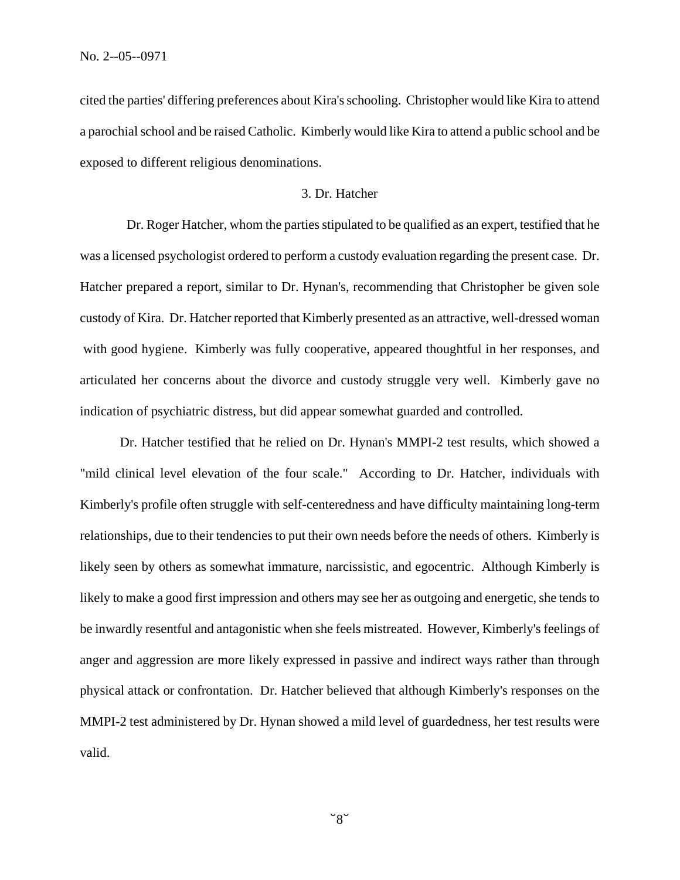cited the parties' differing preferences about Kira's schooling. Christopher would like Kira to attend a parochial school and be raised Catholic. Kimberly would like Kira to attend a public school and be exposed to different religious denominations.

### 3. Dr. Hatcher

Dr. Roger Hatcher, whom the parties stipulated to be qualified as an expert, testified that he was a licensed psychologist ordered to perform a custody evaluation regarding the present case. Dr. Hatcher prepared a report, similar to Dr. Hynan's, recommending that Christopher be given sole custody of Kira. Dr. Hatcher reported that Kimberly presented as an attractive, well-dressed woman with good hygiene. Kimberly was fully cooperative, appeared thoughtful in her responses, and articulated her concerns about the divorce and custody struggle very well. Kimberly gave no indication of psychiatric distress, but did appear somewhat guarded and controlled.

Dr. Hatcher testified that he relied on Dr. Hynan's MMPI-2 test results, which showed a "mild clinical level elevation of the four scale." According to Dr. Hatcher, individuals with Kimberly's profile often struggle with self-centeredness and have difficulty maintaining long-term relationships, due to their tendencies to put their own needs before the needs of others. Kimberly is likely seen by others as somewhat immature, narcissistic, and egocentric. Although Kimberly is likely to make a good first impression and others may see her as outgoing and energetic, she tends to be inwardly resentful and antagonistic when she feels mistreated. However, Kimberly's feelings of anger and aggression are more likely expressed in passive and indirect ways rather than through physical attack or confrontation. Dr. Hatcher believed that although Kimberly's responses on the MMPI-2 test administered by Dr. Hynan showed a mild level of guardedness, her test results were valid.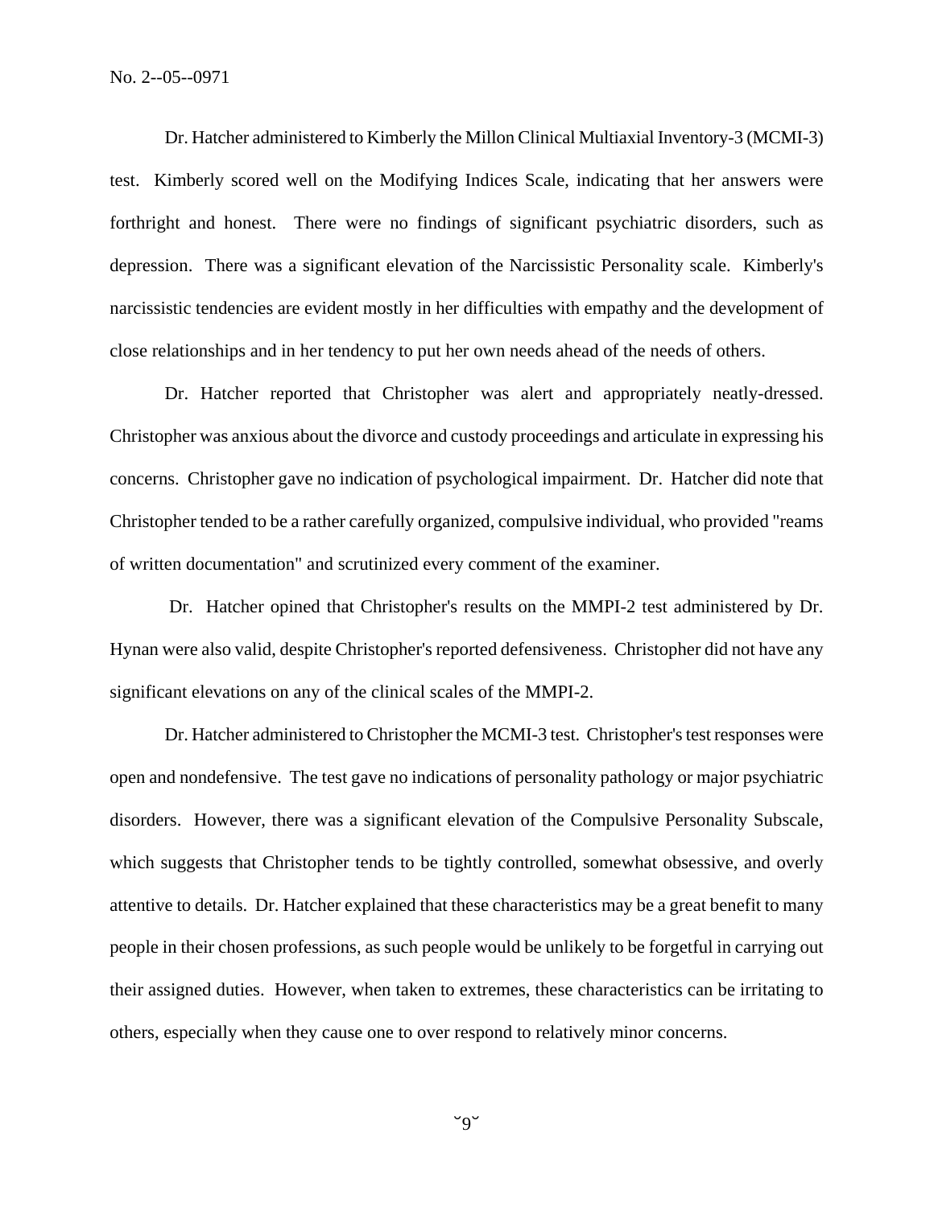Dr. Hatcher administered to Kimberly the Millon Clinical Multiaxial Inventory-3 (MCMI-3) test. Kimberly scored well on the Modifying Indices Scale, indicating that her answers were forthright and honest. There were no findings of significant psychiatric disorders, such as depression. There was a significant elevation of the Narcissistic Personality scale. Kimberly's narcissistic tendencies are evident mostly in her difficulties with empathy and the development of close relationships and in her tendency to put her own needs ahead of the needs of others.

Dr. Hatcher reported that Christopher was alert and appropriately neatly-dressed. Christopher was anxious about the divorce and custody proceedings and articulate in expressing his concerns. Christopher gave no indication of psychological impairment. Dr. Hatcher did note that Christopher tended to be a rather carefully organized, compulsive individual, who provided "reams of written documentation" and scrutinized every comment of the examiner.

Dr. Hatcher opined that Christopher's results on the MMPI-2 test administered by Dr. Hynan were also valid, despite Christopher's reported defensiveness. Christopher did not have any significant elevations on any of the clinical scales of the MMPI-2.

Dr. Hatcher administered to Christopher the MCMI-3 test. Christopher's test responses were open and nondefensive. The test gave no indications of personality pathology or major psychiatric disorders. However, there was a significant elevation of the Compulsive Personality Subscale, which suggests that Christopher tends to be tightly controlled, somewhat obsessive, and overly attentive to details. Dr. Hatcher explained that these characteristics may be a great benefit to many people in their chosen professions, as such people would be unlikely to be forgetful in carrying out their assigned duties. However, when taken to extremes, these characteristics can be irritating to others, especially when they cause one to over respond to relatively minor concerns.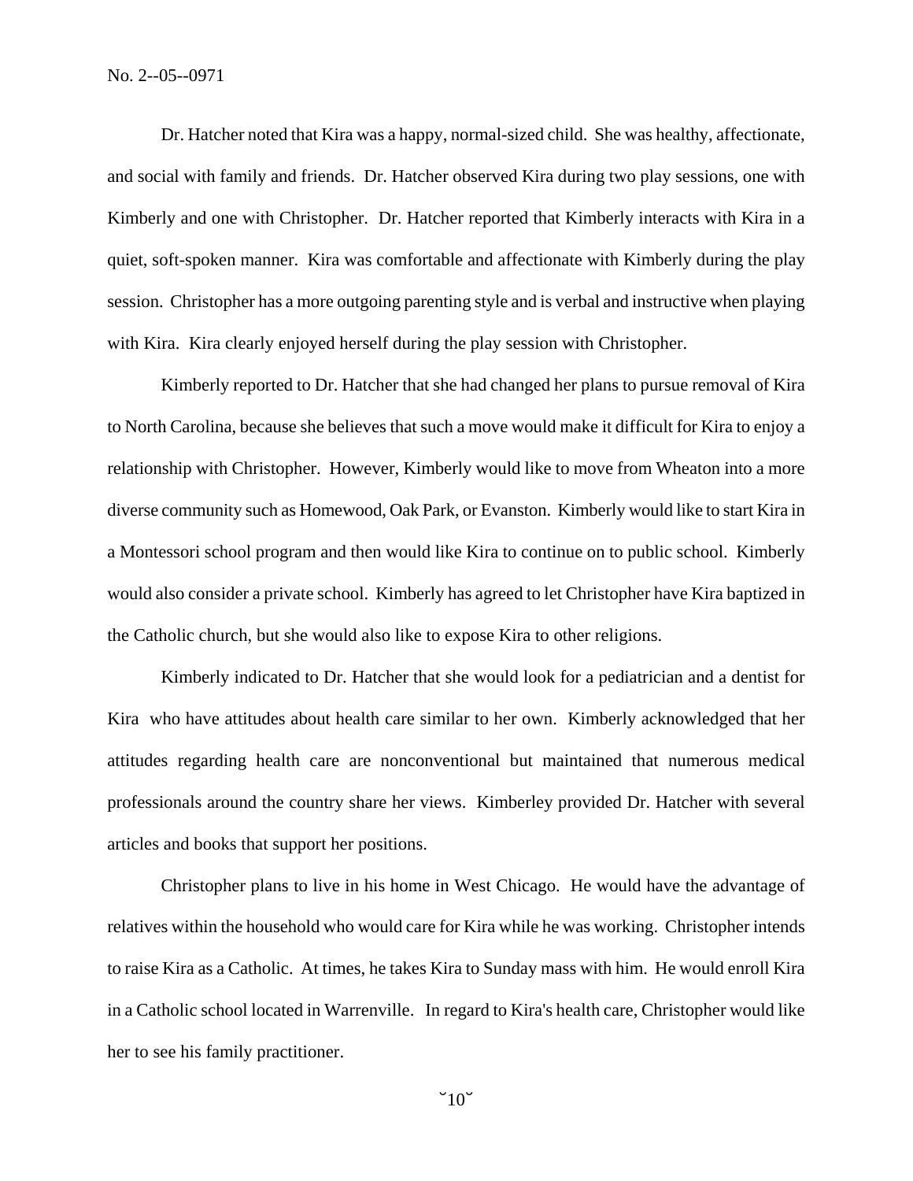Dr. Hatcher noted that Kira was a happy, normal-sized child. She was healthy, affectionate, and social with family and friends. Dr. Hatcher observed Kira during two play sessions, one with Kimberly and one with Christopher. Dr. Hatcher reported that Kimberly interacts with Kira in a quiet, soft-spoken manner. Kira was comfortable and affectionate with Kimberly during the play session. Christopher has a more outgoing parenting style and is verbal and instructive when playing with Kira. Kira clearly enjoyed herself during the play session with Christopher.

Kimberly reported to Dr. Hatcher that she had changed her plans to pursue removal of Kira to North Carolina, because she believes that such a move would make it difficult for Kira to enjoy a relationship with Christopher. However, Kimberly would like to move from Wheaton into a more diverse community such as Homewood, Oak Park, or Evanston. Kimberly would like to start Kira in a Montessori school program and then would like Kira to continue on to public school. Kimberly would also consider a private school. Kimberly has agreed to let Christopher have Kira baptized in the Catholic church, but she would also like to expose Kira to other religions.

Kimberly indicated to Dr. Hatcher that she would look for a pediatrician and a dentist for Kira who have attitudes about health care similar to her own. Kimberly acknowledged that her attitudes regarding health care are nonconventional but maintained that numerous medical professionals around the country share her views. Kimberley provided Dr. Hatcher with several articles and books that support her positions.

Christopher plans to live in his home in West Chicago. He would have the advantage of relatives within the household who would care for Kira while he was working. Christopher intends to raise Kira as a Catholic. At times, he takes Kira to Sunday mass with him. He would enroll Kira in a Catholic school located in Warrenville. In regard to Kira's health care, Christopher would like her to see his family practitioner.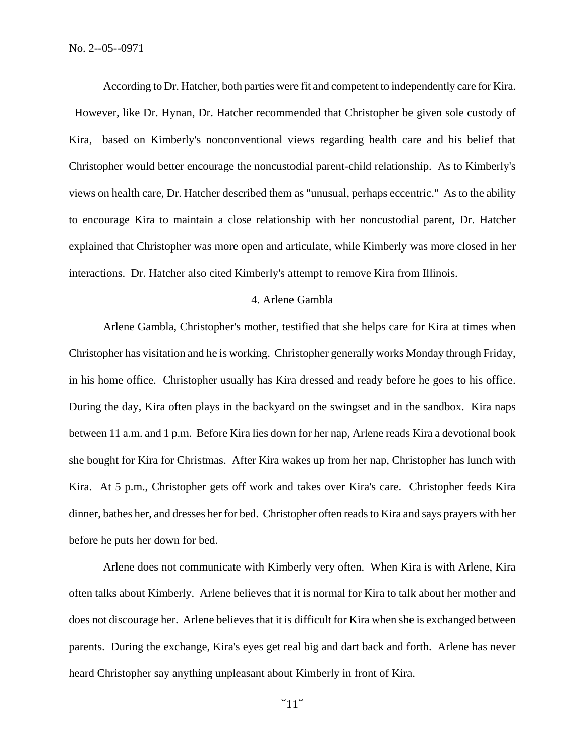According to Dr. Hatcher, both parties were fit and competent to independently care for Kira. However, like Dr. Hynan, Dr. Hatcher recommended that Christopher be given sole custody of Kira, based on Kimberly's nonconventional views regarding health care and his belief that Christopher would better encourage the noncustodial parent-child relationship. As to Kimberly's views on health care, Dr. Hatcher described them as "unusual, perhaps eccentric." As to the ability to encourage Kira to maintain a close relationship with her noncustodial parent, Dr. Hatcher explained that Christopher was more open and articulate, while Kimberly was more closed in her interactions. Dr. Hatcher also cited Kimberly's attempt to remove Kira from Illinois.

4. Arlene Gambla

Arlene Gambla, Christopher's mother, testified that she helps care for Kira at times when Christopher has visitation and he is working. Christopher generally works Monday through Friday, in his home office. Christopher usually has Kira dressed and ready before he goes to his office. During the day, Kira often plays in the backyard on the swingset and in the sandbox. Kira naps between 11 a.m. and 1 p.m. Before Kira lies down for her nap, Arlene reads Kira a devotional book she bought for Kira for Christmas. After Kira wakes up from her nap, Christopher has lunch with Kira. At 5 p.m., Christopher gets off work and takes over Kira's care. Christopher feeds Kira dinner, bathes her, and dresses her for bed. Christopher often reads to Kira and says prayers with her before he puts her down for bed.

Arlene does not communicate with Kimberly very often. When Kira is with Arlene, Kira often talks about Kimberly. Arlene believes that it is normal for Kira to talk about her mother and does not discourage her. Arlene believes that it is difficult for Kira when she is exchanged between parents. During the exchange, Kira's eyes get real big and dart back and forth. Arlene has never heard Christopher say anything unpleasant about Kimberly in front of Kira.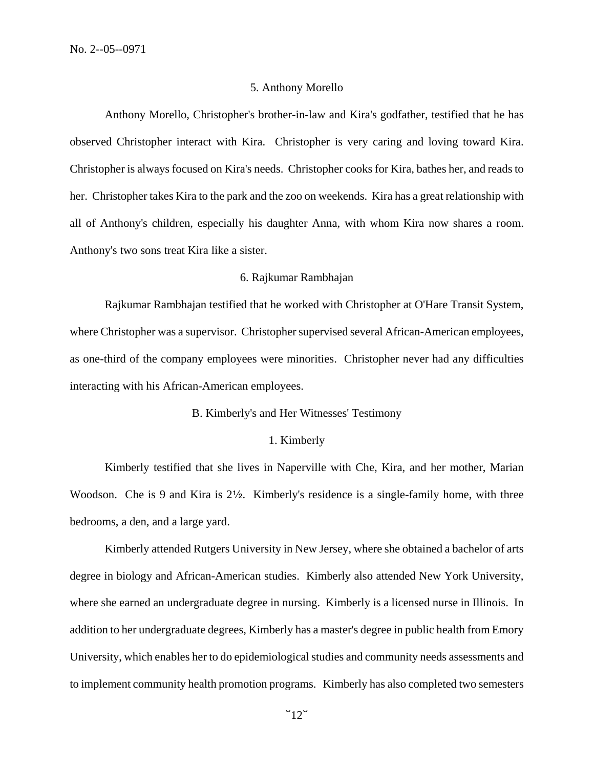### 5. Anthony Morello

Anthony Morello, Christopher's brother-in-law and Kira's godfather, testified that he has observed Christopher interact with Kira. Christopher is very caring and loving toward Kira. Christopher is always focused on Kira's needs. Christopher cooks for Kira, bathes her, and reads to her. Christopher takes Kira to the park and the zoo on weekends. Kira has a great relationship with all of Anthony's children, especially his daughter Anna, with whom Kira now shares a room. Anthony's two sons treat Kira like a sister.

### 6. Rajkumar Rambhajan

Rajkumar Rambhajan testified that he worked with Christopher at O'Hare Transit System, where Christopher was a supervisor. Christopher supervised several African-American employees, as one-third of the company employees were minorities. Christopher never had any difficulties interacting with his African-American employees.

## B. Kimberly's and Her Witnesses' Testimony

### 1. Kimberly

Kimberly testified that she lives in Naperville with Che, Kira, and her mother, Marian Woodson. Che is 9 and Kira is 2½. Kimberly's residence is a single-family home, with three bedrooms, a den, and a large yard.

Kimberly attended Rutgers University in New Jersey, where she obtained a bachelor of arts degree in biology and African-American studies. Kimberly also attended New York University, where she earned an undergraduate degree in nursing. Kimberly is a licensed nurse in Illinois. In addition to her undergraduate degrees, Kimberly has a master's degree in public health from Emory University, which enables her to do epidemiological studies and community needs assessments and to implement community health promotion programs. Kimberly has also completed two semesters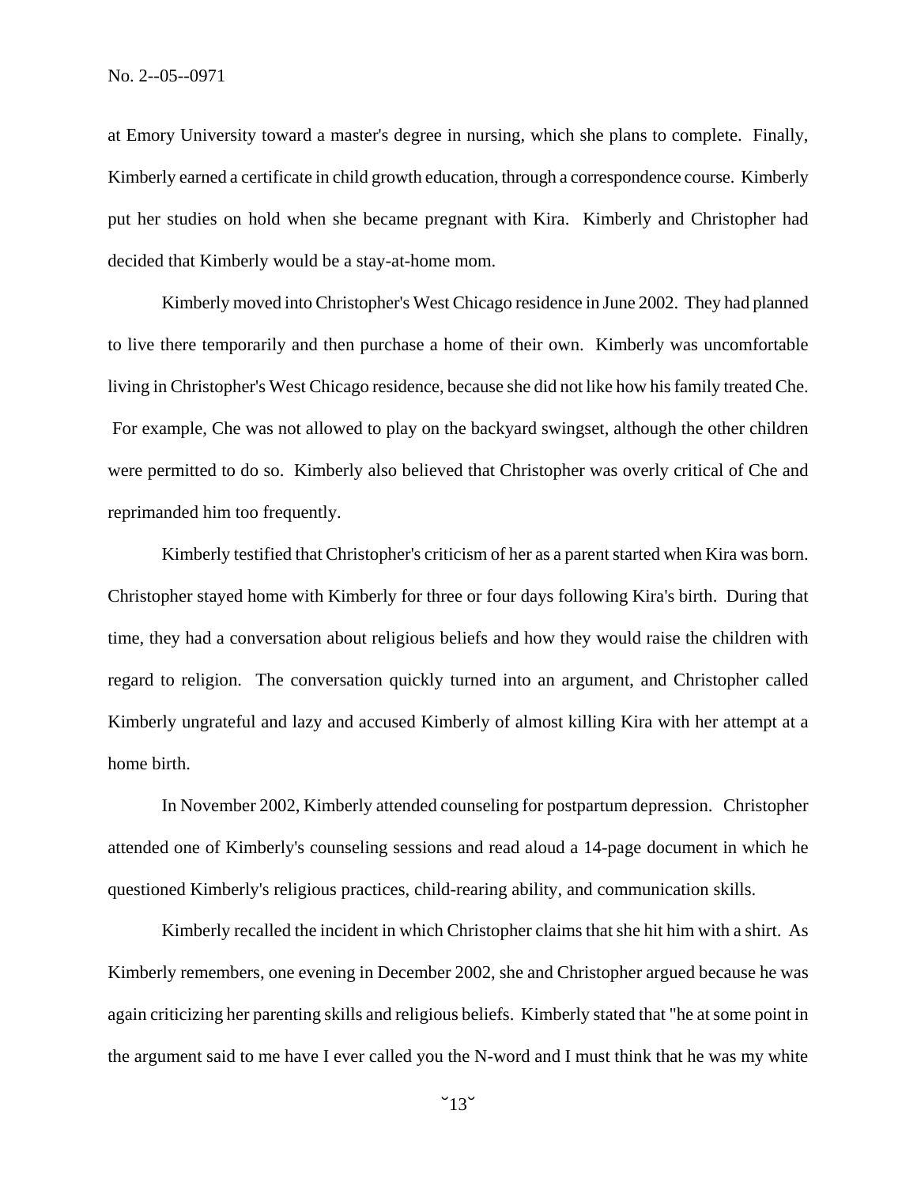at Emory University toward a master's degree in nursing, which she plans to complete. Finally, Kimberly earned a certificate in child growth education, through a correspondence course. Kimberly put her studies on hold when she became pregnant with Kira. Kimberly and Christopher had decided that Kimberly would be a stay-at-home mom.

Kimberly moved into Christopher's West Chicago residence in June 2002. They had planned to live there temporarily and then purchase a home of their own. Kimberly was uncomfortable living in Christopher's West Chicago residence, because she did not like how his family treated Che. For example, Che was not allowed to play on the backyard swingset, although the other children were permitted to do so. Kimberly also believed that Christopher was overly critical of Che and reprimanded him too frequently.

Kimberly testified that Christopher's criticism of her as a parent started when Kira was born. Christopher stayed home with Kimberly for three or four days following Kira's birth. During that time, they had a conversation about religious beliefs and how they would raise the children with regard to religion. The conversation quickly turned into an argument, and Christopher called Kimberly ungrateful and lazy and accused Kimberly of almost killing Kira with her attempt at a home birth.

In November 2002, Kimberly attended counseling for postpartum depression. Christopher attended one of Kimberly's counseling sessions and read aloud a 14-page document in which he questioned Kimberly's religious practices, child-rearing ability, and communication skills.

Kimberly recalled the incident in which Christopher claims that she hit him with a shirt. As Kimberly remembers, one evening in December 2002, she and Christopher argued because he was again criticizing her parenting skills and religious beliefs. Kimberly stated that "he at some point in the argument said to me have I ever called you the N-word and I must think that he was my white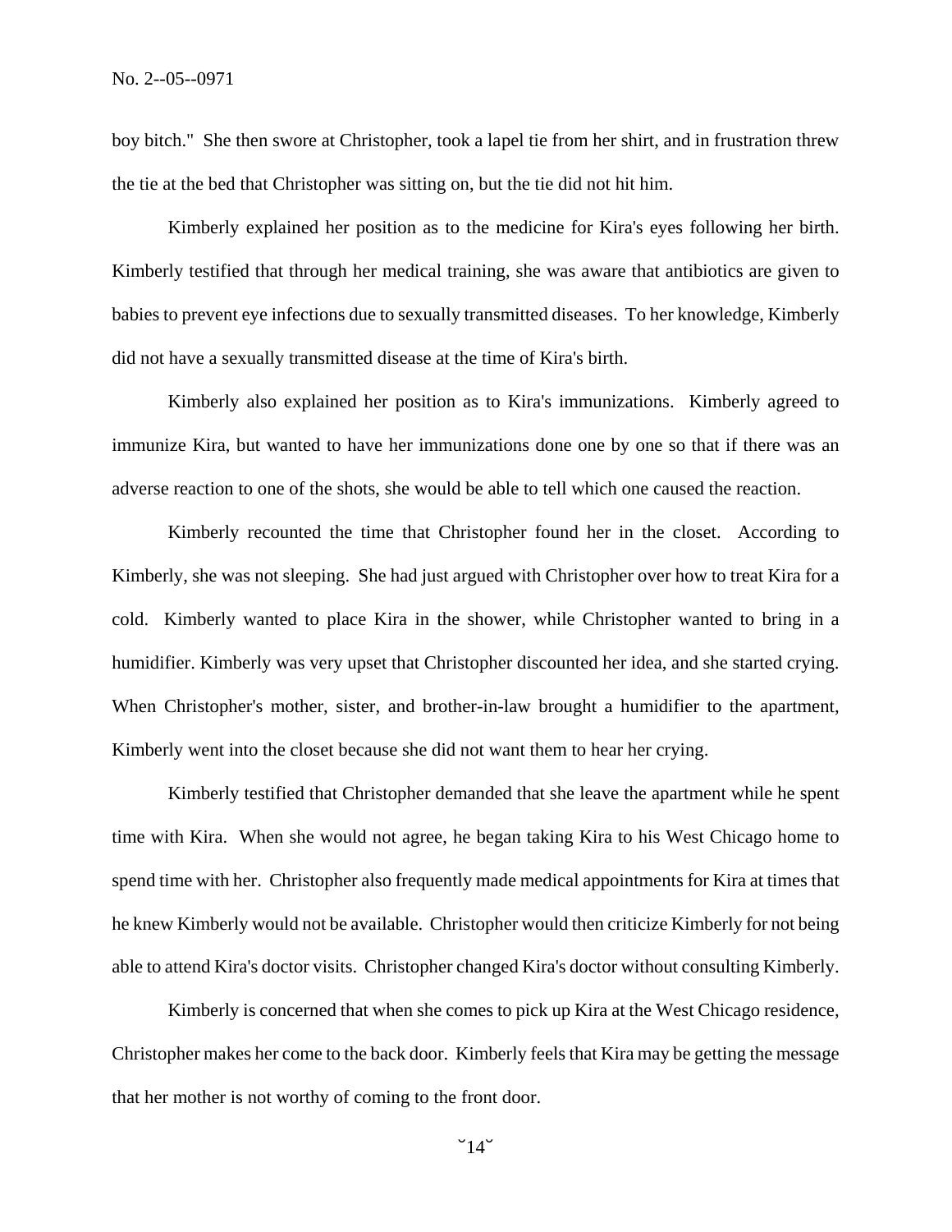boy bitch." She then swore at Christopher, took a lapel tie from her shirt, and in frustration threw the tie at the bed that Christopher was sitting on, but the tie did not hit him.

Kimberly explained her position as to the medicine for Kira's eyes following her birth. Kimberly testified that through her medical training, she was aware that antibiotics are given to babies to prevent eye infections due to sexually transmitted diseases. To her knowledge, Kimberly did not have a sexually transmitted disease at the time of Kira's birth.

Kimberly also explained her position as to Kira's immunizations. Kimberly agreed to immunize Kira, but wanted to have her immunizations done one by one so that if there was an adverse reaction to one of the shots, she would be able to tell which one caused the reaction.

Kimberly recounted the time that Christopher found her in the closet. According to Kimberly, she was not sleeping. She had just argued with Christopher over how to treat Kira for a cold. Kimberly wanted to place Kira in the shower, while Christopher wanted to bring in a humidifier. Kimberly was very upset that Christopher discounted her idea, and she started crying. When Christopher's mother, sister, and brother-in-law brought a humidifier to the apartment, Kimberly went into the closet because she did not want them to hear her crying.

Kimberly testified that Christopher demanded that she leave the apartment while he spent time with Kira. When she would not agree, he began taking Kira to his West Chicago home to spend time with her. Christopher also frequently made medical appointments for Kira at times that he knew Kimberly would not be available. Christopher would then criticize Kimberly for not being able to attend Kira's doctor visits. Christopher changed Kira's doctor without consulting Kimberly.

Kimberly is concerned that when she comes to pick up Kira at the West Chicago residence, Christopher makes her come to the back door. Kimberly feels that Kira may be getting the message that her mother is not worthy of coming to the front door.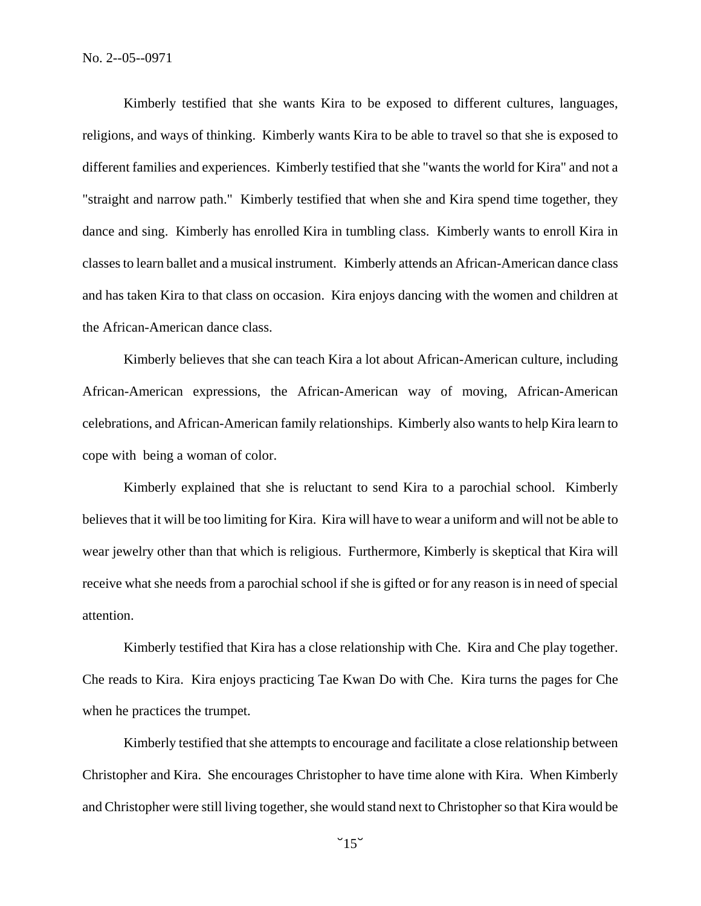Kimberly testified that she wants Kira to be exposed to different cultures, languages, religions, and ways of thinking. Kimberly wants Kira to be able to travel so that she is exposed to different families and experiences. Kimberly testified that she "wants the world for Kira" and not a "straight and narrow path." Kimberly testified that when she and Kira spend time together, they dance and sing. Kimberly has enrolled Kira in tumbling class. Kimberly wants to enroll Kira in classes to learn ballet and a musical instrument. Kimberly attends an African-American dance class and has taken Kira to that class on occasion. Kira enjoys dancing with the women and children at the African-American dance class.

Kimberly believes that she can teach Kira a lot about African-American culture, including African-American expressions, the African-American way of moving, African-American celebrations, and African-American family relationships. Kimberly also wants to help Kira learn to cope with being a woman of color.

Kimberly explained that she is reluctant to send Kira to a parochial school. Kimberly believes that it will be too limiting for Kira. Kira will have to wear a uniform and will not be able to wear jewelry other than that which is religious. Furthermore, Kimberly is skeptical that Kira will receive what she needs from a parochial school if she is gifted or for any reason is in need of special attention.

Kimberly testified that Kira has a close relationship with Che. Kira and Che play together. Che reads to Kira. Kira enjoys practicing Tae Kwan Do with Che. Kira turns the pages for Che when he practices the trumpet.

Kimberly testified that she attempts to encourage and facilitate a close relationship between Christopher and Kira. She encourages Christopher to have time alone with Kira. When Kimberly and Christopher were still living together, she would stand next to Christopher so that Kira would be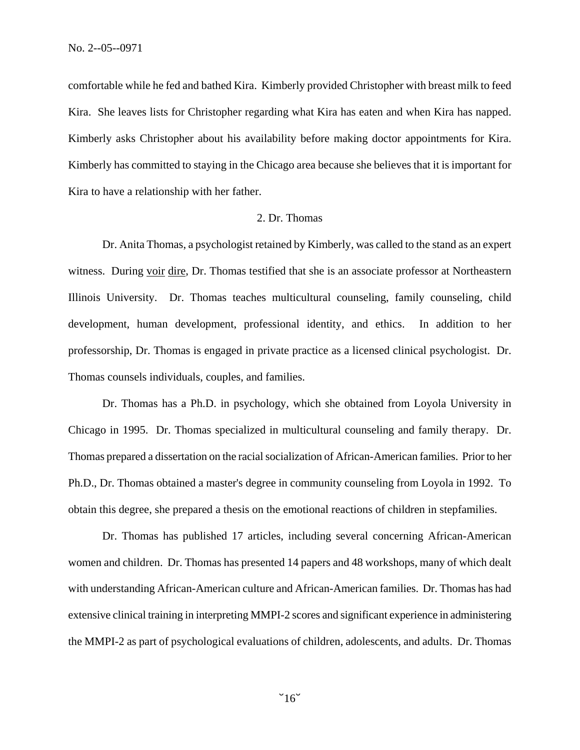comfortable while he fed and bathed Kira. Kimberly provided Christopher with breast milk to feed Kira. She leaves lists for Christopher regarding what Kira has eaten and when Kira has napped. Kimberly asks Christopher about his availability before making doctor appointments for Kira. Kimberly has committed to staying in the Chicago area because she believes that it is important for Kira to have a relationship with her father.

2. Dr. Thomas

Dr. Anita Thomas, a psychologist retained by Kimberly, was called to the stand as an expert witness. During voir dire, Dr. Thomas testified that she is an associate professor at Northeastern Illinois University. Dr. Thomas teaches multicultural counseling, family counseling, child development, human development, professional identity, and ethics. In addition to her professorship, Dr. Thomas is engaged in private practice as a licensed clinical psychologist. Dr. Thomas counsels individuals, couples, and families.

Dr. Thomas has a Ph.D. in psychology, which she obtained from Loyola University in Chicago in 1995. Dr. Thomas specialized in multicultural counseling and family therapy. Dr. Thomas prepared a dissertation on the racial socialization of African-American families. Prior to her Ph.D., Dr. Thomas obtained a master's degree in community counseling from Loyola in 1992. To obtain this degree, she prepared a thesis on the emotional reactions of children in stepfamilies.

Dr. Thomas has published 17 articles, including several concerning African-American women and children. Dr. Thomas has presented 14 papers and 48 workshops, many of which dealt with understanding African-American culture and African-American families. Dr. Thomas has had extensive clinical training in interpreting MMPI-2 scores and significant experience in administering the MMPI-2 as part of psychological evaluations of children, adolescents, and adults. Dr. Thomas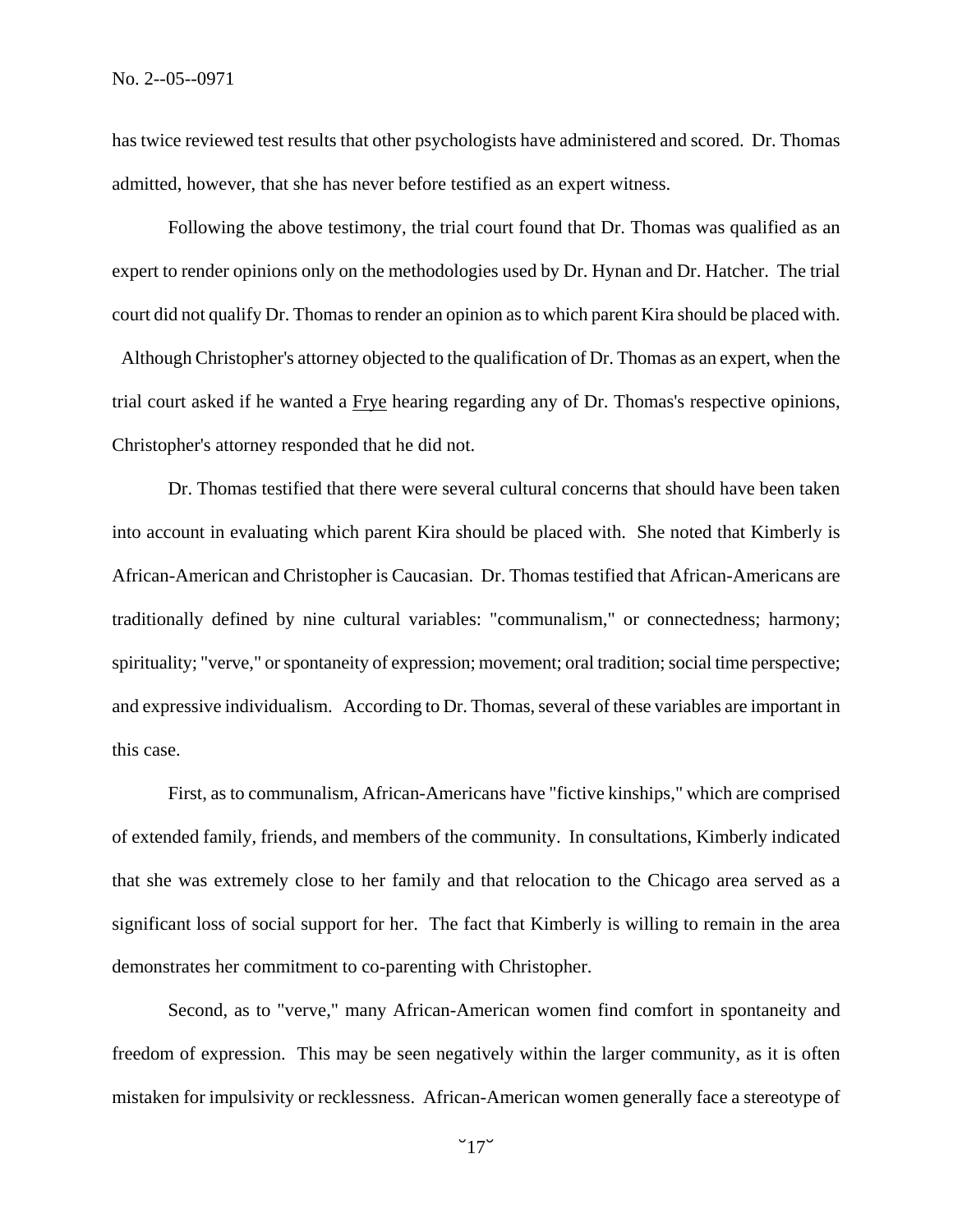has twice reviewed test results that other psychologists have administered and scored. Dr. Thomas admitted, however, that she has never before testified as an expert witness.

Following the above testimony, the trial court found that Dr. Thomas was qualified as an expert to render opinions only on the methodologies used by Dr. Hynan and Dr. Hatcher. The trial court did not qualify Dr. Thomas to render an opinion as to which parent Kira should be placed with. Although Christopher's attorney objected to the qualification of Dr. Thomas as an expert, when the trial court asked if he wanted a Frye hearing regarding any of Dr. Thomas's respective opinions, Christopher's attorney responded that he did not.

Dr. Thomas testified that there were several cultural concerns that should have been taken into account in evaluating which parent Kira should be placed with. She noted that Kimberly is African-American and Christopher is Caucasian. Dr. Thomas testified that African-Americans are traditionally defined by nine cultural variables: "communalism," or connectedness; harmony; spirituality; "verve," or spontaneity of expression; movement; oral tradition; social time perspective; and expressive individualism. According to Dr. Thomas, several of these variables are important in this case.

First, as to communalism, African-Americans have "fictive kinships," which are comprised of extended family, friends, and members of the community. In consultations, Kimberly indicated that she was extremely close to her family and that relocation to the Chicago area served as a significant loss of social support for her. The fact that Kimberly is willing to remain in the area demonstrates her commitment to co-parenting with Christopher.

Second, as to "verve," many African-American women find comfort in spontaneity and freedom of expression. This may be seen negatively within the larger community, as it is often mistaken for impulsivity or recklessness. African-American women generally face a stereotype of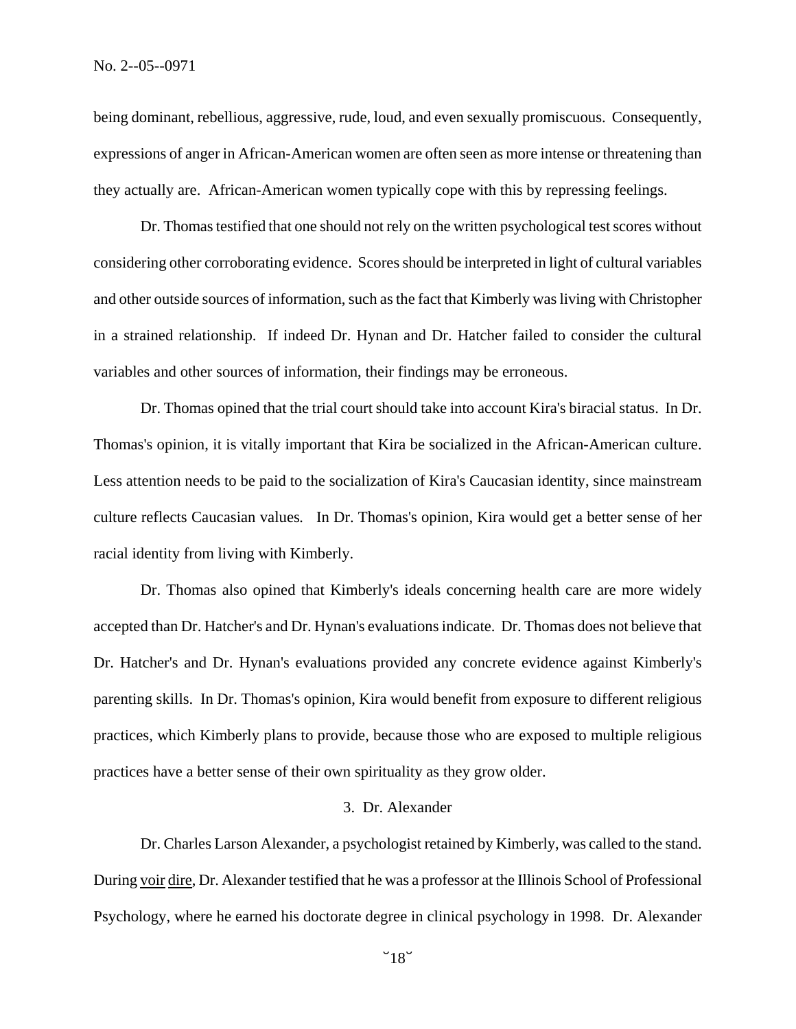being dominant, rebellious, aggressive, rude, loud, and even sexually promiscuous. Consequently, expressions of anger in African-American women are often seen as more intense or threatening than they actually are. African-American women typically cope with this by repressing feelings.

Dr. Thomas testified that one should not rely on the written psychological test scores without considering other corroborating evidence. Scores should be interpreted in light of cultural variables and other outside sources of information, such as the fact that Kimberly was living with Christopher in a strained relationship. If indeed Dr. Hynan and Dr. Hatcher failed to consider the cultural variables and other sources of information, their findings may be erroneous.

Dr. Thomas opined that the trial court should take into account Kira's biracial status. In Dr. Thomas's opinion, it is vitally important that Kira be socialized in the African-American culture. Less attention needs to be paid to the socialization of Kira's Caucasian identity, since mainstream culture reflects Caucasian values. In Dr. Thomas's opinion, Kira would get a better sense of her racial identity from living with Kimberly.

Dr. Thomas also opined that Kimberly's ideals concerning health care are more widely accepted than Dr. Hatcher's and Dr. Hynan's evaluations indicate. Dr. Thomas does not believe that Dr. Hatcher's and Dr. Hynan's evaluations provided any concrete evidence against Kimberly's parenting skills. In Dr. Thomas's opinion, Kira would benefit from exposure to different religious practices, which Kimberly plans to provide, because those who are exposed to multiple religious practices have a better sense of their own spirituality as they grow older.

3. Dr. Alexander

Dr. Charles Larson Alexander, a psychologist retained by Kimberly, was called to the stand. During voir dire, Dr. Alexander testified that he was a professor at the Illinois School of Professional Psychology, where he earned his doctorate degree in clinical psychology in 1998. Dr. Alexander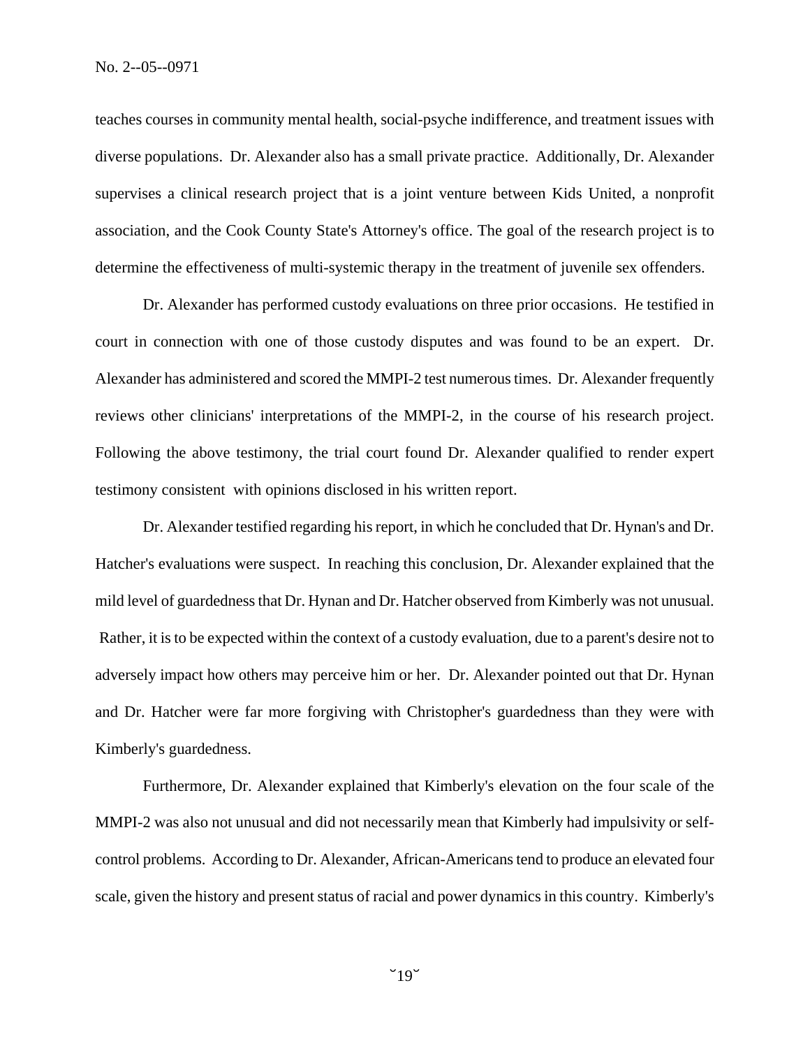teaches courses in community mental health, social-psyche indifference, and treatment issues with diverse populations. Dr. Alexander also has a small private practice. Additionally, Dr. Alexander supervises a clinical research project that is a joint venture between Kids United, a nonprofit association, and the Cook County State's Attorney's office. The goal of the research project is to determine the effectiveness of multi-systemic therapy in the treatment of juvenile sex offenders.

Dr. Alexander has performed custody evaluations on three prior occasions. He testified in court in connection with one of those custody disputes and was found to be an expert. Dr. Alexander has administered and scored the MMPI-2 test numerous times. Dr. Alexander frequently reviews other clinicians' interpretations of the MMPI-2, in the course of his research project. Following the above testimony, the trial court found Dr. Alexander qualified to render expert testimony consistent with opinions disclosed in his written report.

Dr. Alexander testified regarding his report, in which he concluded that Dr. Hynan's and Dr. Hatcher's evaluations were suspect. In reaching this conclusion, Dr. Alexander explained that the mild level of guardedness that Dr. Hynan and Dr. Hatcher observed from Kimberly was not unusual. Rather, it is to be expected within the context of a custody evaluation, due to a parent's desire not to adversely impact how others may perceive him or her. Dr. Alexander pointed out that Dr. Hynan and Dr. Hatcher were far more forgiving with Christopher's guardedness than they were with Kimberly's guardedness.

Furthermore, Dr. Alexander explained that Kimberly's elevation on the four scale of the MMPI-2 was also not unusual and did not necessarily mean that Kimberly had impulsivity or self-control problems. According to Dr. Alexander, African-Americans tend to produce an elevated four scale, given the history and present status of racial and power dynamics in this country. Kimberly's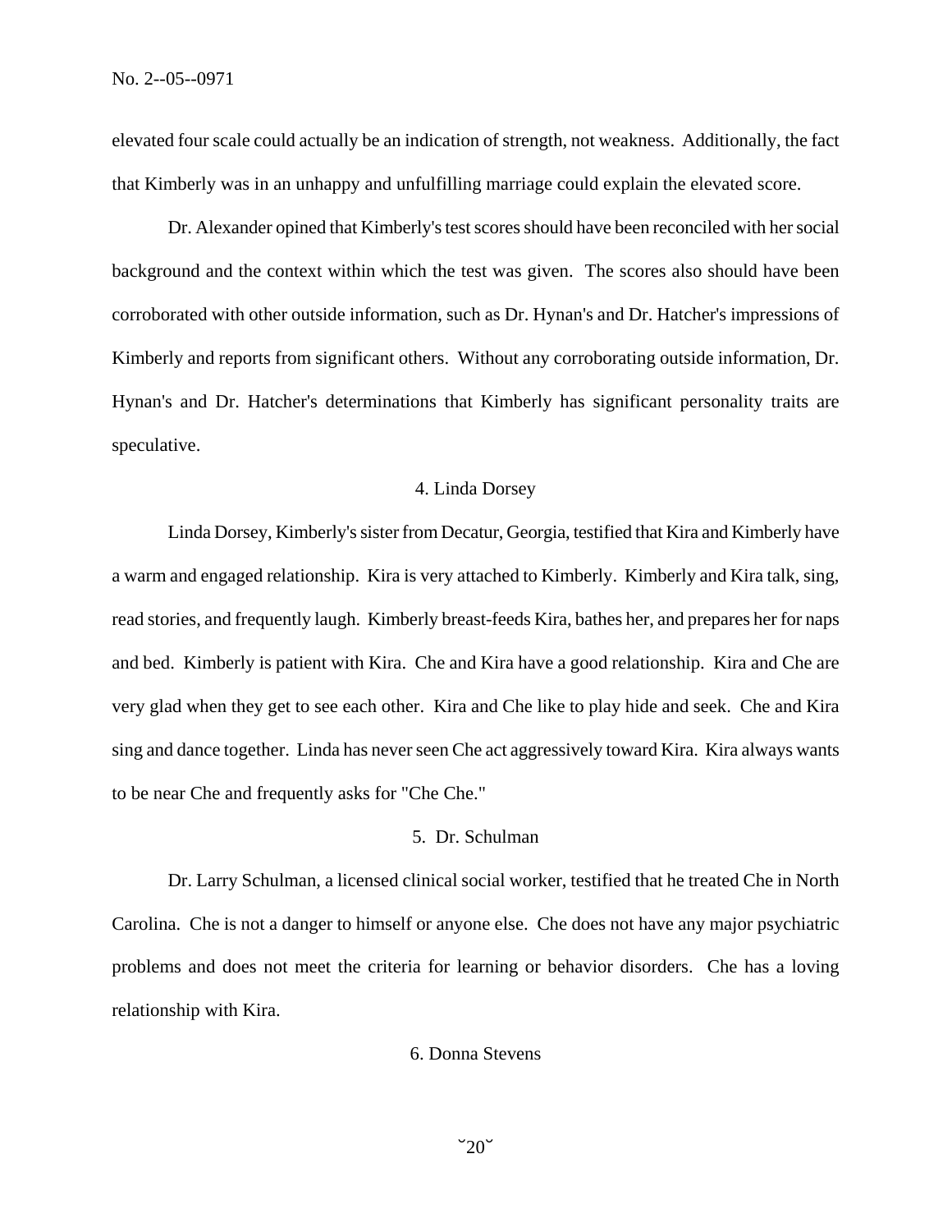elevated four scale could actually be an indication of strength, not weakness. Additionally, the fact that Kimberly was in an unhappy and unfulfilling marriage could explain the elevated score.

Dr. Alexander opined that Kimberly's test scores should have been reconciled with her social background and the context within which the test was given. The scores also should have been corroborated with other outside information, such as Dr. Hynan's and Dr. Hatcher's impressions of Kimberly and reports from significant others. Without any corroborating outside information, Dr. Hynan's and Dr. Hatcher's determinations that Kimberly has significant personality traits are speculative.

4. Linda Dorsey

Linda Dorsey, Kimberly's sister from Decatur, Georgia, testified that Kira and Kimberly have a warm and engaged relationship. Kira is very attached to Kimberly. Kimberly and Kira talk, sing, read stories, and frequently laugh. Kimberly breast-feeds Kira, bathes her, and prepares her for naps and bed. Kimberly is patient with Kira. Che and Kira have a good relationship. Kira and Che are very glad when they get to see each other. Kira and Che like to play hide and seek. Che and Kira sing and dance together. Linda has never seen Che act aggressively toward Kira. Kira always wants to be near Che and frequently asks for "Che Che."

5. Dr. Schulman

Dr. Larry Schulman, a licensed clinical social worker, testified that he treated Che in North Carolina. Che is not a danger to himself or anyone else. Che does not have any major psychiatric problems and does not meet the criteria for learning or behavior disorders. Che has a loving relationship with Kira.

6. Donna Stevens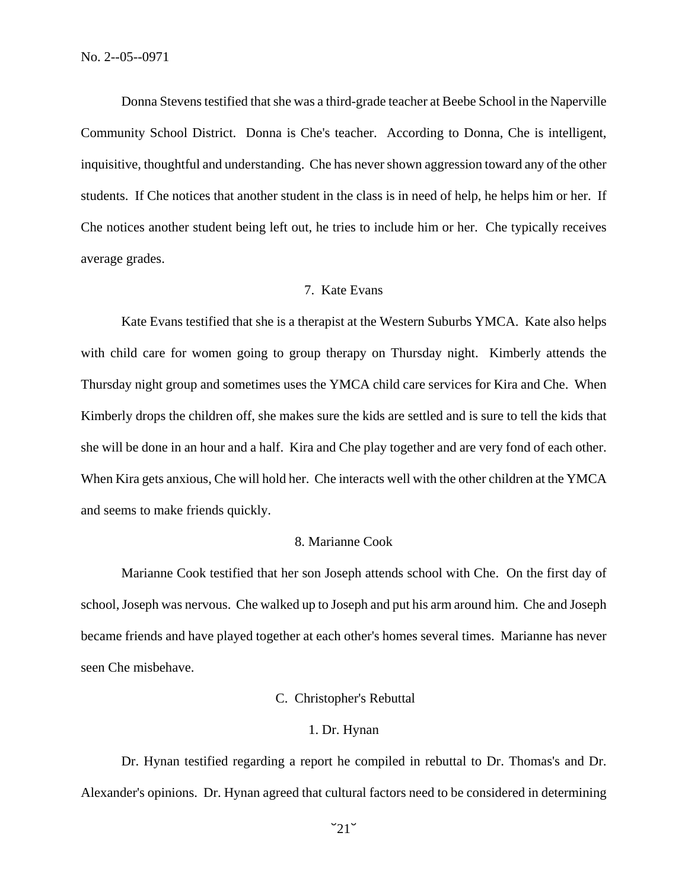Donna Stevens testified that she was a third-grade teacher at Beebe School in the Naperville Community School District. Donna is Che's teacher. According to Donna, Che is intelligent, inquisitive, thoughtful and understanding. Che has never shown aggression toward any of the other students. If Che notices that another student in the class is in need of help, he helps him or her. If Che notices another student being left out, he tries to include him or her. Che typically receives average grades.

### 7. Kate Evans

Kate Evans testified that she is a therapist at the Western Suburbs YMCA. Kate also helps with child care for women going to group therapy on Thursday night. Kimberly attends the Thursday night group and sometimes uses the YMCA child care services for Kira and Che. When Kimberly drops the children off, she makes sure the kids are settled and is sure to tell the kids that she will be done in an hour and a half. Kira and Che play together and are very fond of each other. When Kira gets anxious, Che will hold her. Che interacts well with the other children at the YMCA and seems to make friends quickly.

### 8. Marianne Cook

Marianne Cook testified that her son Joseph attends school with Che. On the first day of school, Joseph was nervous. Che walked up to Joseph and put his arm around him. Che and Joseph became friends and have played together at each other's homes several times. Marianne has never seen Che misbehave.

## C. Christopher's Rebuttal

### 1. Dr. Hynan

Dr. Hynan testified regarding a report he compiled in rebuttal to Dr. Thomas's and Dr. Alexander's opinions. Dr. Hynan agreed that cultural factors need to be considered in determining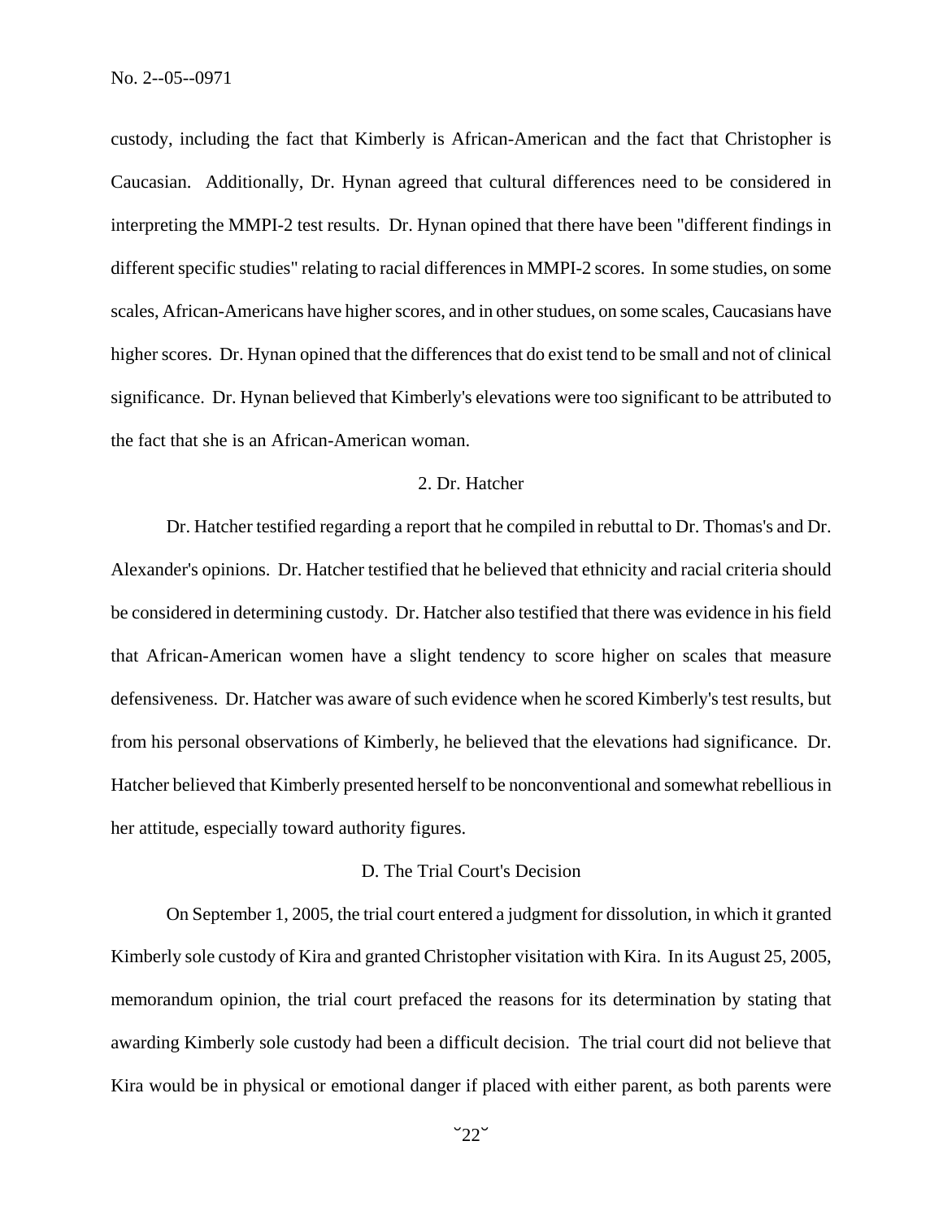custody, including the fact that Kimberly is African-American and the fact that Christopher is Caucasian. Additionally, Dr. Hynan agreed that cultural differences need to be considered in interpreting the MMPI-2 test results. Dr. Hynan opined that there have been "different findings in different specific studies" relating to racial differences in MMPI-2 scores. In some studies, on some scales, African-Americans have higher scores, and in other studues, on some scales, Caucasians have higher scores. Dr. Hynan opined that the differences that do exist tend to be small and not of clinical significance. Dr. Hynan believed that Kimberly's elevations were too significant to be attributed to the fact that she is an African-American woman.

2. Dr. Hatcher

Dr. Hatcher testified regarding a report that he compiled in rebuttal to Dr. Thomas's and Dr. Alexander's opinions. Dr. Hatcher testified that he believed that ethnicity and racial criteria should be considered in determining custody. Dr. Hatcher also testified that there was evidence in his field that African-American women have a slight tendency to score higher on scales that measure defensiveness. Dr. Hatcher was aware of such evidence when he scored Kimberly's test results, but from his personal observations of Kimberly, he believed that the elevations had significance. Dr. Hatcher believed that Kimberly presented herself to be nonconventional and somewhat rebellious in her attitude, especially toward authority figures.

D. The Trial Court's Decision

On September 1, 2005, the trial court entered a judgment for dissolution, in which it granted Kimberly sole custody of Kira and granted Christopher visitation with Kira. In its August 25, 2005, memorandum opinion, the trial court prefaced the reasons for its determination by stating that awarding Kimberly sole custody had been a difficult decision. The trial court did not believe that Kira would be in physical or emotional danger if placed with either parent, as both parents were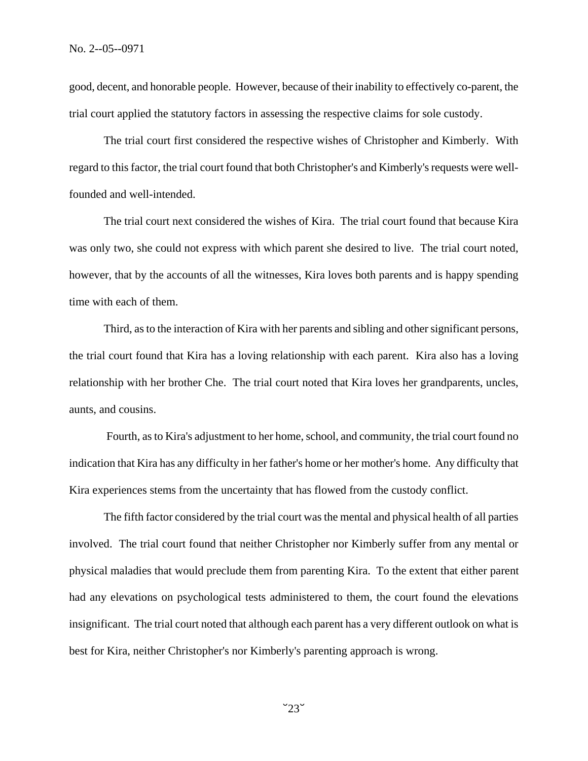good, decent, and honorable people. However, because of their inability to effectively co-parent, the trial court applied the statutory factors in assessing the respective claims for sole custody.

The trial court first considered the respective wishes of Christopher and Kimberly. With regard to this factor, the trial court found that both Christopher's and Kimberly's requests were well-founded and well-intended.

The trial court next considered the wishes of Kira. The trial court found that because Kira was only two, she could not express with which parent she desired to live. The trial court noted, however, that by the accounts of all the witnesses, Kira loves both parents and is happy spending time with each of them.

Third, as to the interaction of Kira with her parents and sibling and other significant persons, the trial court found that Kira has a loving relationship with each parent. Kira also has a loving relationship with her brother Che. The trial court noted that Kira loves her grandparents, uncles, aunts, and cousins.

Fourth, as to Kira's adjustment to her home, school, and community, the trial court found no indication that Kira has any difficulty in her father's home or her mother's home. Any difficulty that Kira experiences stems from the uncertainty that has flowed from the custody conflict.

The fifth factor considered by the trial court was the mental and physical health of all parties involved. The trial court found that neither Christopher nor Kimberly suffer from any mental or physical maladies that would preclude them from parenting Kira. To the extent that either parent had any elevations on psychological tests administered to them, the court found the elevations insignificant. The trial court noted that although each parent has a very different outlook on what is best for Kira, neither Christopher's nor Kimberly's parenting approach is wrong.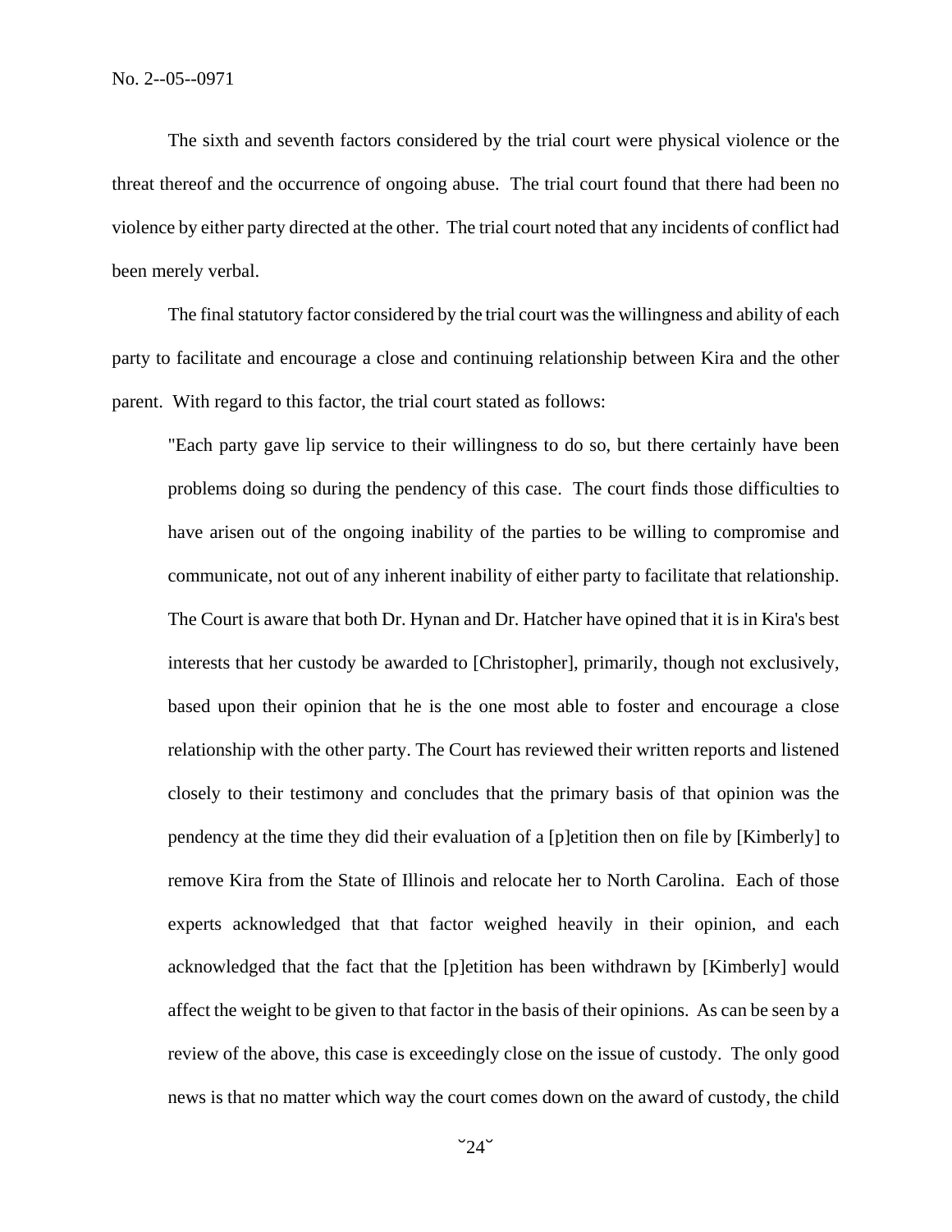The sixth and seventh factors considered by the trial court were physical violence or the threat thereof and the occurrence of ongoing abuse. The trial court found that there had been no violence by either party directed at the other. The trial court noted that any incidents of conflict had been merely verbal.

The final statutory factor considered by the trial court was the willingness and ability of each party to facilitate and encourage a close and continuing relationship between Kira and the other parent. With regard to this factor, the trial court stated as follows:

> "Each party gave lip service to their willingness to do so, but there certainly have been problems doing so during the pendency of this case. The court finds those difficulties to have arisen out of the ongoing inability of the parties to be willing to compromise and communicate, not out of any inherent inability of either party to facilitate that relationship. The Court is aware that both Dr. Hynan and Dr. Hatcher have opined that it is in Kira's best interests that her custody be awarded to [Christopher], primarily, though not exclusively, based upon their opinion that he is the one most able to foster and encourage a close relationship with the other party. The Court has reviewed their written reports and listened closely to their testimony and concludes that the primary basis of that opinion was the pendency at the time they did their evaluation of a [p]etition then on file by [Kimberly] to remove Kira from the State of Illinois and relocate her to North Carolina. Each of those experts acknowledged that that factor weighed heavily in their opinion, and each acknowledged that the fact that the [p]etition has been withdrawn by [Kimberly] would affect the weight to be given to that factor in the basis of their opinions. As can be seen by a review of the above, this case is exceedingly close on the issue of custody. The only good news is that no matter which way the court comes down on the award of custody, the child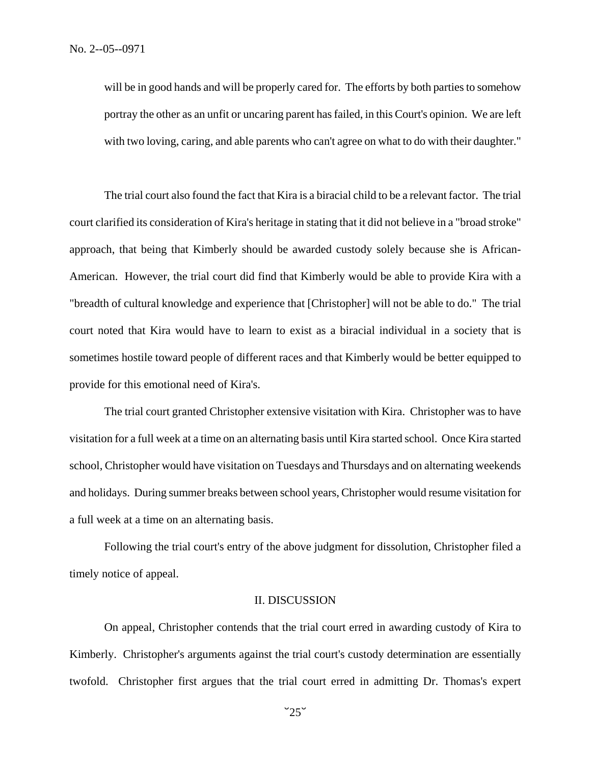will be in good hands and will be properly cared for. The efforts by both parties to somehow portray the other as an unfit or uncaring parent has failed, in this Court's opinion. We are left with two loving, caring, and able parents who can't agree on what to do with their daughter."

The trial court also found the fact that Kira is a biracial child to be a relevant factor. The trial court clarified its consideration of Kira's heritage in stating that it did not believe in a "broad stroke" approach, that being that Kimberly should be awarded custody solely because she is African-American. However, the trial court did find that Kimberly would be able to provide Kira with a "breadth of cultural knowledge and experience that [Christopher] will not be able to do." The trial court noted that Kira would have to learn to exist as a biracial individual in a society that is sometimes hostile toward people of different races and that Kimberly would be better equipped to provide for this emotional need of Kira's.

The trial court granted Christopher extensive visitation with Kira. Christopher was to have visitation for a full week at a time on an alternating basis until Kira started school. Once Kira started school, Christopher would have visitation on Tuesdays and Thursdays and on alternating weekends and holidays. During summer breaks between school years, Christopher would resume visitation for a full week at a time on an alternating basis.

Following the trial court's entry of the above judgment for dissolution, Christopher filed a timely notice of appeal.

## II. DISCUSSION

On appeal, Christopher contends that the trial court erred in awarding custody of Kira to Kimberly. Christopher's arguments against the trial court's custody determination are essentially twofold. Christopher first argues that the trial court erred in admitting Dr. Thomas's expert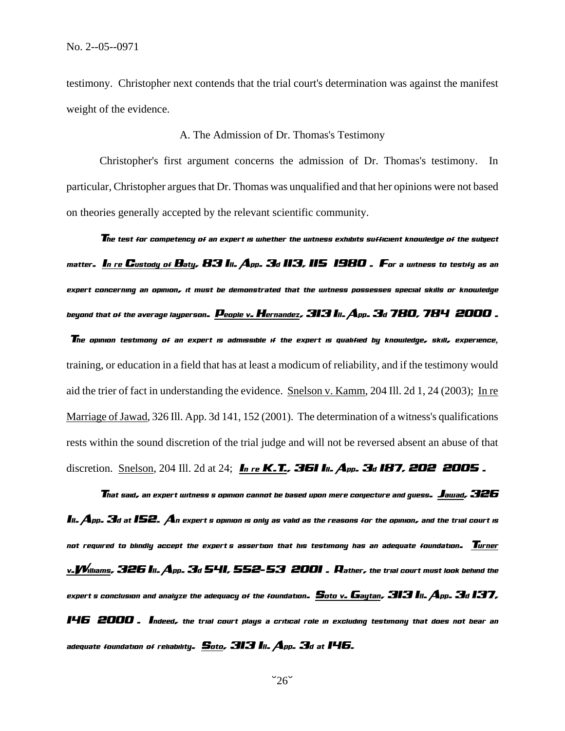testimony. Christopher next contends that the trial court's determination was against the manifest weight of the evidence.

A. The Admission of Dr. Thomas's Testimony

Christopher's first argument concerns the admission of Dr. Thomas's testimony. In particular, Christopher argues that Dr. Thomas was unqualified and that her opinions were not based on theories generally accepted by the relevant scientific community.

The test for competency of an expert is whether the witness exhibits sufficient knowledge of the subject matter. In re Custody of Baty, 83 Ill. App. 3d 113, 115 (1980). For a witness to testify as an expert concerning an opinion, it must be demonstrated that the witness possesses special skills or knowledge beyond that of the average layperson. People v. Hernandez, 313 Ill. App. 3d 780, 784 (2000). The opinion testimony of an expert is admissible if the expert is qualified by knowledge, skill, experience, training, or education in a field that has at least a modicum of reliability, and if the testimony would aid the trier of fact in understanding the evidence. Snelson v. Kamm, 204 Ill. 2d 1, 24 (2003); In re Marriage of Jawad, 326 Ill. App. 3d 141, 152 (2001). The determination of a witness's qualifications rests within the sound discretion of the trial judge and will not be reversed absent an abuse of that discretion. Snelson, 204 Ill. 2d at 24; In re K.T., 361 Ill. App. 3d 187, 202 (2005).

That said, an expert witness's opinion cannot be based upon mere conjecture and guess. Jawad, 326 Ill. App. 3d at 152. An expert's opinion is only as valid as the reasons for the opinion, and the trial court is not required to blindly accept the expert's assertion that his testimony has an adequate foundation. Turner v. Williams, 326 Ill. App. 3d 541, 552-53 (2001). Rather, the trial court must look behind the expert's conclusion and analyze the adequacy of the foundation. Soto v. Gaytan, 313 Ill. App. 3d 137, 146 (2000). Indeed, the trial court plays a critical role in excluding testimony that does not bear an adequate foundation of reliability. Soto, 313 Ill. App. 3d at 146.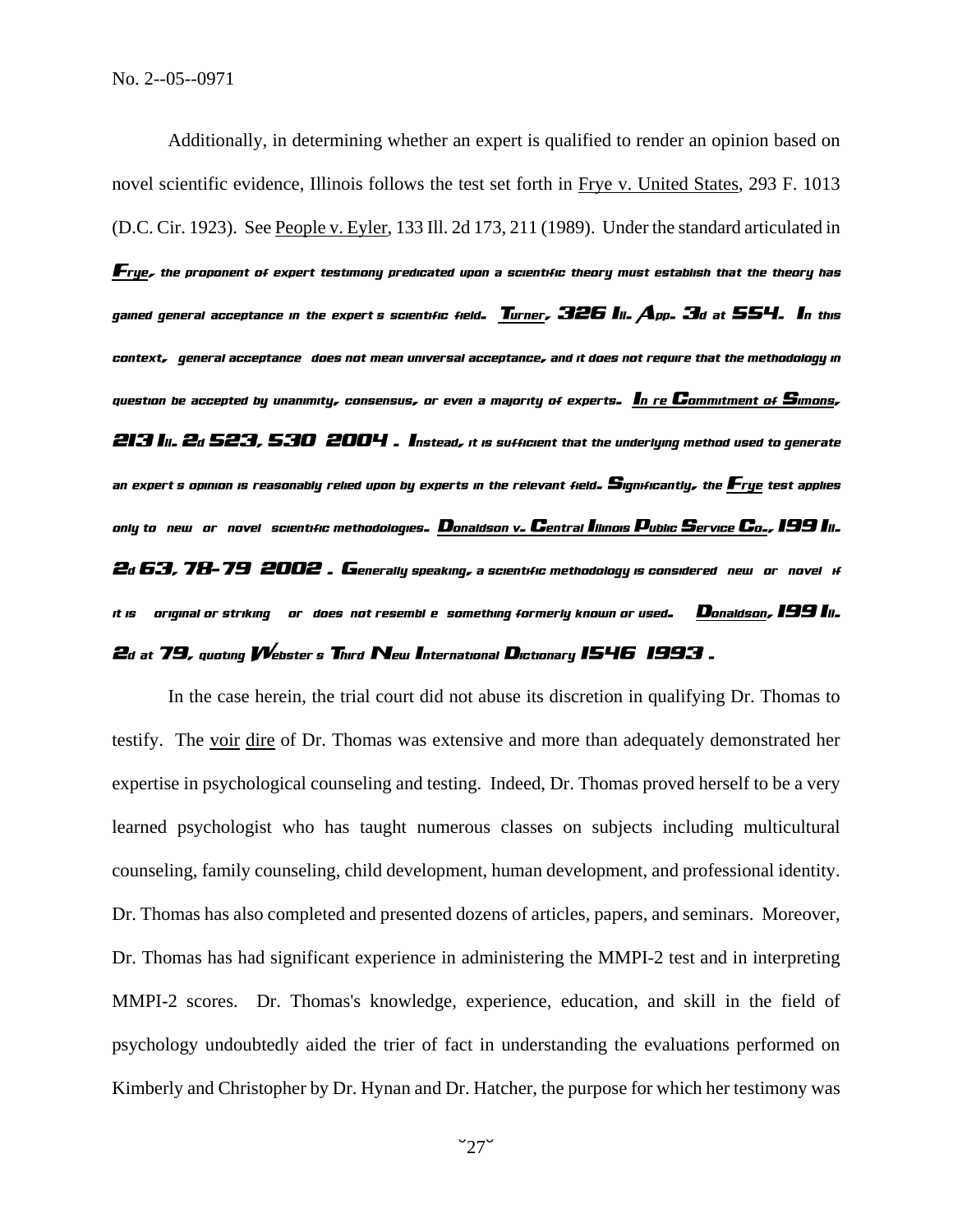Additionally, in determining whether an expert is qualified to render an opinion based on novel scientific evidence, Illinois follows the test set forth in Frye v. United States, 293 F. 1013 (D.C. Cir. 1923). See People v. Eyler, 133 Ill. 2d 173, 211 (1989). Under the standard articulated in Frye, the proponent of expert testimony predicated upon a scientific theory must establish that the theory has gained general acceptance in the expert's scientific field. Turner, 326 Ill. App. 3d at 554. In this context, "general acceptance" does not mean universal acceptance, and it does not require that the methodology in question be accepted by unanimity, consensus, or even a majority of experts. In re Commitment of Simons, 213 Ill. 2d 523, 530 (2004). Instead, it is sufficient that the underlying method used to generate an expert's opinion is reasonably relied upon by experts in the relevant field. Significantly, the Frye test applies only to "new" or "novel" scientific methodologies. Donaldson v. Central Illinois Public Service Co., 199 Ill. 2d 63, 78-79 (2002). Generally speaking, a scientific methodology is considered "new" or "novel" if it is "'original or striking'" or "does not resemble something formerly known or used." Donaldson, 199 Ill. 2d at 79, quoting Webster's Third New International Dictionary 1546 (1993).

In the case herein, the trial court did not abuse its discretion in qualifying Dr. Thomas to testify. The voir dire of Dr. Thomas was extensive and more than adequately demonstrated her expertise in psychological counseling and testing. Indeed, Dr. Thomas proved herself to be a very learned psychologist who has taught numerous classes on subjects including multicultural counseling, family counseling, child development, human development, and professional identity. Dr. Thomas has also completed and presented dozens of articles, papers, and seminars. Moreover, Dr. Thomas has had significant experience in administering the MMPI-2 test and in interpreting MMPI-2 scores. Dr. Thomas's knowledge, experience, education, and skill in the field of psychology undoubtedly aided the trier of fact in understanding the evaluations performed on Kimberly and Christopher by Dr. Hynan and Dr. Hatcher, the purpose for which her testimony was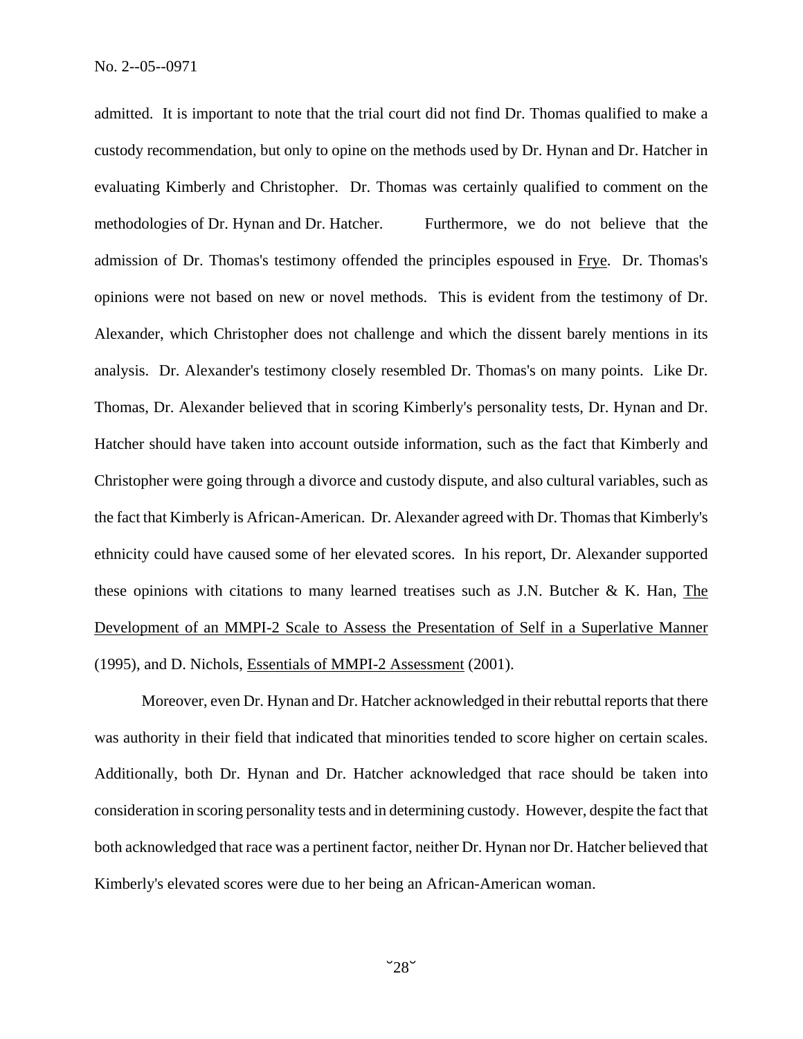admitted. It is important to note that the trial court did not find Dr. Thomas qualified to make a custody recommendation, but only to opine on the methods used by Dr. Hynan and Dr. Hatcher in evaluating Kimberly and Christopher. Dr. Thomas was certainly qualified to comment on the methodologies of Dr. Hynan and Dr. Hatcher. Furthermore, we do not believe that the admission of Dr. Thomas's testimony offended the principles espoused in Frye. Dr. Thomas's opinions were not based on new or novel methods. This is evident from the testimony of Dr. Alexander, which Christopher does not challenge and which the dissent barely mentions in its analysis. Dr. Alexander's testimony closely resembled Dr. Thomas's on many points. Like Dr. Thomas, Dr. Alexander believed that in scoring Kimberly's personality tests, Dr. Hynan and Dr. Hatcher should have taken into account outside information, such as the fact that Kimberly and Christopher were going through a divorce and custody dispute, and also cultural variables, such as the fact that Kimberly is African-American. Dr. Alexander agreed with Dr. Thomas that Kimberly's ethnicity could have caused some of her elevated scores. In his report, Dr. Alexander supported these opinions with citations to many learned treatises such as J.N. Butcher & K. Han, The Development of an MMPI-2 Scale to Assess the Presentation of Self in a Superlative Manner (1995), and D. Nichols, Essentials of MMPI-2 Assessment (2001).

Moreover, even Dr. Hynan and Dr. Hatcher acknowledged in their rebuttal reports that there was authority in their field that indicated that minorities tended to score higher on certain scales. Additionally, both Dr. Hynan and Dr. Hatcher acknowledged that race should be taken into consideration in scoring personality tests and in determining custody. However, despite the fact that both acknowledged that race was a pertinent factor, neither Dr. Hynan nor Dr. Hatcher believed that Kimberly's elevated scores were due to her being an African-American woman.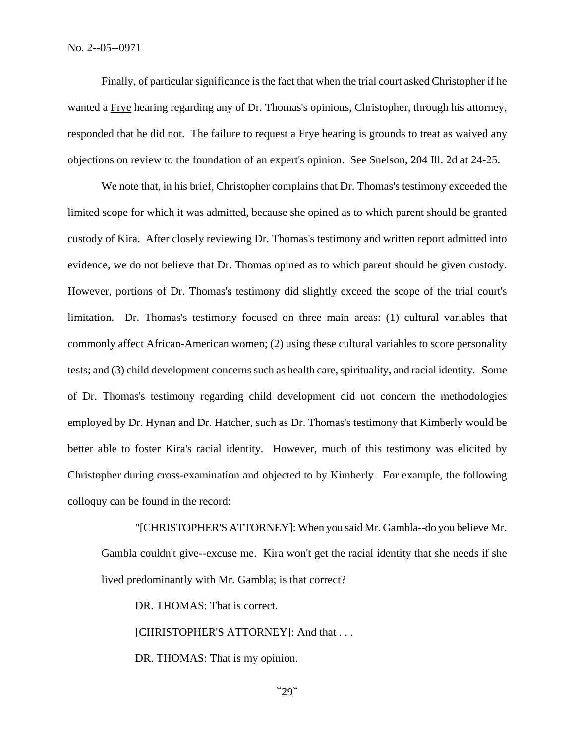Finally, of particular significance is the fact that when the trial court asked Christopher if he wanted a Frye hearing regarding any of Dr. Thomas's opinions, Christopher, through his attorney, responded that he did not. The failure to request a Frye hearing is grounds to treat as waived any objections on review to the foundation of an expert's opinion. See Snelson, 204 Ill. 2d at 24-25.

We note that, in his brief, Christopher complains that Dr. Thomas's testimony exceeded the limited scope for which it was admitted, because she opined as to which parent should be granted custody of Kira. After closely reviewing Dr. Thomas's testimony and written report admitted into evidence, we do not believe that Dr. Thomas opined as to which parent should be given custody. However, portions of Dr. Thomas's testimony did slightly exceed the scope of the trial court's limitation. Dr. Thomas's testimony focused on three main areas: (1) cultural variables that commonly affect African-American women; (2) using these cultural variables to score personality tests; and (3) child development concerns such as health care, spirituality, and racial identity. Some of Dr. Thomas's testimony regarding child development did not concern the methodologies employed by Dr. Hynan and Dr. Hatcher, such as Dr. Thomas's testimony that Kimberly would be better able to foster Kira's racial identity. However, much of this testimony was elicited by Christopher during cross-examination and objected to by Kimberly. For example, the following colloquy can be found in the record:

> "[CHRISTOPHER'S ATTORNEY]: When you said Mr. Gambla--do you believe Mr. Gambla couldn't give--excuse me. Kira won't get the racial identity that she needs if she lived predominantly with Mr. Gambla; is that correct?
>
> DR. THOMAS: That is correct.
>
> [CHRISTOPHER'S ATTORNEY]: And that . . .
>
> DR. THOMAS: That is my opinion.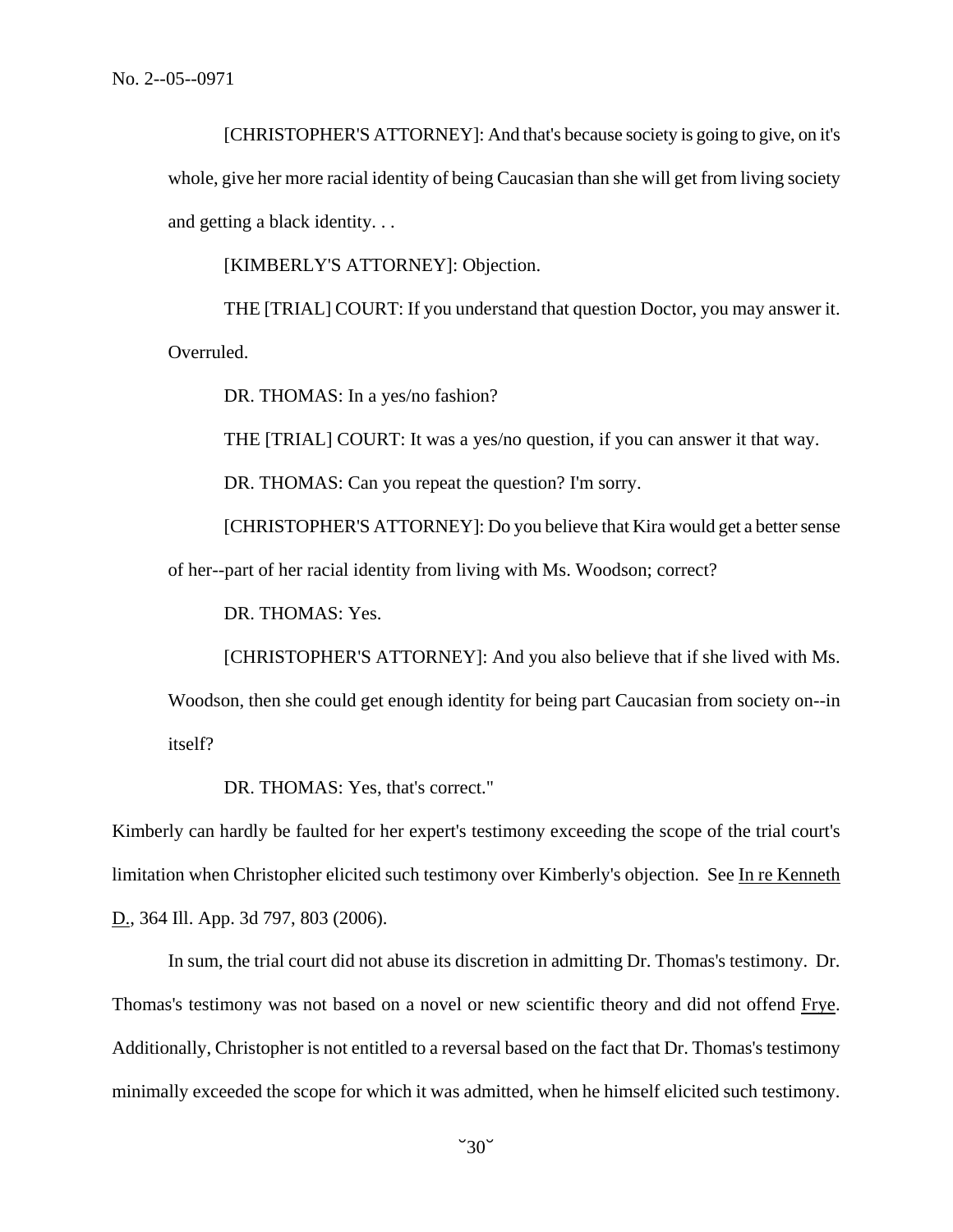[CHRISTOPHER'S ATTORNEY]: And that's because society is going to give, on it's whole, give her more racial identity of being Caucasian than she will get from living society and getting a black identity. . .

[KIMBERLY'S ATTORNEY]: Objection.

THE [TRIAL] COURT: If you understand that question Doctor, you may answer it. Overruled.

DR. THOMAS: In a yes/no fashion?

THE [TRIAL] COURT: It was a yes/no question, if you can answer it that way.

DR. THOMAS: Can you repeat the question? I'm sorry.

[CHRISTOPHER'S ATTORNEY]: Do you believe that Kira would get a better sense of her--part of her racial identity from living with Ms. Woodson; correct?

DR. THOMAS: Yes.

[CHRISTOPHER'S ATTORNEY]: And you also believe that if she lived with Ms. Woodson, then she could get enough identity for being part Caucasian from society on--in itself?

DR. THOMAS: Yes, that's correct."

Kimberly can hardly be faulted for her expert's testimony exceeding the scope of the trial court's limitation when Christopher elicited such testimony over Kimberly's objection. See In re Kenneth D., 364 Ill. App. 3d 797, 803 (2006).

In sum, the trial court did not abuse its discretion in admitting Dr. Thomas's testimony. Dr. Thomas's testimony was not based on a novel or new scientific theory and did not offend Frye. Additionally, Christopher is not entitled to a reversal based on the fact that Dr. Thomas's testimony minimally exceeded the scope for which it was admitted, when he himself elicited such testimony.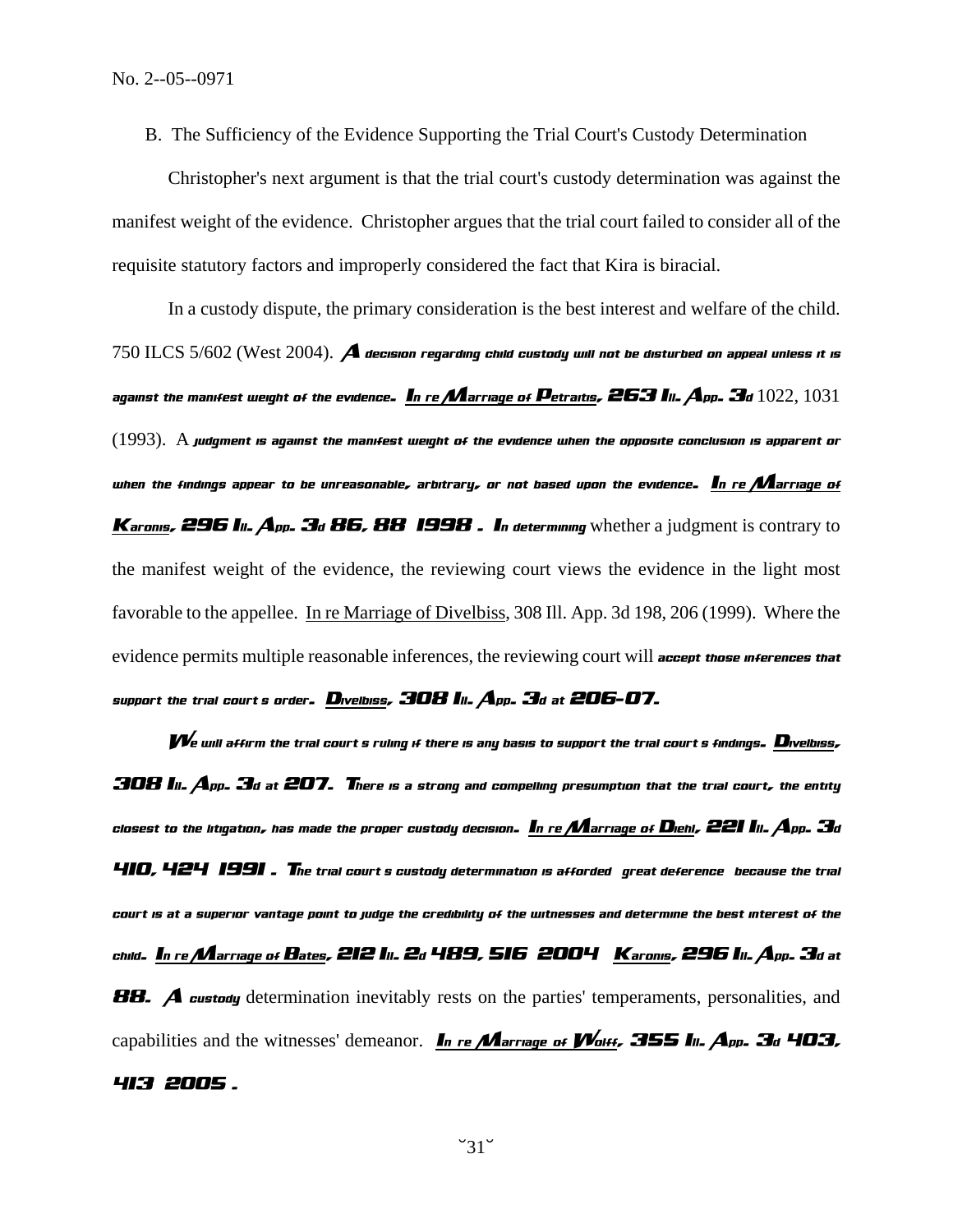B. The Sufficiency of the Evidence Supporting the Trial Court's Custody Determination

Christopher's next argument is that the trial court's custody determination was against the manifest weight of the evidence. Christopher argues that the trial court failed to consider all of the requisite statutory factors and improperly considered the fact that Kira is biracial.

In a custody dispute, the primary consideration is the best interest and welfare of the child. 750 ILCS 5/602 (West 2004). A decision regarding child custody will not be disturbed on appeal unless it is against the manifest weight of the evidence. In re Marriage of Petraitis, 263 Ill. App. 3d 1022, 1031 (1993). A judgment is against the manifest weight of the evidence when the opposite conclusion is apparent or when the findings appear to be unreasonable, arbitrary, or not based upon the evidence. In re Marriage of Karonis, 296 Ill. App. 3d 86, 88 (1998). In determining whether a judgment is contrary to the manifest weight of the evidence, the reviewing court views the evidence in the light most favorable to the appellee. In re Marriage of Divelbiss, 308 Ill. App. 3d 198, 206 (1999). Where the evidence permits multiple reasonable inferences, the reviewing court will accept those inferences that support the trial court's order. Divelbiss, 308 Ill. App. 3d at 206-07.

We will affirm the trial court's ruling if there is any basis to support the trial court's findings. Divelbiss, 308 Ill. App. 3d at 207. There is a strong and compelling presumption that the trial court, the entity closest to the litigation, has made the proper custody decision. In re Marriage of Diehl, 221 Ill. App. 3d 410, 424 (1991). The trial court's custody determination is afforded "great deference" because the trial court is at a superior vantage point to judge the credibility of the witnesses and determine the best interest of the child. In re Marriage of Bates, 212 Ill. 2d 489, 516 (2004); Karonis, 296 Ill. App. 3d at 88. A custody determination inevitably rests on the parties' temperaments, personalities, and capabilities and the witnesses' demeanor. In re Marriage of Wolff, 355 Ill. App. 3d 403, 413 (2005).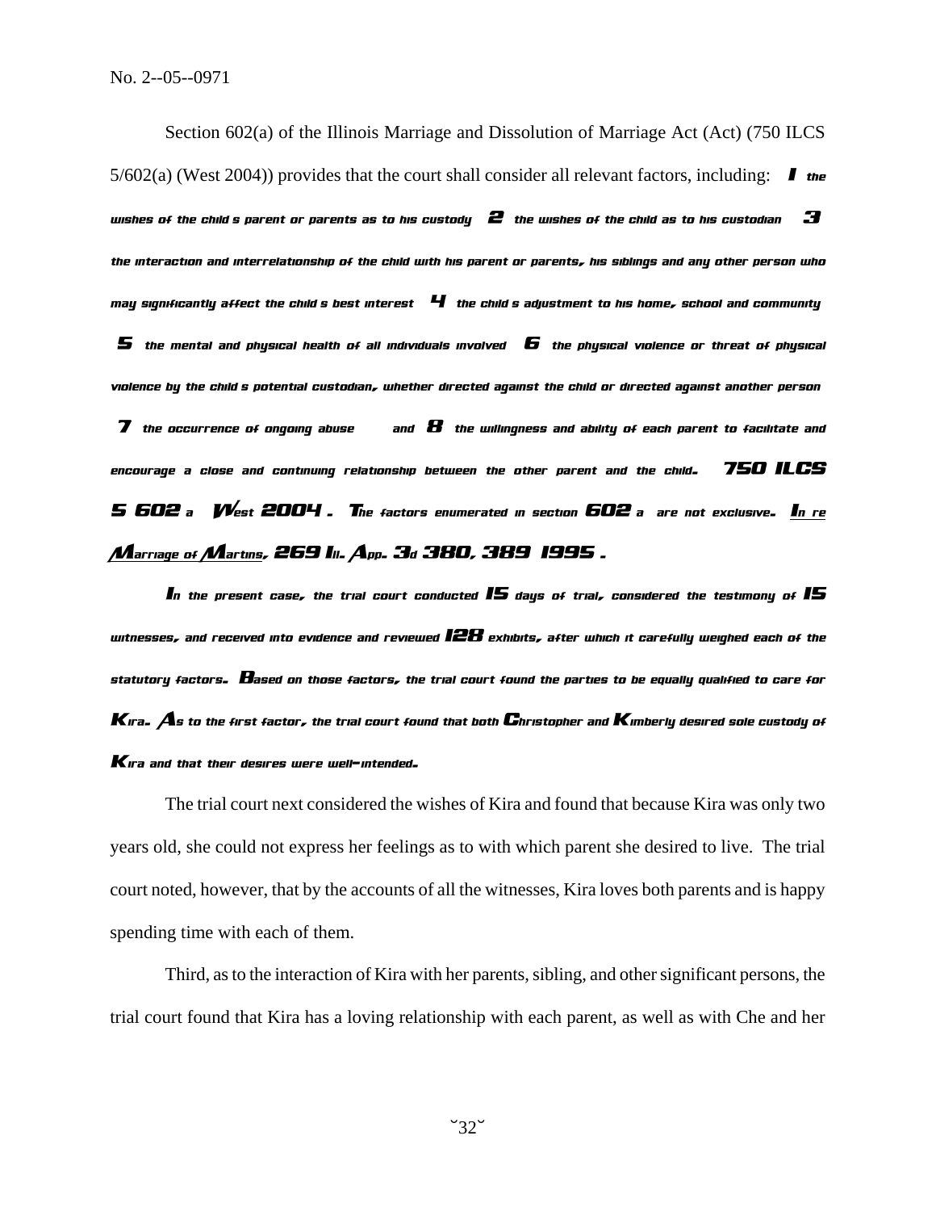Section 602(a) of the Illinois Marriage and Dissolution of Marriage Act (Act) (750 ILCS 5/602(a) (West 2004)) provides that the court shall consider all relevant factors, including: "(1) the wishes of the child's parent or parents as to his custody; (2) the wishes of the child as to his custodian; (3) the interaction and interrelationship of the child with his parent or parents, his siblings and any other person who may significantly affect the child's best interest; (4) the child's adjustment to his home, school and community; (5) the mental and physical health of all individuals involved; (6) the physical violence or threat of physical violence by the child's potential custodian, whether directed against the child or directed against another person; (7) the occurrence of ongoing abuse ***; and (8) the willingness and ability of each parent to facilitate and encourage a close and continuing relationship between the other parent and the child." 750 ILCS 5/602(a) (West 2004). The factors enumerated in section 602(a) are not exclusive. In re Marriage of Martins, 269 Ill. App. 3d 380, 389 (1995).

In the present case, the trial court conducted 15 days of trial, considered the testimony of 15 witnesses, and received into evidence and reviewed 128 exhibits, after which it carefully weighed each of the statutory factors. Based on those factors, the trial court found the parties to be equally qualified to care for Kira. As to the first factor, the trial court found that both Christopher and Kimberly desired sole custody of Kira and that their desires were well-intended.

The trial court next considered the wishes of Kira and found that because Kira was only two years old, she could not express her feelings as to with which parent she desired to live. The trial court noted, however, that by the accounts of all the witnesses, Kira loves both parents and is happy spending time with each of them.

Third, as to the interaction of Kira with her parents, sibling, and other significant persons, the trial court found that Kira has a loving relationship with each parent, as well as with Che and her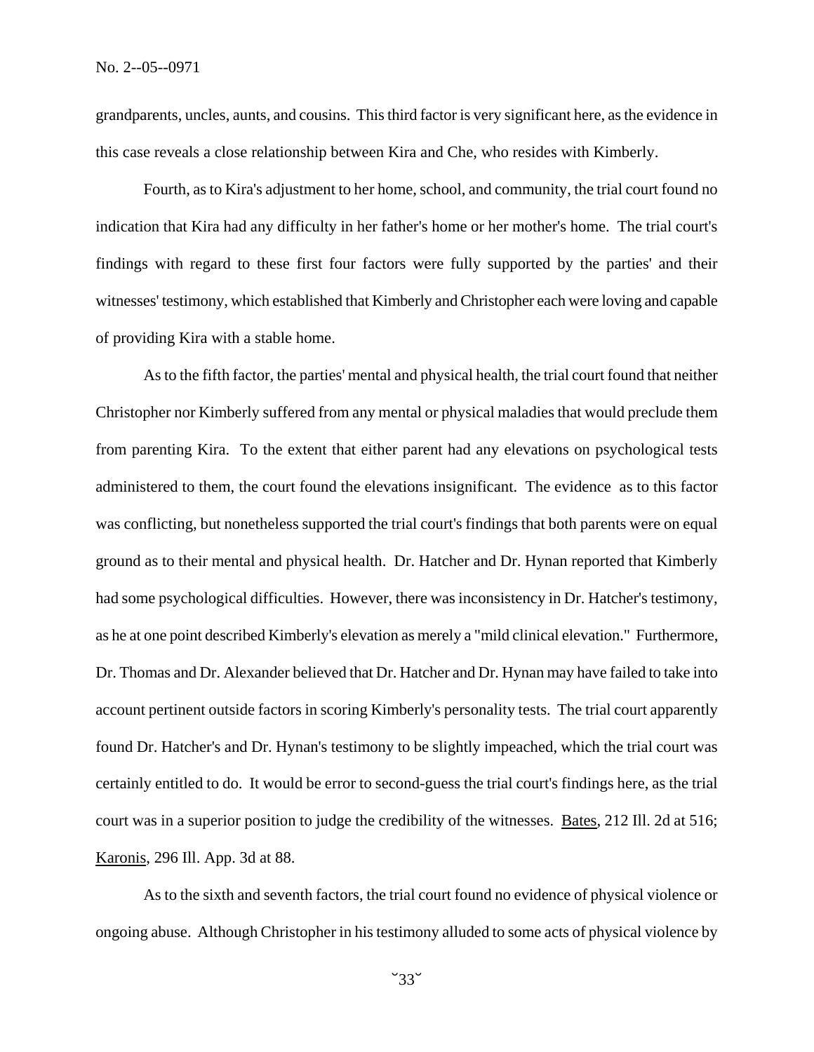grandparents, uncles, aunts, and cousins. This third factor is very significant here, as the evidence in this case reveals a close relationship between Kira and Che, who resides with Kimberly.

Fourth, as to Kira's adjustment to her home, school, and community, the trial court found no indication that Kira had any difficulty in her father's home or her mother's home. The trial court's findings with regard to these first four factors were fully supported by the parties' and their witnesses' testimony, which established that Kimberly and Christopher each were loving and capable of providing Kira with a stable home.

As to the fifth factor, the parties' mental and physical health, the trial court found that neither Christopher nor Kimberly suffered from any mental or physical maladies that would preclude them from parenting Kira. To the extent that either parent had any elevations on psychological tests administered to them, the court found the elevations insignificant. The evidence as to this factor was conflicting, but nonetheless supported the trial court's findings that both parents were on equal ground as to their mental and physical health. Dr. Hatcher and Dr. Hynan reported that Kimberly had some psychological difficulties. However, there was inconsistency in Dr. Hatcher's testimony, as he at one point described Kimberly's elevation as merely a "mild clinical elevation." Furthermore, Dr. Thomas and Dr. Alexander believed that Dr. Hatcher and Dr. Hynan may have failed to take into account pertinent outside factors in scoring Kimberly's personality tests. The trial court apparently found Dr. Hatcher's and Dr. Hynan's testimony to be slightly impeached, which the trial court was certainly entitled to do. It would be error to second-guess the trial court's findings here, as the trial court was in a superior position to judge the credibility of the witnesses. Bates, 212 Ill. 2d at 516; Karonis, 296 Ill. App. 3d at 88.

As to the sixth and seventh factors, the trial court found no evidence of physical violence or ongoing abuse. Although Christopher in his testimony alluded to some acts of physical violence by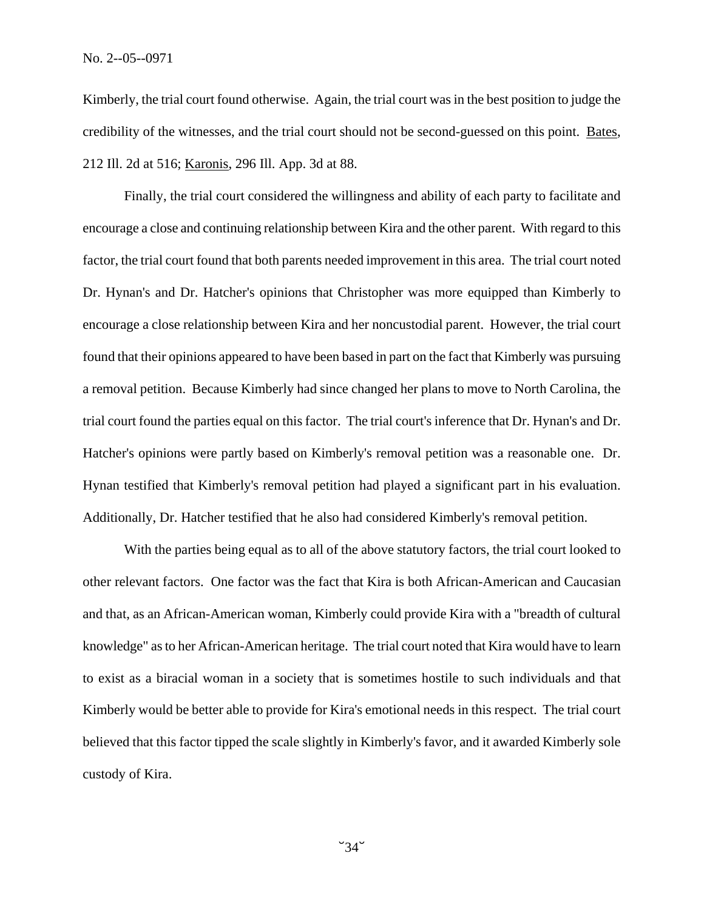Kimberly, the trial court found otherwise. Again, the trial court was in the best position to judge the credibility of the witnesses, and the trial court should not be second-guessed on this point. Bates, 212 Ill. 2d at 516; Karonis, 296 Ill. App. 3d at 88.

Finally, the trial court considered the willingness and ability of each party to facilitate and encourage a close and continuing relationship between Kira and the other parent. With regard to this factor, the trial court found that both parents needed improvement in this area. The trial court noted Dr. Hynan's and Dr. Hatcher's opinions that Christopher was more equipped than Kimberly to encourage a close relationship between Kira and her noncustodial parent. However, the trial court found that their opinions appeared to have been based in part on the fact that Kimberly was pursuing a removal petition. Because Kimberly had since changed her plans to move to North Carolina, the trial court found the parties equal on this factor. The trial court's inference that Dr. Hynan's and Dr. Hatcher's opinions were partly based on Kimberly's removal petition was a reasonable one. Dr. Hynan testified that Kimberly's removal petition had played a significant part in his evaluation. Additionally, Dr. Hatcher testified that he also had considered Kimberly's removal petition.

With the parties being equal as to all of the above statutory factors, the trial court looked to other relevant factors. One factor was the fact that Kira is both African-American and Caucasian and that, as an African-American woman, Kimberly could provide Kira with a "breadth of cultural knowledge" as to her African-American heritage. The trial court noted that Kira would have to learn to exist as a biracial woman in a society that is sometimes hostile to such individuals and that Kimberly would be better able to provide for Kira's emotional needs in this respect. The trial court believed that this factor tipped the scale slightly in Kimberly's favor, and it awarded Kimberly sole custody of Kira.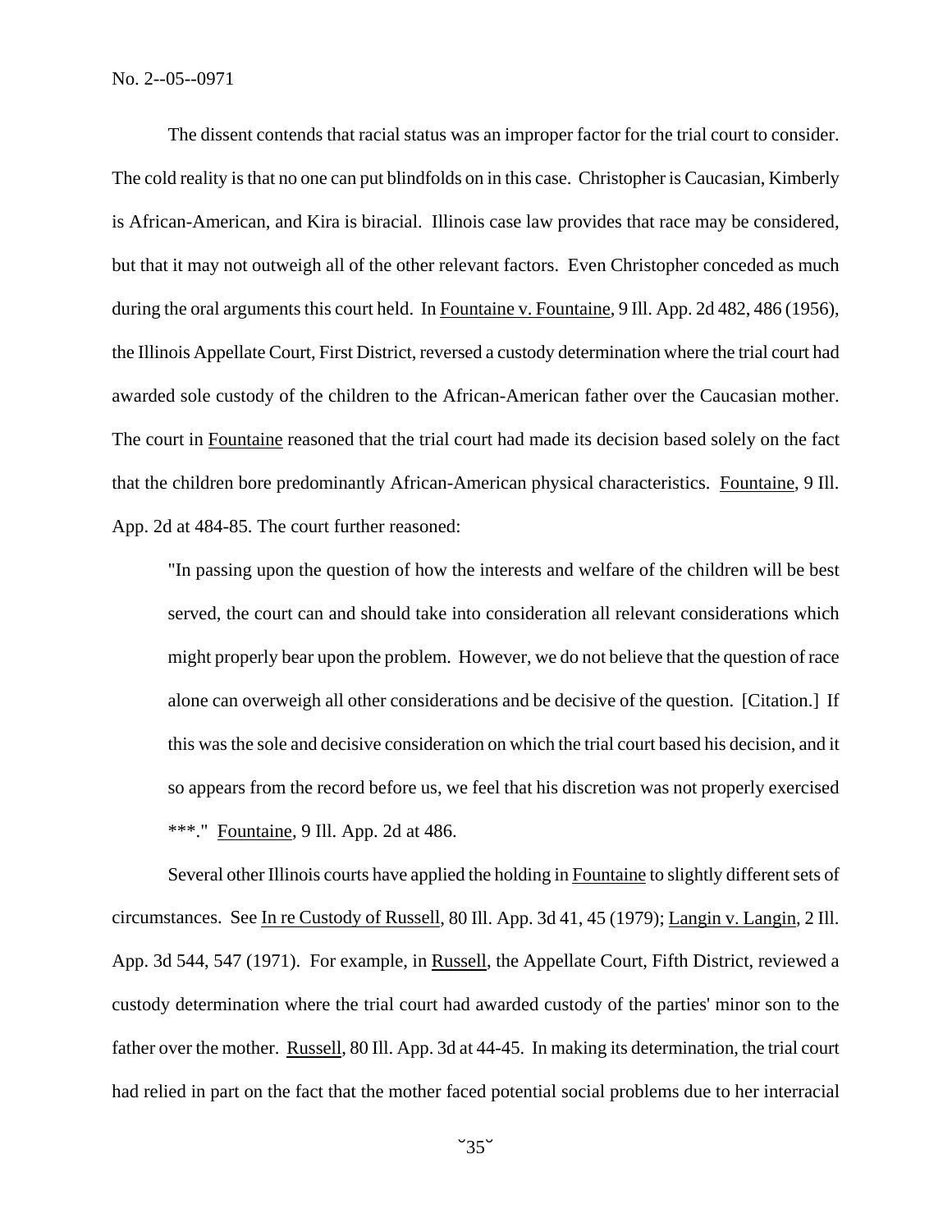The dissent contends that racial status was an improper factor for the trial court to consider. The cold reality is that no one can put blindfolds on in this case. Christopher is Caucasian, Kimberly is African-American, and Kira is biracial. Illinois case law provides that race may be considered, but that it may not outweigh all of the other relevant factors. Even Christopher conceded as much during the oral arguments this court held. In Fountaine v. Fountaine, 9 Ill. App. 2d 482, 486 (1956), the Illinois Appellate Court, First District, reversed a custody determination where the trial court had awarded sole custody of the children to the African-American father over the Caucasian mother. The court in Fountaine reasoned that the trial court had made its decision based solely on the fact that the children bore predominantly African-American physical characteristics. Fountaine, 9 Ill. App. 2d at 484-85. The court further reasoned:

> "In passing upon the question of how the interests and welfare of the children will be best served, the court can and should take into consideration all relevant considerations which might properly bear upon the problem. However, we do not believe that the question of race alone can overweigh all other considerations and be decisive of the question. [Citation.] If this was the sole and decisive consideration on which the trial court based his decision, and it so appears from the record before us, we feel that his discretion was not properly exercised ***." Fountaine, 9 Ill. App. 2d at 486.

Several other Illinois courts have applied the holding in Fountaine to slightly different sets of circumstances. See In re Custody of Russell, 80 Ill. App. 3d 41, 45 (1979); Langin v. Langin, 2 Ill. App. 3d 544, 547 (1971). For example, in Russell, the Appellate Court, Fifth District, reviewed a custody determination where the trial court had awarded custody of the parties' minor son to the father over the mother. Russell, 80 Ill. App. 3d at 44-45. In making its determination, the trial court had relied in part on the fact that the mother faced potential social problems due to her interracial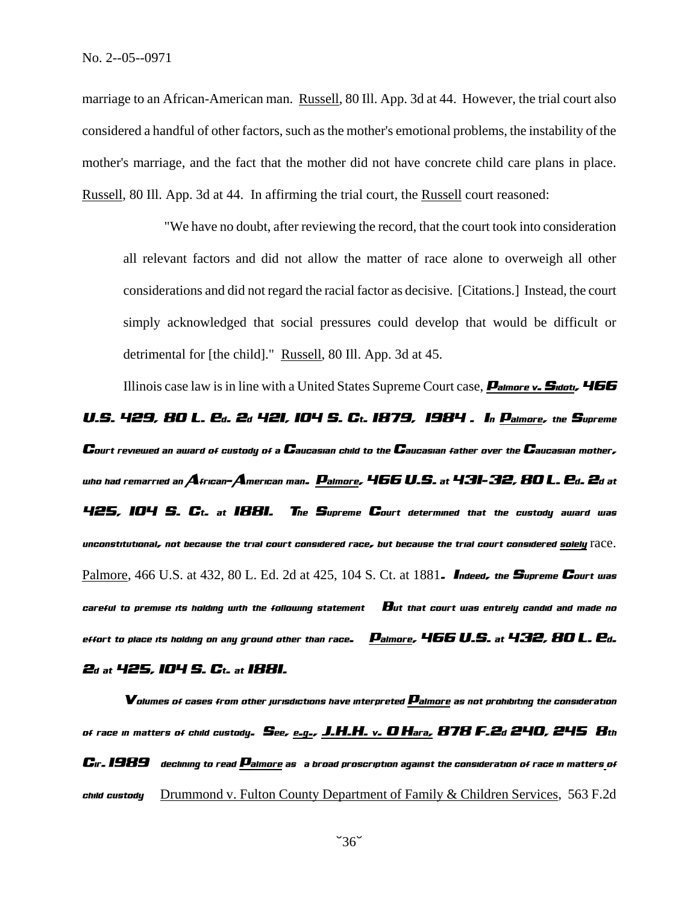marriage to an African-American man. Russell, 80 Ill. App. 3d at 44. However, the trial court also considered a handful of other factors, such as the mother's emotional problems, the instability of the mother's marriage, and the fact that the mother did not have concrete child care plans in place. Russell, 80 Ill. App. 3d at 44. In affirming the trial court, the Russell court reasoned:

> "We have no doubt, after reviewing the record, that the court took into consideration all relevant factors and did not allow the matter of race alone to overweigh all other considerations and did not regard the racial factor as decisive. [Citations.] Instead, the court simply acknowledged that social pressures could develop that would be difficult or detrimental for [the child]." Russell, 80 Ill. App. 3d at 45.

Illinois case law is in line with a United States Supreme Court case, Palmore v. Sidoti, 466 U.S. 429, 80 L. Ed. 2d 421, 104 S. Ct. 1879, 1984. In Palmore, the Supreme Court reviewed an award of custody of a Caucasian child to the Caucasian father over the Caucasian mother, who had remarried an African-American man. Palmore, 466 U.S. at 431-32, 80 L. Ed. 2d at 425, 104 S. Ct. at 1881. The Supreme Court determined that the custody award was unconstitutional, not because the trial court considered race, but because the trial court considered *solely* race. Palmore, 466 U.S. at 432, 80 L. Ed. 2d at 425, 104 S. Ct. at 1881. Indeed, the Supreme Court was careful to premise its holding with the following statement But that court was entirely candid and made no effort to place its holding on any ground other than race. Palmore, 466 U.S. at 432, 80 L. Ed. 2d at 425, 104 S. Ct. at 1881.

Volumes of cases from other jurisdictions have interpreted Palmore as not prohibiting the consideration of race in matters of child custody. See, *e.g.*, J.H.H. v. O Hara, 878 F.2d 240, 245 8th Cir. 1989 declining to read Palmore as a broad proscription against the consideration of race in matters of child custody Drummond v. Fulton County Department of Family & Children Services, 563 F.2d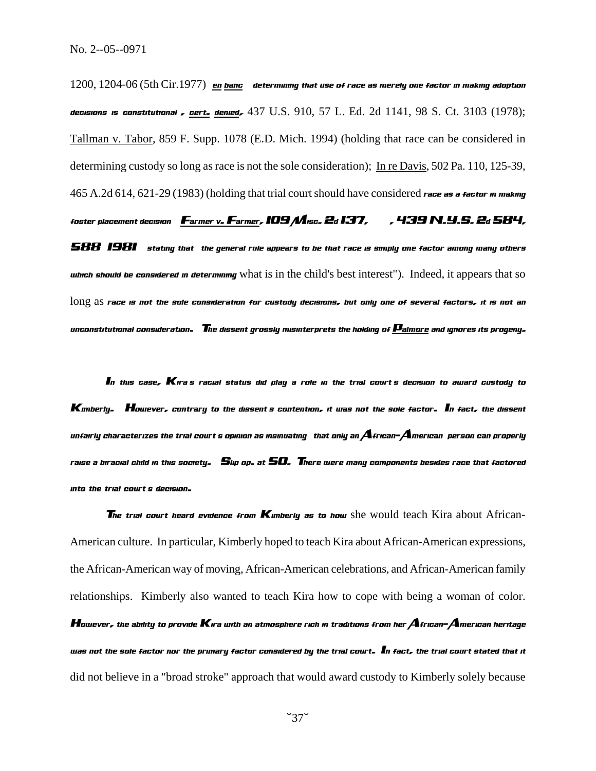1200, 1204-06 (5th Cir.1977) (en banc) (determining that use of race as merely one factor in making adoption decisions is constitutional), cert. denied, 437 U.S. 910, 57 L. Ed. 2d 1141, 98 S. Ct. 3103 (1978); Tallman v. Tabor, 859 F. Supp. 1078 (E.D. Mich. 1994) (holding that race can be considered in determining custody so long as race is not the sole consideration); In re Davis, 502 Pa. 110, 125-39, 465 A.2d 614, 621-29 (1983) (holding that trial court should have considered race as a factor in making foster placement decision); Farmer v. Farmer, 109 Misc. 2d 137, , 439 N.Y.S. 2d 584, 588 (1981) (stating that "the general rule appears to be that race is simply one factor among many others which should be considered in determining what is in the child's best interest"). Indeed, it appears that so long as race is not the sole consideration for custody decisions, but only one of several factors, it is not an unconstitutional consideration. The dissent grossly misinterprets the holding of Palmore and ignores its progeny.

In this case, Kira's racial status did play a role in the trial court's decision to award custody to Kimberly. However, contrary to the dissent's contention, it was not the sole factor. In fact, the dissent unfairly characterizes the trial court's opinion as "insinuating" that only an African-American "person can properly raise a biracial child in this society." Slip op. at 50. There were many components besides race that factored into the trial court's decision.

The trial court heard evidence from Kimberly as to how she would teach Kira about African-American culture. In particular, Kimberly hoped to teach Kira about African-American expressions, the African-American way of moving, African-American celebrations, and African-American family relationships. Kimberly also wanted to teach Kira how to cope with being a woman of color. However, the ability to provide Kira with an atmosphere rich in traditions from her African-American heritage was not the sole factor nor the primary factor considered by the trial court. In fact, the trial court stated that it did not believe in a "broad stroke" approach that would award custody to Kimberly solely because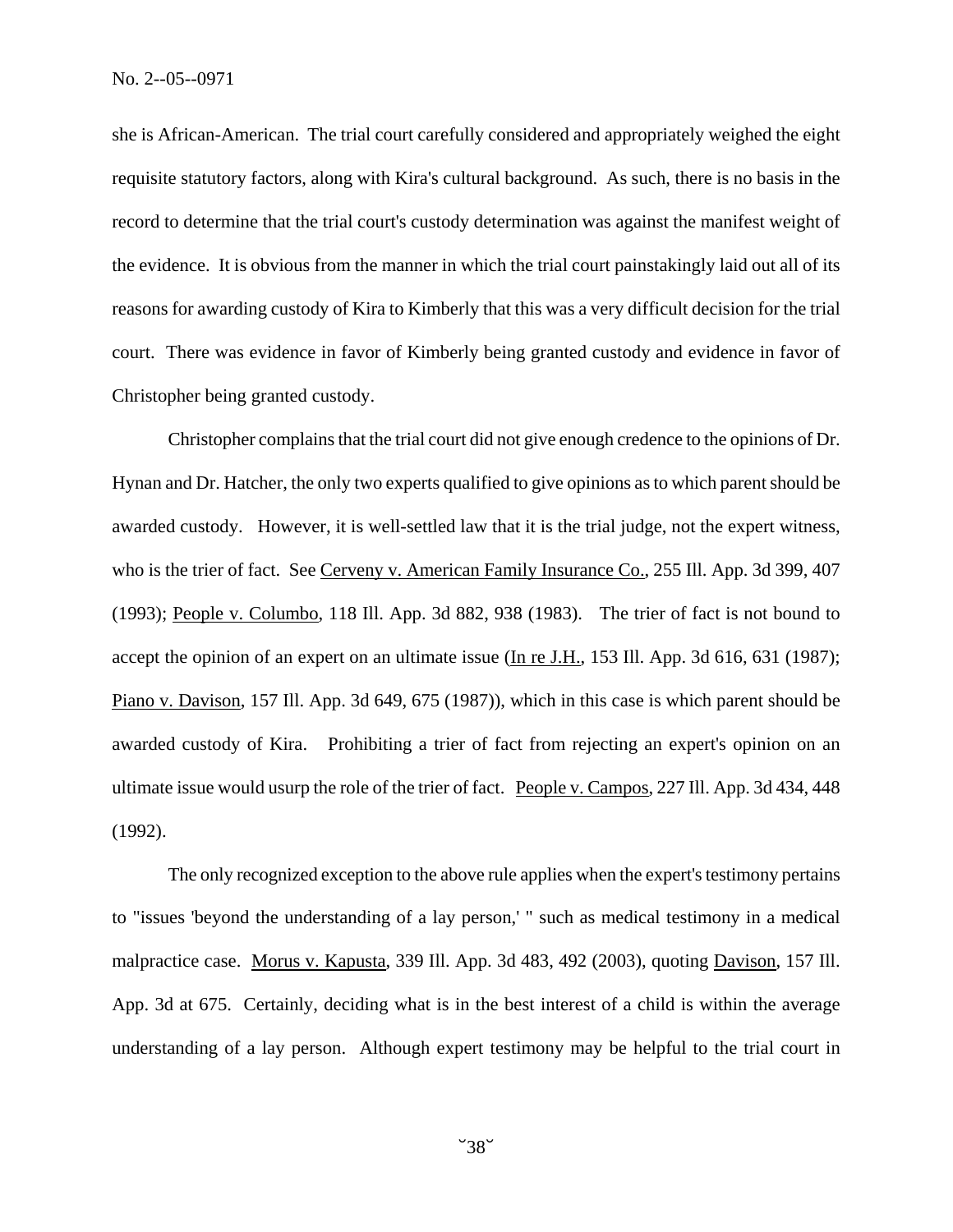she is African-American. The trial court carefully considered and appropriately weighed the eight requisite statutory factors, along with Kira's cultural background. As such, there is no basis in the record to determine that the trial court's custody determination was against the manifest weight of the evidence. It is obvious from the manner in which the trial court painstakingly laid out all of its reasons for awarding custody of Kira to Kimberly that this was a very difficult decision for the trial court. There was evidence in favor of Kimberly being granted custody and evidence in favor of Christopher being granted custody.

Christopher complains that the trial court did not give enough credence to the opinions of Dr. Hynan and Dr. Hatcher, the only two experts qualified to give opinions as to which parent should be awarded custody. However, it is well-settled law that it is the trial judge, not the expert witness, who is the trier of fact. See Cerveny v. American Family Insurance Co., 255 Ill. App. 3d 399, 407 (1993); People v. Columbo, 118 Ill. App. 3d 882, 938 (1983). The trier of fact is not bound to accept the opinion of an expert on an ultimate issue (In re J.H., 153 Ill. App. 3d 616, 631 (1987); Piano v. Davison, 157 Ill. App. 3d 649, 675 (1987)), which in this case is which parent should be awarded custody of Kira. Prohibiting a trier of fact from rejecting an expert's opinion on an ultimate issue would usurp the role of the trier of fact. People v. Campos, 227 Ill. App. 3d 434, 448 (1992).

The only recognized exception to the above rule applies when the expert's testimony pertains to "issues 'beyond the understanding of a lay person,' " such as medical testimony in a medical malpractice case. Morus v. Kapusta, 339 Ill. App. 3d 483, 492 (2003), quoting Davison, 157 Ill. App. 3d at 675. Certainly, deciding what is in the best interest of a child is within the average understanding of a lay person. Although expert testimony may be helpful to the trial court in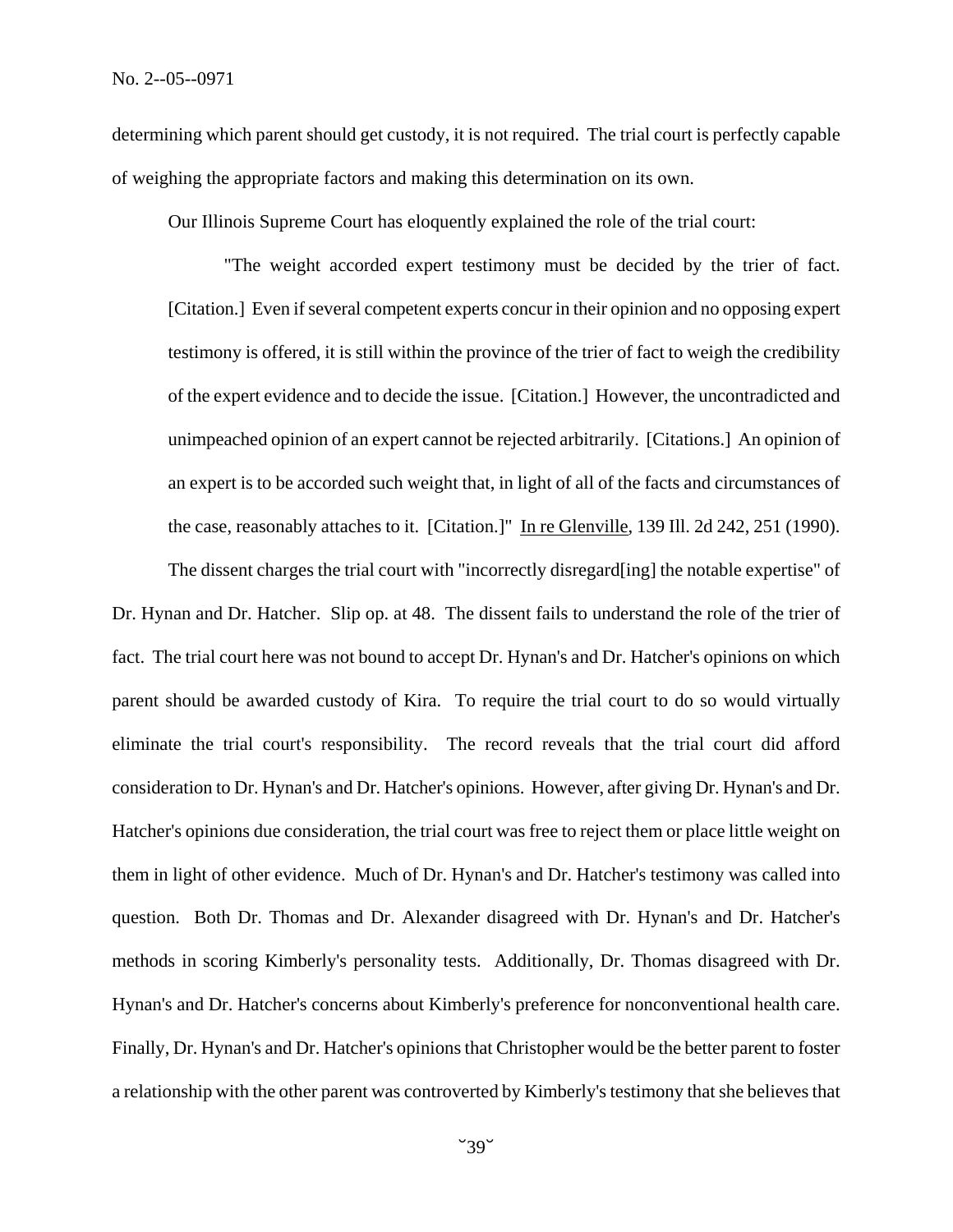determining which parent should get custody, it is not required. The trial court is perfectly capable of weighing the appropriate factors and making this determination on its own.

Our Illinois Supreme Court has eloquently explained the role of the trial court:

> "The weight accorded expert testimony must be decided by the trier of fact. [Citation.] Even if several competent experts concur in their opinion and no opposing expert testimony is offered, it is still within the province of the trier of fact to weigh the credibility of the expert evidence and to decide the issue. [Citation.] However, the uncontradicted and unimpeached opinion of an expert cannot be rejected arbitrarily. [Citations.] An opinion of an expert is to be accorded such weight that, in light of all of the facts and circumstances of the case, reasonably attaches to it. [Citation.]" In re Glenville, 139 Ill. 2d 242, 251 (1990).

The dissent charges the trial court with "incorrectly disregard[ing] the notable expertise" of Dr. Hynan and Dr. Hatcher. Slip op. at 48. The dissent fails to understand the role of the trier of fact. The trial court here was not bound to accept Dr. Hynan's and Dr. Hatcher's opinions on which parent should be awarded custody of Kira. To require the trial court to do so would virtually eliminate the trial court's responsibility. The record reveals that the trial court did afford consideration to Dr. Hynan's and Dr. Hatcher's opinions. However, after giving Dr. Hynan's and Dr. Hatcher's opinions due consideration, the trial court was free to reject them or place little weight on them in light of other evidence. Much of Dr. Hynan's and Dr. Hatcher's testimony was called into question. Both Dr. Thomas and Dr. Alexander disagreed with Dr. Hynan's and Dr. Hatcher's methods in scoring Kimberly's personality tests. Additionally, Dr. Thomas disagreed with Dr. Hynan's and Dr. Hatcher's concerns about Kimberly's preference for nonconventional health care. Finally, Dr. Hynan's and Dr. Hatcher's opinions that Christopher would be the better parent to foster a relationship with the other parent was controverted by Kimberly's testimony that she believes that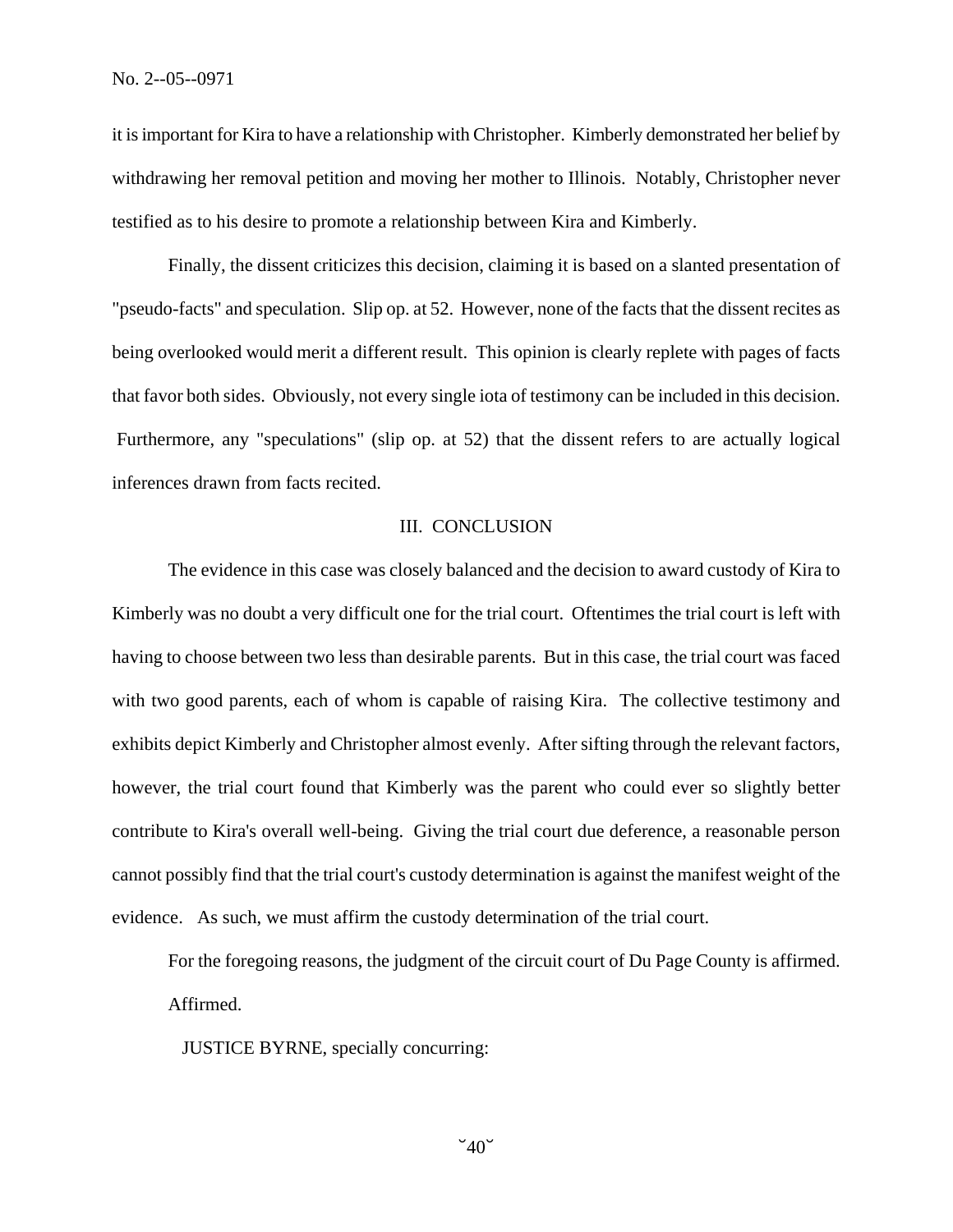it is important for Kira to have a relationship with Christopher. Kimberly demonstrated her belief by withdrawing her removal petition and moving her mother to Illinois. Notably, Christopher never testified as to his desire to promote a relationship between Kira and Kimberly.

Finally, the dissent criticizes this decision, claiming it is based on a slanted presentation of "pseudo-facts" and speculation. Slip op. at 52. However, none of the facts that the dissent recites as being overlooked would merit a different result. This opinion is clearly replete with pages of facts that favor both sides. Obviously, not every single iota of testimony can be included in this decision. Furthermore, any "speculations" (slip op. at 52) that the dissent refers to are actually logical inferences drawn from facts recited.

## III. CONCLUSION

The evidence in this case was closely balanced and the decision to award custody of Kira to Kimberly was no doubt a very difficult one for the trial court. Oftentimes the trial court is left with having to choose between two less than desirable parents. But in this case, the trial court was faced with two good parents, each of whom is capable of raising Kira. The collective testimony and exhibits depict Kimberly and Christopher almost evenly. After sifting through the relevant factors, however, the trial court found that Kimberly was the parent who could ever so slightly better contribute to Kira's overall well-being. Giving the trial court due deference, a reasonable person cannot possibly find that the trial court's custody determination is against the manifest weight of the evidence. As such, we must affirm the custody determination of the trial court.

For the foregoing reasons, the judgment of the circuit court of Du Page County is affirmed.

Affirmed.

JUSTICE BYRNE, specially concurring: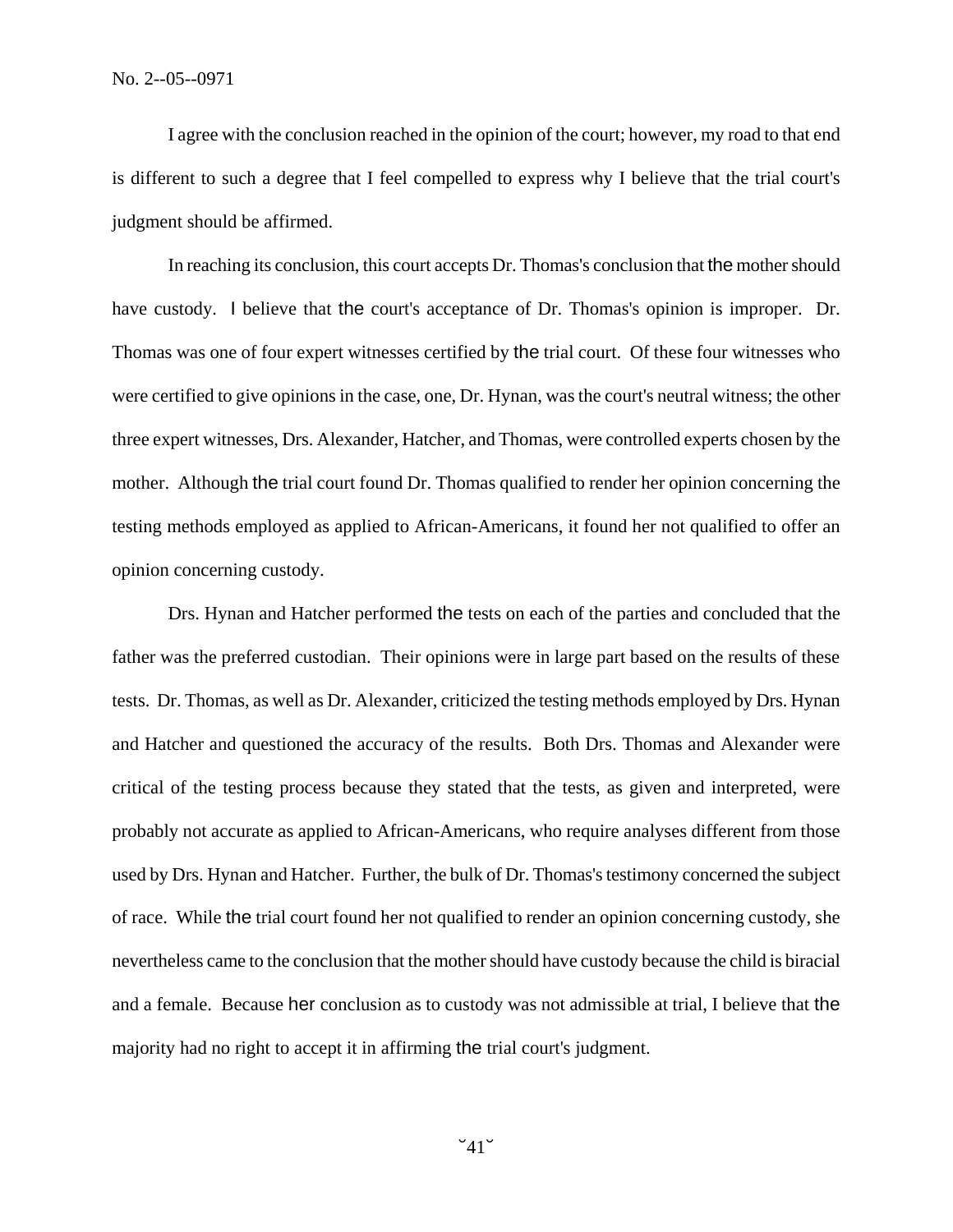I agree with the conclusion reached in the opinion of the court; however, my road to that end is different to such a degree that I feel compelled to express why I believe that the trial court's judgment should be affirmed.

In reaching its conclusion, this court accepts Dr. Thomas's conclusion that the mother should have custody. I believe that the court's acceptance of Dr. Thomas's opinion is improper. Dr. Thomas was one of four expert witnesses certified by the trial court. Of these four witnesses who were certified to give opinions in the case, one, Dr. Hynan, was the court's neutral witness; the other three expert witnesses, Drs. Alexander, Hatcher, and Thomas, were controlled experts chosen by the mother. Although the trial court found Dr. Thomas qualified to render her opinion concerning the testing methods employed as applied to African-Americans, it found her not qualified to offer an opinion concerning custody.

Drs. Hynan and Hatcher performed the tests on each of the parties and concluded that the father was the preferred custodian. Their opinions were in large part based on the results of these tests. Dr. Thomas, as well as Dr. Alexander, criticized the testing methods employed by Drs. Hynan and Hatcher and questioned the accuracy of the results. Both Drs. Thomas and Alexander were critical of the testing process because they stated that the tests, as given and interpreted, were probably not accurate as applied to African-Americans, who require analyses different from those used by Drs. Hynan and Hatcher. Further, the bulk of Dr. Thomas's testimony concerned the subject of race. While the trial court found her not qualified to render an opinion concerning custody, she nevertheless came to the conclusion that the mother should have custody because the child is biracial and a female. Because her conclusion as to custody was not admissible at trial, I believe that the majority had no right to accept it in affirming the trial court's judgment.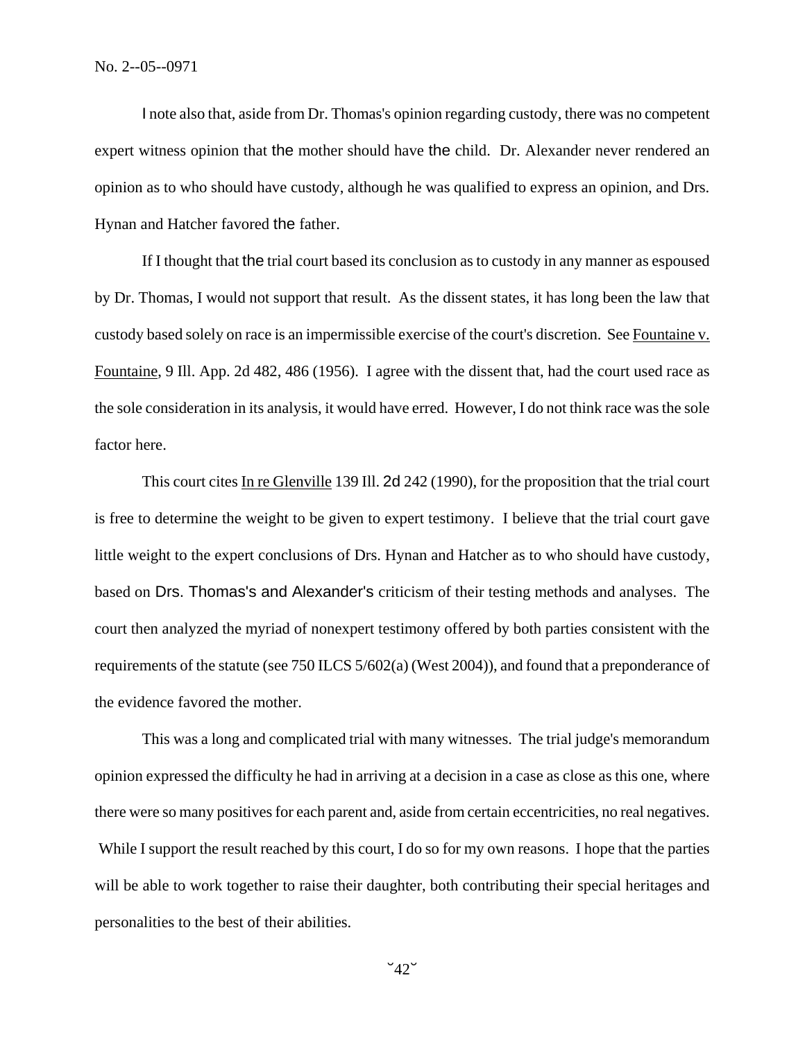I note also that, aside from Dr. Thomas's opinion regarding custody, there was no competent expert witness opinion that the mother should have the child. Dr. Alexander never rendered an opinion as to who should have custody, although he was qualified to express an opinion, and Drs. Hynan and Hatcher favored the father.

If I thought that the trial court based its conclusion as to custody in any manner as espoused by Dr. Thomas, I would not support that result. As the dissent states, it has long been the law that custody based solely on race is an impermissible exercise of the court's discretion. See Fountaine v. Fountaine, 9 Ill. App. 2d 482, 486 (1956). I agree with the dissent that, had the court used race as the sole consideration in its analysis, it would have erred. However, I do not think race was the sole factor here.

This court cites In re Glenville 139 Ill. 2d 242 (1990), for the proposition that the trial court is free to determine the weight to be given to expert testimony. I believe that the trial court gave little weight to the expert conclusions of Drs. Hynan and Hatcher as to who should have custody, based on Drs. Thomas's and Alexander's criticism of their testing methods and analyses. The court then analyzed the myriad of nonexpert testimony offered by both parties consistent with the requirements of the statute (see 750 ILCS 5/602(a) (West 2004)), and found that a preponderance of the evidence favored the mother.

This was a long and complicated trial with many witnesses. The trial judge's memorandum opinion expressed the difficulty he had in arriving at a decision in a case as close as this one, where there were so many positives for each parent and, aside from certain eccentricities, no real negatives. While I support the result reached by this court, I do so for my own reasons. I hope that the parties will be able to work together to raise their daughter, both contributing their special heritages and personalities to the best of their abilities.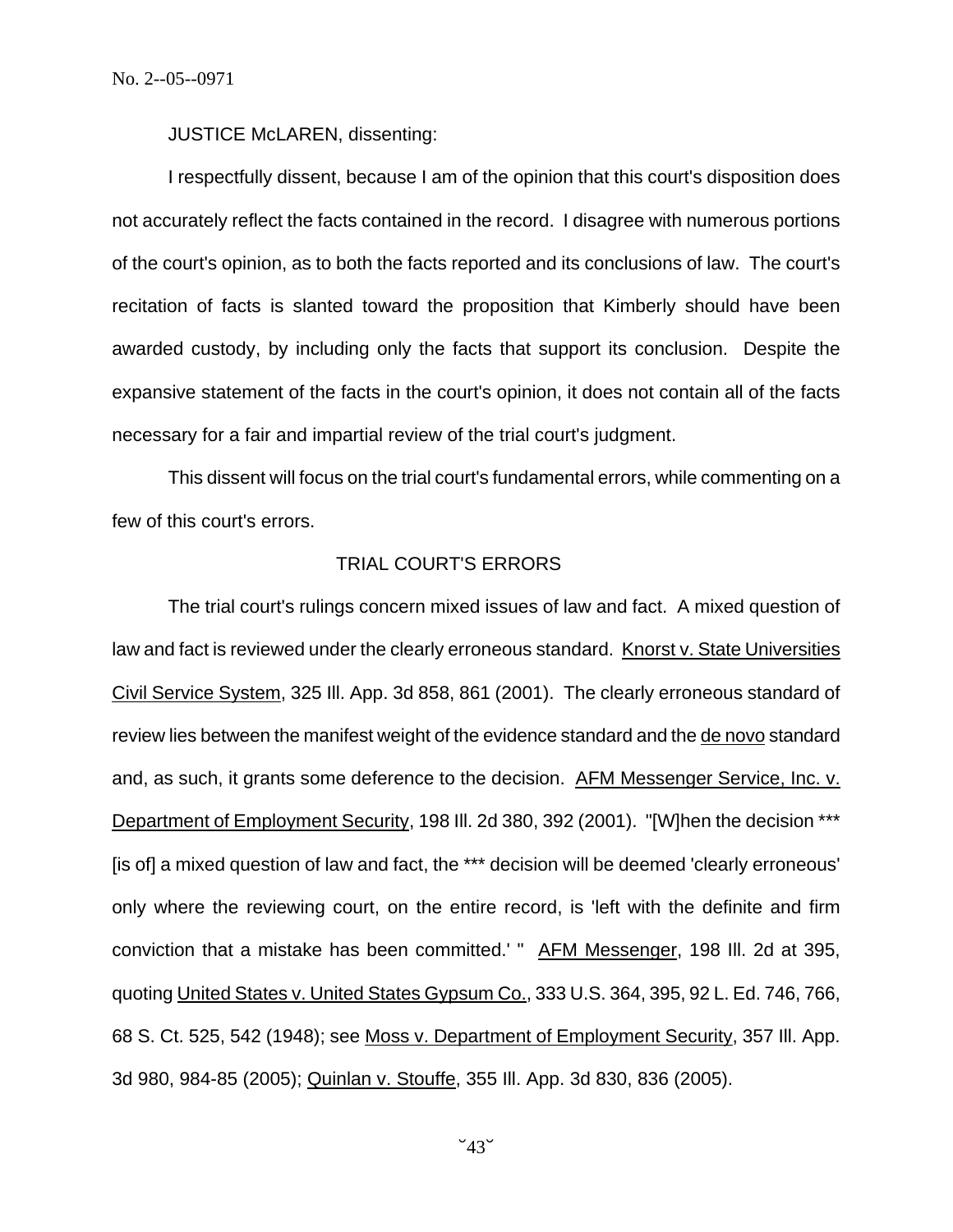JUSTICE McLAREN, dissenting:

I respectfully dissent, because I am of the opinion that this court's disposition does not accurately reflect the facts contained in the record. I disagree with numerous portions of the court's opinion, as to both the facts reported and its conclusions of law. The court's recitation of facts is slanted toward the proposition that Kimberly should have been awarded custody, by including only the facts that support its conclusion. Despite the expansive statement of the facts in the court's opinion, it does not contain all of the facts necessary for a fair and impartial review of the trial court's judgment.

This dissent will focus on the trial court's fundamental errors, while commenting on a few of this court's errors.

## TRIAL COURT'S ERRORS

The trial court's rulings concern mixed issues of law and fact. A mixed question of law and fact is reviewed under the clearly erroneous standard. Knorst v. State Universities Civil Service System, 325 Ill. App. 3d 858, 861 (2001). The clearly erroneous standard of review lies between the manifest weight of the evidence standard and the de novo standard and, as such, it grants some deference to the decision. AFM Messenger Service, Inc. v. Department of Employment Security, 198 Ill. 2d 380, 392 (2001). "[W]hen the decision *** [is of] a mixed question of law and fact, the *** decision will be deemed 'clearly erroneous' only where the reviewing court, on the entire record, is 'left with the definite and firm conviction that a mistake has been committed.' " AFM Messenger, 198 Ill. 2d at 395, quoting United States v. United States Gypsum Co., 333 U.S. 364, 395, 92 L. Ed. 746, 766, 68 S. Ct. 525, 542 (1948); see Moss v. Department of Employment Security, 357 Ill. App. 3d 980, 984-85 (2005); Quinlan v. Stouffe, 355 Ill. App. 3d 830, 836 (2005).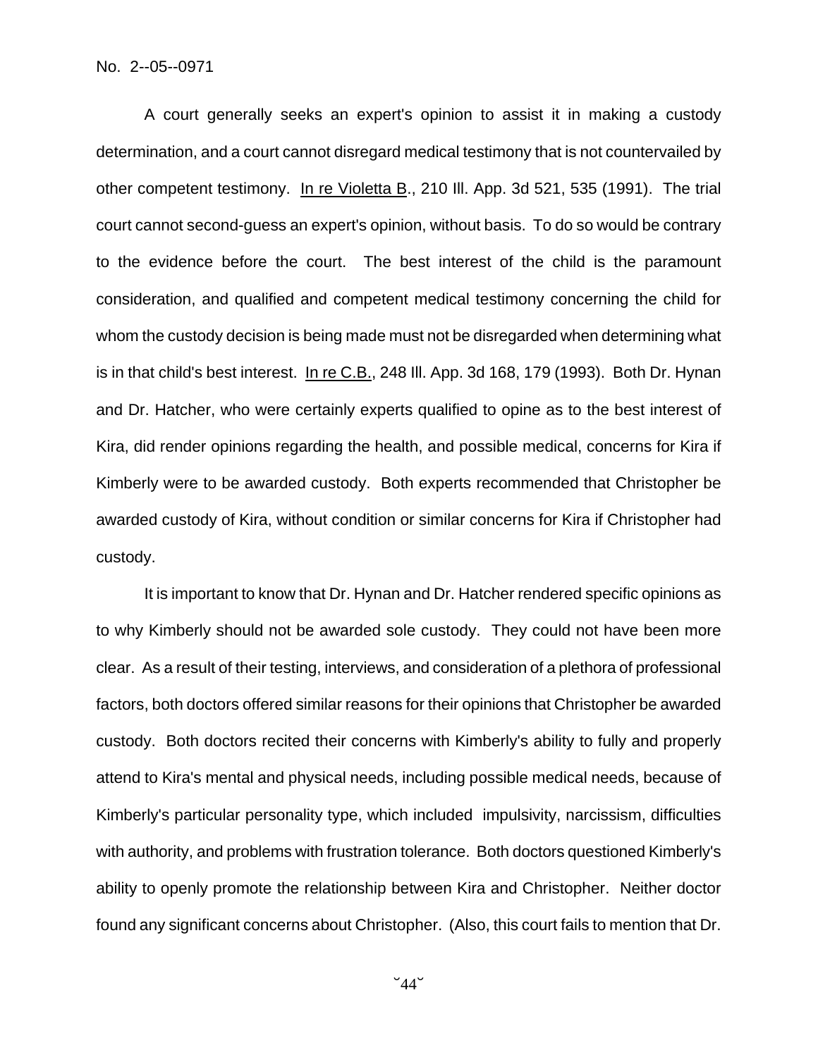A court generally seeks an expert's opinion to assist it in making a custody determination, and a court cannot disregard medical testimony that is not countervailed by other competent testimony. In re Violetta B., 210 Ill. App. 3d 521, 535 (1991). The trial court cannot second-guess an expert's opinion, without basis. To do so would be contrary to the evidence before the court. The best interest of the child is the paramount consideration, and qualified and competent medical testimony concerning the child for whom the custody decision is being made must not be disregarded when determining what is in that child's best interest. In re C.B., 248 Ill. App. 3d 168, 179 (1993). Both Dr. Hynan and Dr. Hatcher, who were certainly experts qualified to opine as to the best interest of Kira, did render opinions regarding the health, and possible medical, concerns for Kira if Kimberly were to be awarded custody. Both experts recommended that Christopher be awarded custody of Kira, without condition or similar concerns for Kira if Christopher had custody.

It is important to know that Dr. Hynan and Dr. Hatcher rendered specific opinions as to why Kimberly should not be awarded sole custody. They could not have been more clear. As a result of their testing, interviews, and consideration of a plethora of professional factors, both doctors offered similar reasons for their opinions that Christopher be awarded custody. Both doctors recited their concerns with Kimberly's ability to fully and properly attend to Kira's mental and physical needs, including possible medical needs, because of Kimberly's particular personality type, which included impulsivity, narcissism, difficulties with authority, and problems with frustration tolerance. Both doctors questioned Kimberly's ability to openly promote the relationship between Kira and Christopher. Neither doctor found any significant concerns about Christopher. (Also, this court fails to mention that Dr.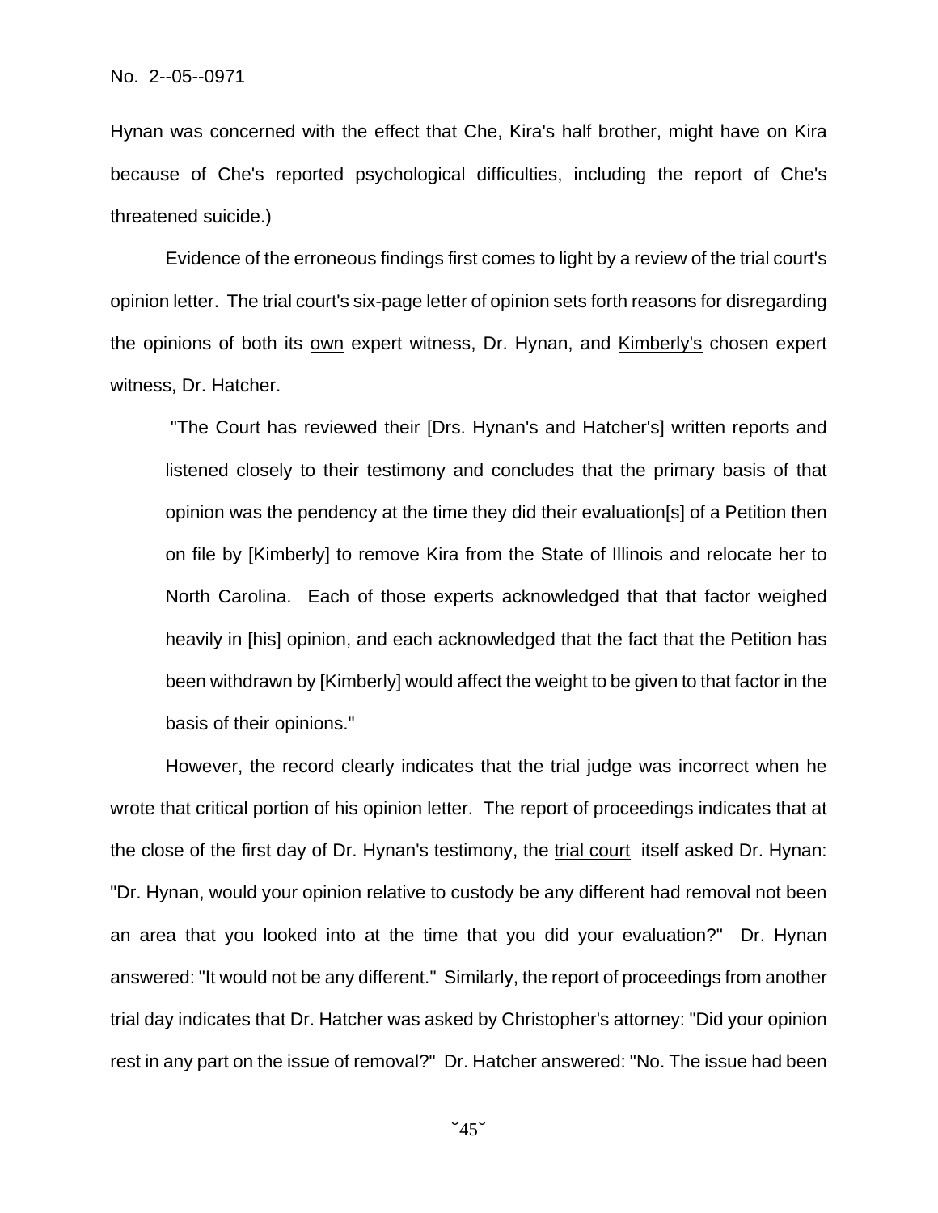Hynan was concerned with the effect that Che, Kira's half brother, might have on Kira because of Che's reported psychological difficulties, including the report of Che's threatened suicide.)

Evidence of the erroneous findings first comes to light by a review of the trial court's opinion letter. The trial court's six-page letter of opinion sets forth reasons for disregarding the opinions of both its own expert witness, Dr. Hynan, and Kimberly's chosen expert witness, Dr. Hatcher.

> "The Court has reviewed their [Drs. Hynan's and Hatcher's] written reports and listened closely to their testimony and concludes that the primary basis of that opinion was the pendency at the time they did their evaluation[s] of a Petition then on file by [Kimberly] to remove Kira from the State of Illinois and relocate her to North Carolina. Each of those experts acknowledged that that factor weighed heavily in [his] opinion, and each acknowledged that the fact that the Petition has been withdrawn by [Kimberly] would affect the weight to be given to that factor in the basis of their opinions."

However, the record clearly indicates that the trial judge was incorrect when he wrote that critical portion of his opinion letter. The report of proceedings indicates that at the close of the first day of Dr. Hynan's testimony, the trial court itself asked Dr. Hynan: "Dr. Hynan, would your opinion relative to custody be any different had removal not been an area that you looked into at the time that you did your evaluation?" Dr. Hynan answered: "It would not be any different." Similarly, the report of proceedings from another trial day indicates that Dr. Hatcher was asked by Christopher's attorney: "Did your opinion rest in any part on the issue of removal?" Dr. Hatcher answered: "No. The issue had been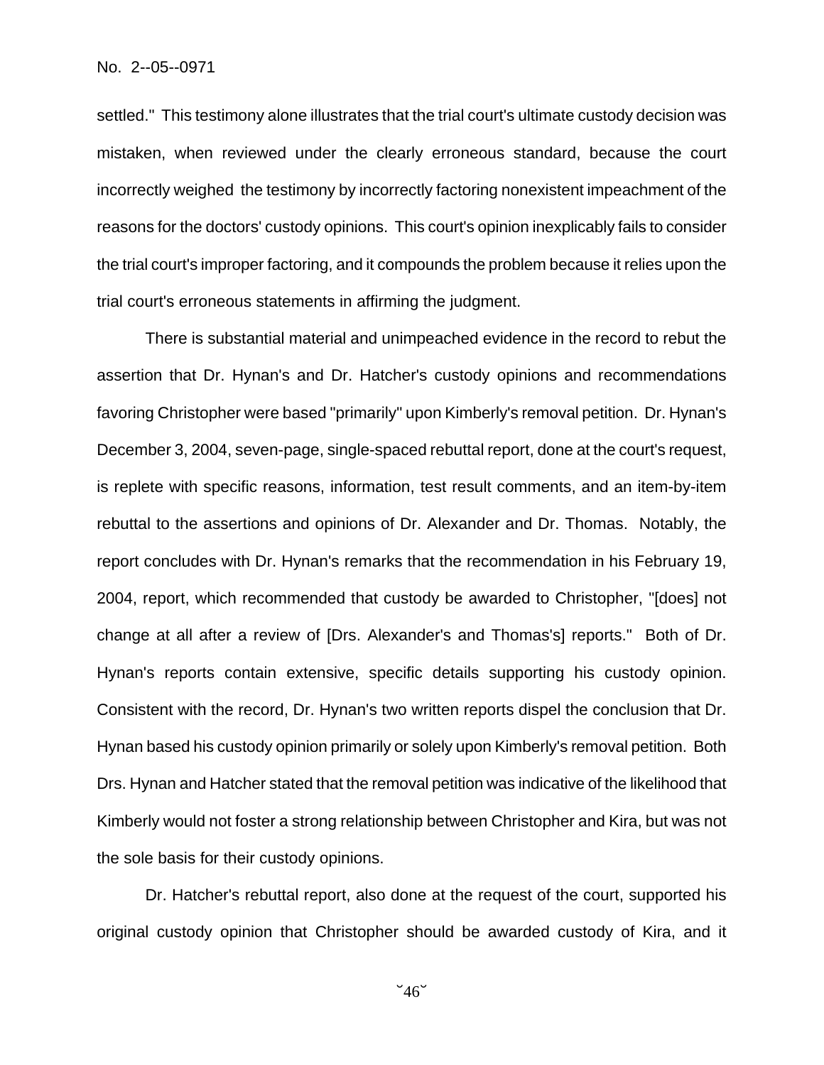settled." This testimony alone illustrates that the trial court's ultimate custody decision was mistaken, when reviewed under the clearly erroneous standard, because the court incorrectly weighed the testimony by incorrectly factoring nonexistent impeachment of the reasons for the doctors' custody opinions. This court's opinion inexplicably fails to consider the trial court's improper factoring, and it compounds the problem because it relies upon the trial court's erroneous statements in affirming the judgment.

There is substantial material and unimpeached evidence in the record to rebut the assertion that Dr. Hynan's and Dr. Hatcher's custody opinions and recommendations favoring Christopher were based "primarily" upon Kimberly's removal petition. Dr. Hynan's December 3, 2004, seven-page, single-spaced rebuttal report, done at the court's request, is replete with specific reasons, information, test result comments, and an item-by-item rebuttal to the assertions and opinions of Dr. Alexander and Dr. Thomas. Notably, the report concludes with Dr. Hynan's remarks that the recommendation in his February 19, 2004, report, which recommended that custody be awarded to Christopher, "[does] not change at all after a review of [Drs. Alexander's and Thomas's] reports." Both of Dr. Hynan's reports contain extensive, specific details supporting his custody opinion. Consistent with the record, Dr. Hynan's two written reports dispel the conclusion that Dr. Hynan based his custody opinion primarily or solely upon Kimberly's removal petition. Both Drs. Hynan and Hatcher stated that the removal petition was indicative of the likelihood that Kimberly would not foster a strong relationship between Christopher and Kira, but was not the sole basis for their custody opinions.

Dr. Hatcher's rebuttal report, also done at the request of the court, supported his original custody opinion that Christopher should be awarded custody of Kira, and it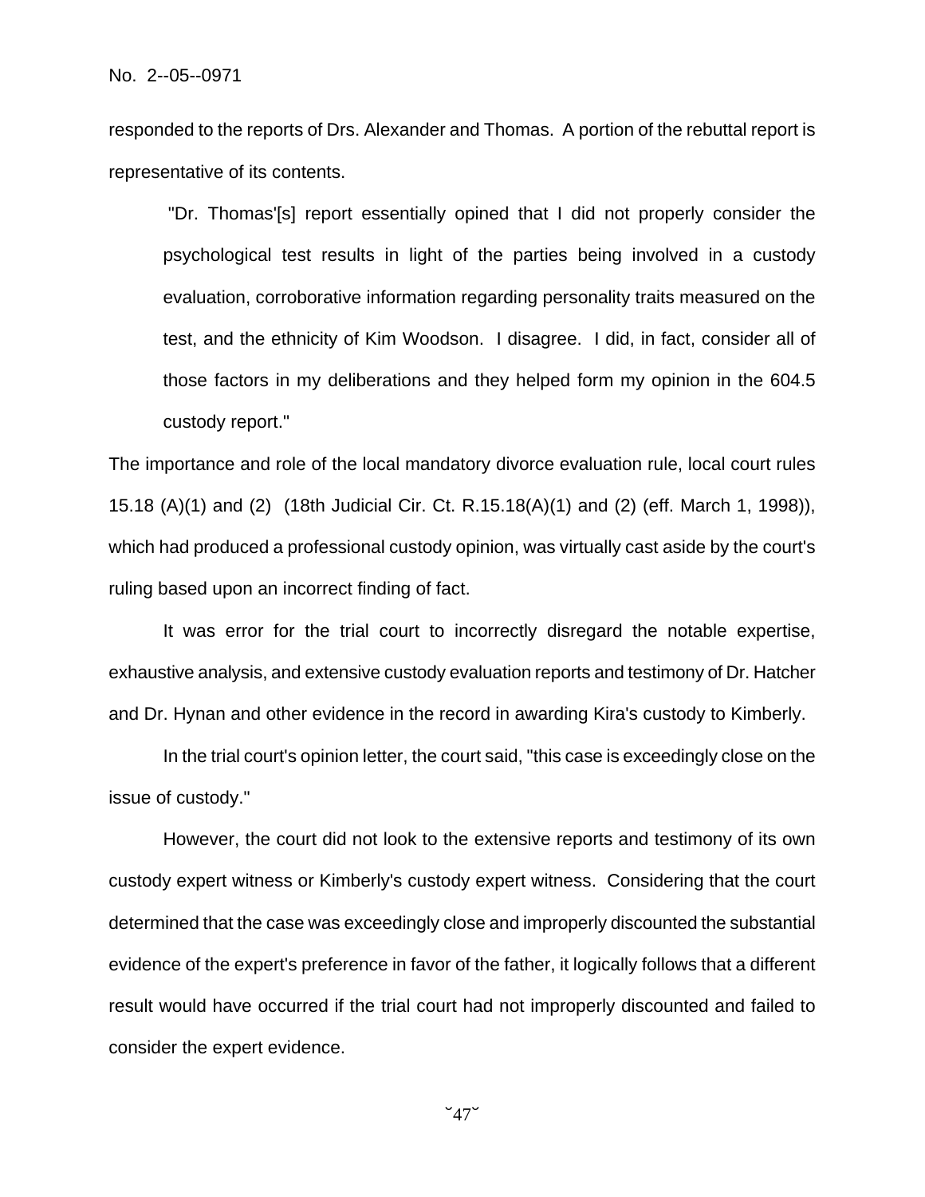responded to the reports of Drs. Alexander and Thomas. A portion of the rebuttal report is representative of its contents.

> "Dr. Thomas'[s] report essentially opined that I did not properly consider the psychological test results in light of the parties being involved in a custody evaluation, corroborative information regarding personality traits measured on the test, and the ethnicity of Kim Woodson. I disagree. I did, in fact, consider all of those factors in my deliberations and they helped form my opinion in the 604.5 custody report."

The importance and role of the local mandatory divorce evaluation rule, local court rules 15.18 (A)(1) and (2) (18th Judicial Cir. Ct. R.15.18(A)(1) and (2) (eff. March 1, 1998)), which had produced a professional custody opinion, was virtually cast aside by the court's ruling based upon an incorrect finding of fact.

It was error for the trial court to incorrectly disregard the notable expertise, exhaustive analysis, and extensive custody evaluation reports and testimony of Dr. Hatcher and Dr. Hynan and other evidence in the record in awarding Kira's custody to Kimberly.

In the trial court's opinion letter, the court said, "this case is exceedingly close on the issue of custody."

However, the court did not look to the extensive reports and testimony of its own custody expert witness or Kimberly's custody expert witness. Considering that the court determined that the case was exceedingly close and improperly discounted the substantial evidence of the expert's preference in favor of the father, it logically follows that a different result would have occurred if the trial court had not improperly discounted and failed to consider the expert evidence.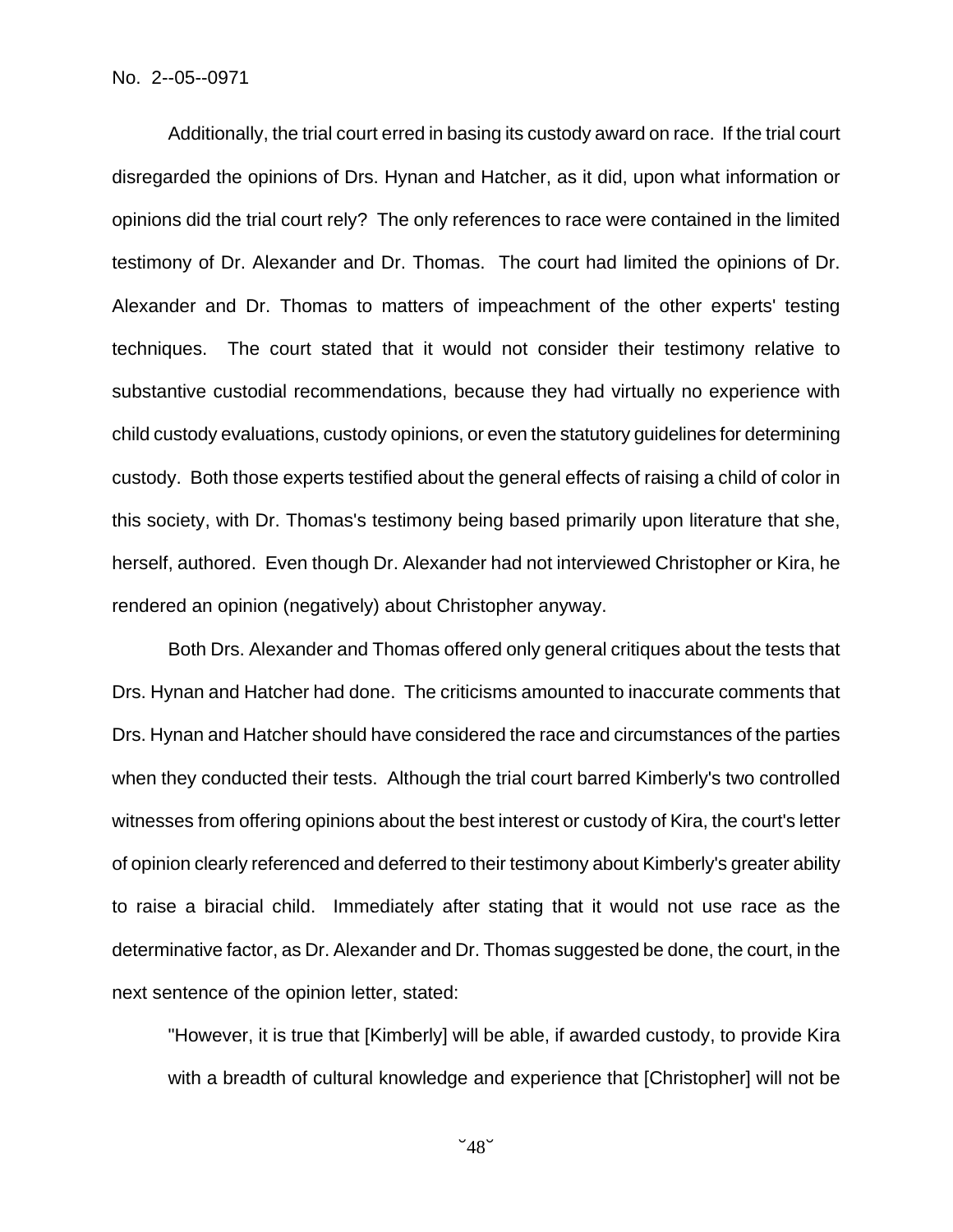Additionally, the trial court erred in basing its custody award on race. If the trial court disregarded the opinions of Drs. Hynan and Hatcher, as it did, upon what information or opinions did the trial court rely? The only references to race were contained in the limited testimony of Dr. Alexander and Dr. Thomas. The court had limited the opinions of Dr. Alexander and Dr. Thomas to matters of impeachment of the other experts' testing techniques. The court stated that it would not consider their testimony relative to substantive custodial recommendations, because they had virtually no experience with child custody evaluations, custody opinions, or even the statutory guidelines for determining custody. Both those experts testified about the general effects of raising a child of color in this society, with Dr. Thomas's testimony being based primarily upon literature that she, herself, authored. Even though Dr. Alexander had not interviewed Christopher or Kira, he rendered an opinion (negatively) about Christopher anyway.

Both Drs. Alexander and Thomas offered only general critiques about the tests that Drs. Hynan and Hatcher had done. The criticisms amounted to inaccurate comments that Drs. Hynan and Hatcher should have considered the race and circumstances of the parties when they conducted their tests. Although the trial court barred Kimberly's two controlled witnesses from offering opinions about the best interest or custody of Kira, the court's letter of opinion clearly referenced and deferred to their testimony about Kimberly's greater ability to raise a biracial child. Immediately after stating that it would not use race as the determinative factor, as Dr. Alexander and Dr. Thomas suggested be done, the court, in the next sentence of the opinion letter, stated:

> "However, it is true that [Kimberly] will be able, if awarded custody, to provide Kira with a breadth of cultural knowledge and experience that [Christopher] will not be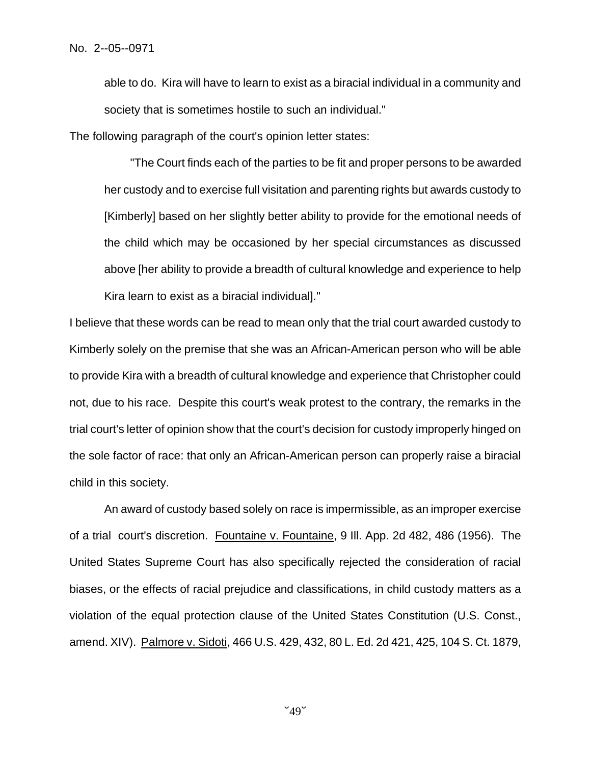able to do. Kira will have to learn to exist as a biracial individual in a community and society that is sometimes hostile to such an individual."

The following paragraph of the court's opinion letter states:

> "The Court finds each of the parties to be fit and proper persons to be awarded her custody and to exercise full visitation and parenting rights but awards custody to [Kimberly] based on her slightly better ability to provide for the emotional needs of the child which may be occasioned by her special circumstances as discussed above [her ability to provide a breadth of cultural knowledge and experience to help Kira learn to exist as a biracial individual]."

I believe that these words can be read to mean only that the trial court awarded custody to Kimberly solely on the premise that she was an African-American person who will be able to provide Kira with a breadth of cultural knowledge and experience that Christopher could not, due to his race. Despite this court's weak protest to the contrary, the remarks in the trial court's letter of opinion show that the court's decision for custody improperly hinged on the sole factor of race: that only an African-American person can properly raise a biracial child in this society.

An award of custody based solely on race is impermissible, as an improper exercise of a trial court's discretion. Fountaine v. Fountaine, 9 Ill. App. 2d 482, 486 (1956). The United States Supreme Court has also specifically rejected the consideration of racial biases, or the effects of racial prejudice and classifications, in child custody matters as a violation of the equal protection clause of the United States Constitution (U.S. Const., amend. XIV). Palmore v. Sidoti, 466 U.S. 429, 432, 80 L. Ed. 2d 421, 425, 104 S. Ct. 1879,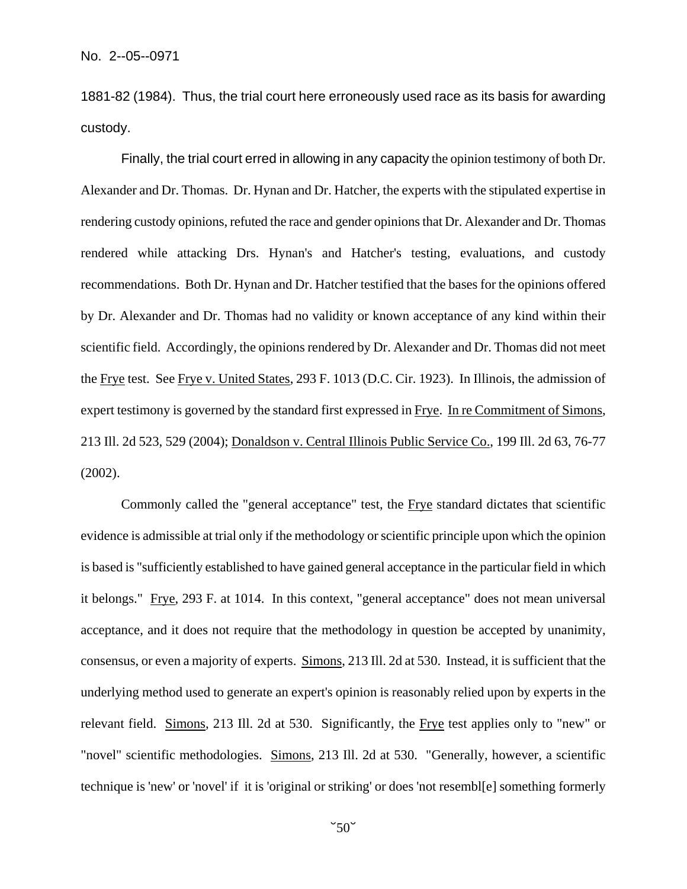1881-82 (1984). Thus, the trial court here erroneously used race as its basis for awarding custody.

Finally, the trial court erred in allowing in any capacity the opinion testimony of both Dr. Alexander and Dr. Thomas. Dr. Hynan and Dr. Hatcher, the experts with the stipulated expertise in rendering custody opinions, refuted the race and gender opinions that Dr. Alexander and Dr. Thomas rendered while attacking Drs. Hynan's and Hatcher's testing, evaluations, and custody recommendations. Both Dr. Hynan and Dr. Hatcher testified that the bases for the opinions offered by Dr. Alexander and Dr. Thomas had no validity or known acceptance of any kind within their scientific field. Accordingly, the opinions rendered by Dr. Alexander and Dr. Thomas did not meet the Frye test. See Frye v. United States, 293 F. 1013 (D.C. Cir. 1923). In Illinois, the admission of expert testimony is governed by the standard first expressed in Frye. In re Commitment of Simons, 213 Ill. 2d 523, 529 (2004); Donaldson v. Central Illinois Public Service Co., 199 Ill. 2d 63, 76-77 (2002).

Commonly called the "general acceptance" test, the Frye standard dictates that scientific evidence is admissible at trial only if the methodology or scientific principle upon which the opinion is based is "sufficiently established to have gained general acceptance in the particular field in which it belongs." Frye, 293 F. at 1014. In this context, "general acceptance" does not mean universal acceptance, and it does not require that the methodology in question be accepted by unanimity, consensus, or even a majority of experts. Simons, 213 Ill. 2d at 530. Instead, it is sufficient that the underlying method used to generate an expert's opinion is reasonably relied upon by experts in the relevant field. Simons, 213 Ill. 2d at 530. Significantly, the Frye test applies only to "new" or "novel" scientific methodologies. Simons, 213 Ill. 2d at 530. "Generally, however, a scientific technique is 'new' or 'novel' if it is 'original or striking' or does 'not resembl[e] something formerly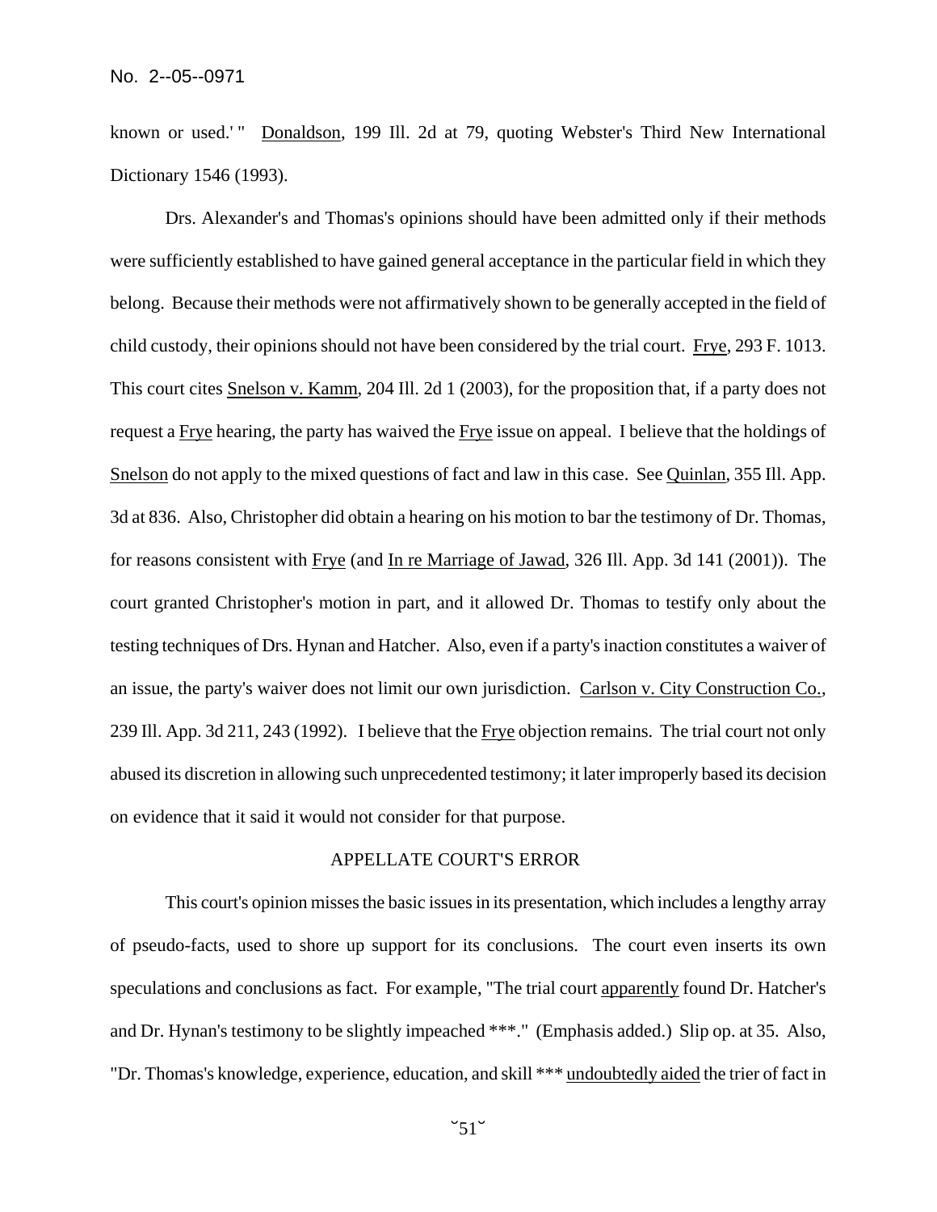known or used.' " Donaldson, 199 Ill. 2d at 79, quoting Webster's Third New International Dictionary 1546 (1993).

Drs. Alexander's and Thomas's opinions should have been admitted only if their methods were sufficiently established to have gained general acceptance in the particular field in which they belong. Because their methods were not affirmatively shown to be generally accepted in the field of child custody, their opinions should not have been considered by the trial court. Frye, 293 F. 1013. This court cites Snelson v. Kamm, 204 Ill. 2d 1 (2003), for the proposition that, if a party does not request a Frye hearing, the party has waived the Frye issue on appeal. I believe that the holdings of Snelson do not apply to the mixed questions of fact and law in this case. See Quinlan, 355 Ill. App. 3d at 836. Also, Christopher did obtain a hearing on his motion to bar the testimony of Dr. Thomas, for reasons consistent with Frye (and In re Marriage of Jawad, 326 Ill. App. 3d 141 (2001)). The court granted Christopher's motion in part, and it allowed Dr. Thomas to testify only about the testing techniques of Drs. Hynan and Hatcher. Also, even if a party's inaction constitutes a waiver of an issue, the party's waiver does not limit our own jurisdiction. Carlson v. City Construction Co., 239 Ill. App. 3d 211, 243 (1992). I believe that the Frye objection remains. The trial court not only abused its discretion in allowing such unprecedented testimony; it later improperly based its decision on evidence that it said it would not consider for that purpose.

## APPELLATE COURT'S ERROR

This court's opinion misses the basic issues in its presentation, which includes a lengthy array of pseudo-facts, used to shore up support for its conclusions. The court even inserts its own speculations and conclusions as fact. For example, "The trial court apparently found Dr. Hatcher's and Dr. Hynan's testimony to be slightly impeached ***." (Emphasis added.) Slip op. at 35. Also, "Dr. Thomas's knowledge, experience, education, and skill *** undoubtedly aided the trier of fact in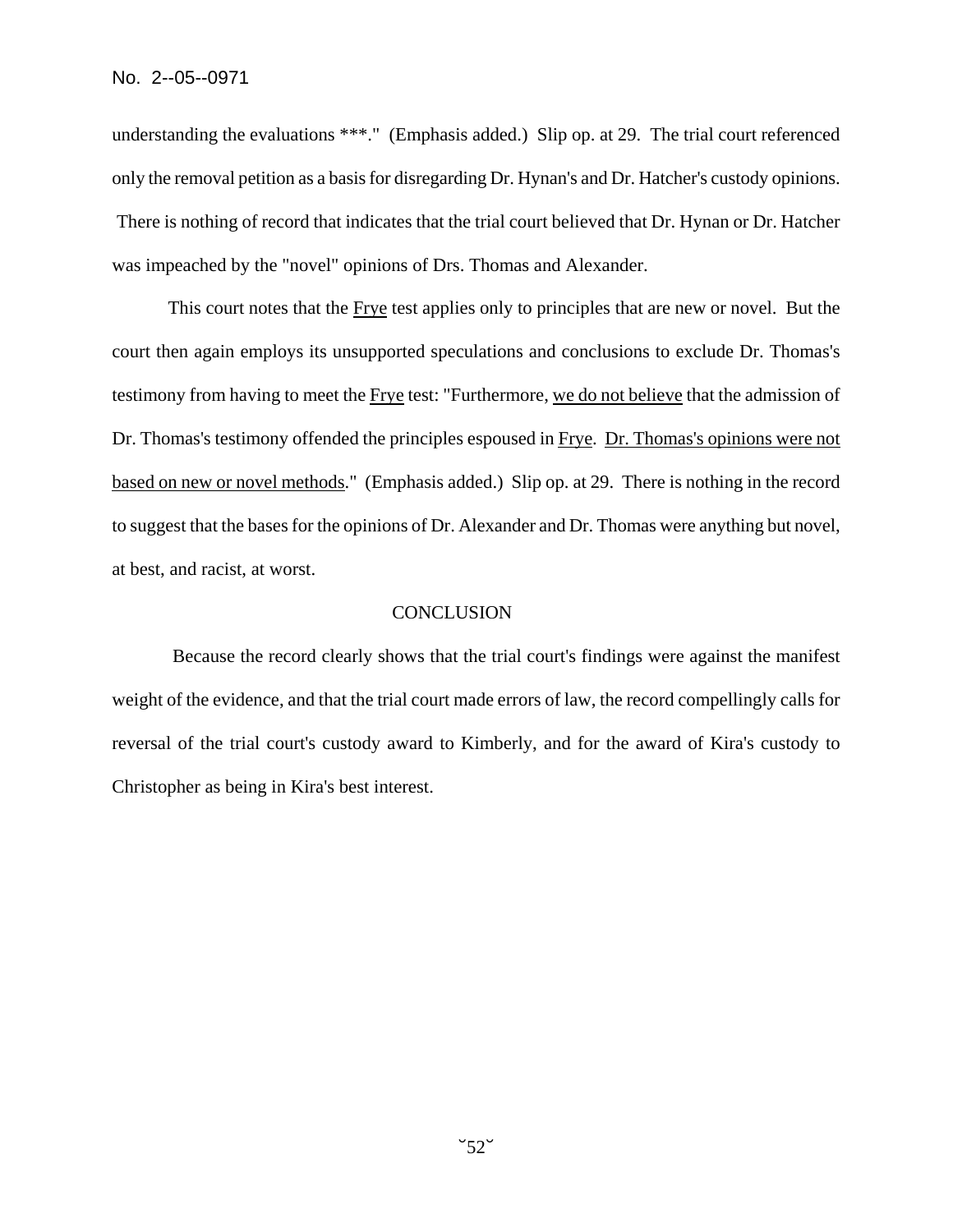understanding the evaluations ***." (Emphasis added.) Slip op. at 29. The trial court referenced only the removal petition as a basis for disregarding Dr. Hynan's and Dr. Hatcher's custody opinions. There is nothing of record that indicates that the trial court believed that Dr. Hynan or Dr. Hatcher was impeached by the "novel" opinions of Drs. Thomas and Alexander.

This court notes that the Frye test applies only to principles that are new or novel. But the court then again employs its unsupported speculations and conclusions to exclude Dr. Thomas's testimony from having to meet the Frye test: "Furthermore, we do not believe that the admission of Dr. Thomas's testimony offended the principles espoused in Frye. Dr. Thomas's opinions were not based on new or novel methods." (Emphasis added.) Slip op. at 29. There is nothing in the record to suggest that the bases for the opinions of Dr. Alexander and Dr. Thomas were anything but novel, at best, and racist, at worst.

## CONCLUSION

Because the record clearly shows that the trial court's findings were against the manifest weight of the evidence, and that the trial court made errors of law, the record compellingly calls for reversal of the trial court's custody award to Kimberly, and for the award of Kira's custody to Christopher as being in Kira's best interest.